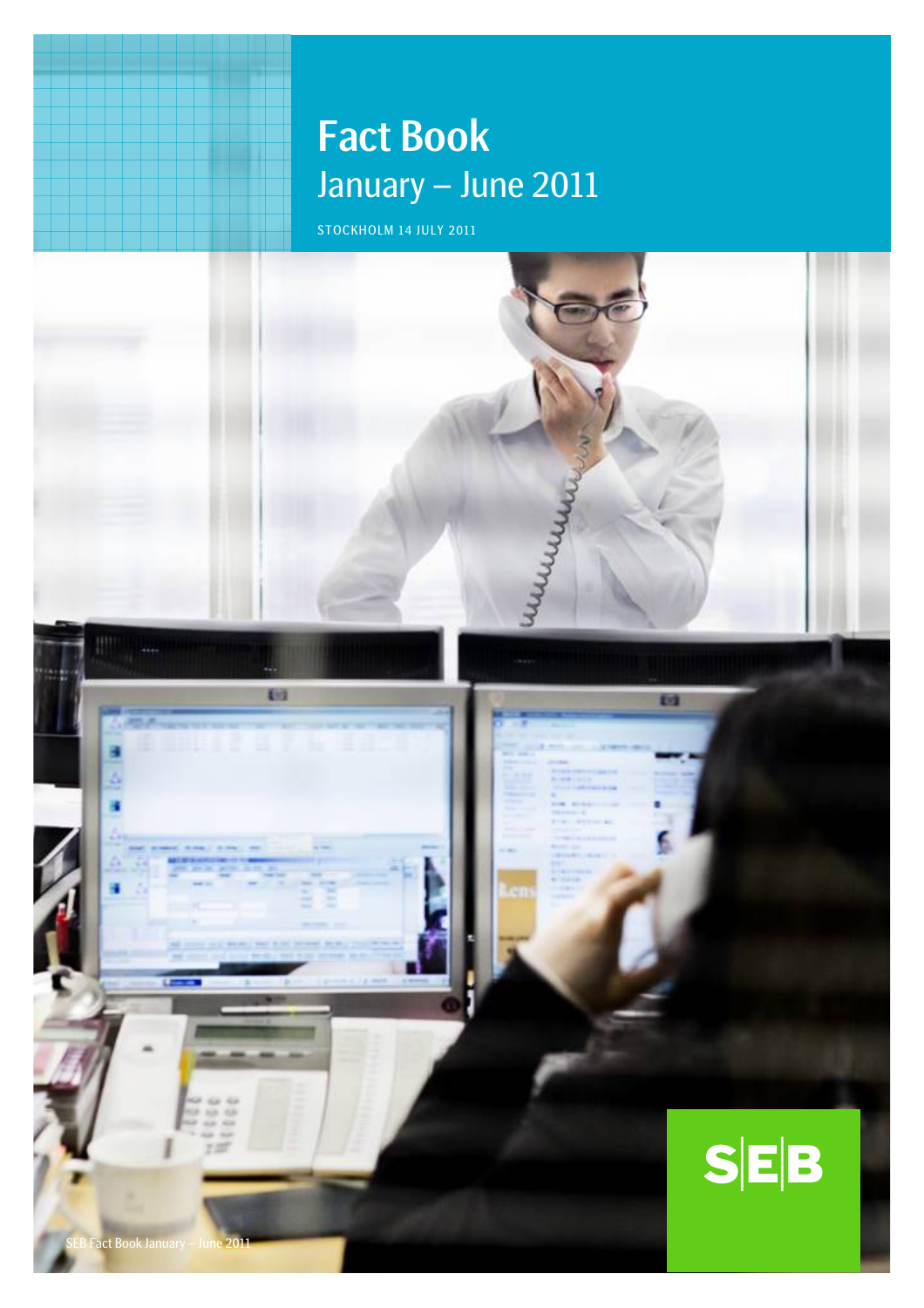# Fact Book

## January – June 2011

STOCKHOLM 14 JULY 2011

SEB Fact Book January – June 2011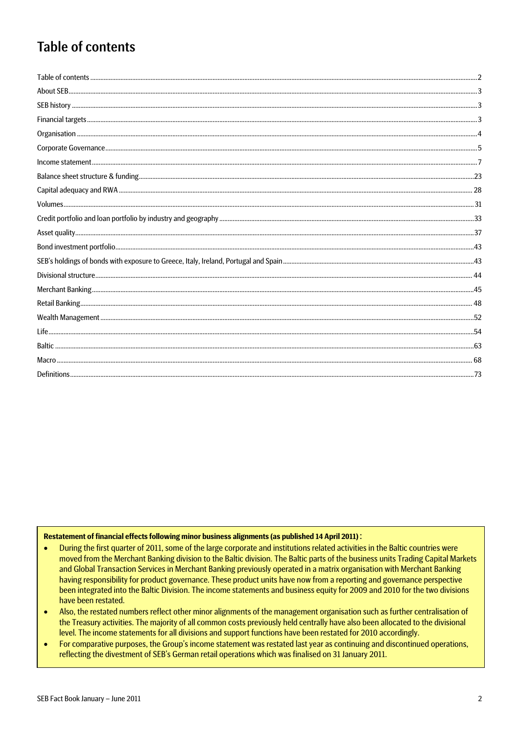# Table of contents

| | |
|---|---|
| Table of contents | 2 |
| About SEB | 3 |
| SEB history | 3 |
| Financial targets | 3 |
| Organisation | 4 |
| Corporate Governance | 5 |
| Income statement | 7 |
| Balance sheet structure & funding | 23 |
| Capital adequacy and RWA | 28 |
| Volumes | 31 |
| Credit portfolio and loan portfolio by industry and geography | 33 |
| Asset quality | 37 |
| Bond investment portfolio | 43 |
| SEB's holdings of bonds with exposure to Greece, Italy, Ireland, Portugal and Spain | 43 |
| Divisional structure | 44 |
| Merchant Banking | 45 |
| Retail Banking | 48 |
| Wealth Management | 52 |
| Life | 54 |
| Baltic | 63 |
| Macro | 68 |
| Definitions | 73 |

**Restatement of financial effects following minor business alignments (as published 14 April 2011) :**

- During the first quarter of 2011, some of the large corporate and institutions related activities in the Baltic countries were moved from the Merchant Banking division to the Baltic division. The Baltic parts of the business units Trading Capital Markets and Global Transaction Services in Merchant Banking previously operated in a matrix organisation with Merchant Banking having responsibility for product governance. These product units have now from a reporting and governance perspective been integrated into the Baltic Division. The income statements and business equity for 2009 and 2010 for the two divisions have been restated.
- Also, the restated numbers reflect other minor alignments of the management organisation such as further centralisation of the Treasury activities. The majority of all common costs previously held centrally have also been allocated to the divisional level. The income statements for all divisions and support functions have been restated for 2010 accordingly.
- For comparative purposes, the Group's income statement was restated last year as continuing and discontinued operations, reflecting the divestment of SEB's German retail operations which was finalised on 31 January 2011.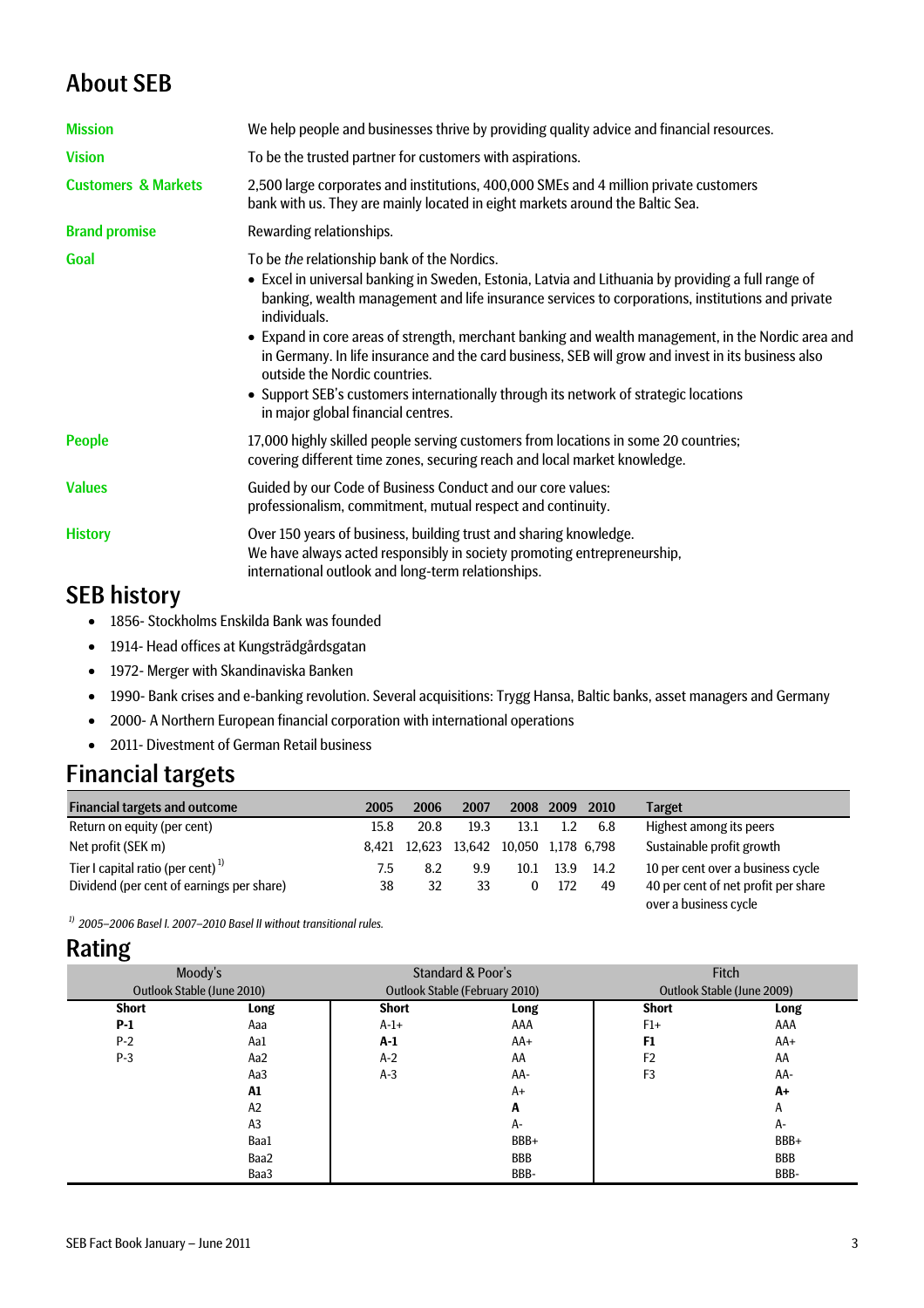# About SEB

| | |
|---|---|
| **Mission** | We help people and businesses thrive by providing quality advice and financial resources. |
| **Vision** | To be the trusted partner for customers with aspirations. |
| **Customers & Markets** | 2,500 large corporates and institutions, 400,000 SMEs and 4 million private customers bank with us. They are mainly located in eight markets around the Baltic Sea. |
| **Brand promise** | Rewarding relationships. |
| **Goal** | To be *the* relationship bank of the Nordics.<br>• Excel in universal banking in Sweden, Estonia, Latvia and Lithuania by providing a full range of banking, wealth management and life insurance services to corporations, institutions and private individuals.<br>• Expand in core areas of strength, merchant banking and wealth management, in the Nordic area and in Germany. In life insurance and the card business, SEB will grow and invest in its business also outside the Nordic countries.<br>• Support SEB's customers internationally through its network of strategic locations in major global financial centres. |
| **People** | 17,000 highly skilled people serving customers from locations in some 20 countries; covering different time zones, securing reach and local market knowledge. |
| **Values** | Guided by our Code of Business Conduct and our core values: professionalism, commitment, mutual respect and continuity. |
| **History** | Over 150 years of business, building trust and sharing knowledge. We have always acted responsibly in society promoting entrepreneurship, international outlook and long-term relationships. |

# SEB history

- 1856- Stockholms Enskilda Bank was founded
- 1914- Head offices at Kungsträdgårdsgatan
- 1972- Merger with Skandinaviska Banken
- 1990- Bank crises and e-banking revolution. Several acquisitions: Trygg Hansa, Baltic banks, asset managers and Germany
- 2000- A Northern European financial corporation with international operations
- 2011- Divestment of German Retail business

# Financial targets

| Financial targets and outcome | 2005 | 2006 | 2007 | 2008 | 2009 | 2010 | Target |
|---|---|---|---|---|---|---|---|
| Return on equity (per cent) | 15.8 | 20.8 | 19.3 | 13.1 | 1.2 | 6.8 | Highest among its peers |
| Net profit (SEK m) | 8,421 | 12,623 | 13,642 | 10,050 | 1,178 | 6,798 | Sustainable profit growth |
| Tier I capital ratio (per cent) [1] | 7.5 | 8.2 | 9.9 | 10.1 | 13.9 | 14.2 | 10 per cent over a business cycle |
| Dividend (per cent of earnings per share) | 38 | 32 | 33 | 0 | 172 | 49 | 40 per cent of net profit per share over a business cycle |

*[1] 2005–2006 Basel I. 2007–2010 Basel II without transitional rules.*

# Rating

| Moody's | | Standard & Poor's | | Fitch | |
|---|---|---|---|---|---|
| Outlook Stable (June 2010) | | Outlook Stable (February 2010) | | Outlook Stable (June 2009) | |
| **Short** | **Long** | **Short** | **Long** | **Short** | **Long** |
| **P-1** | Aaa | A-1+ | AAA | F1+ | AAA |
| P-2 | Aa1 | **A-1** | AA+ | **F1** | AA+ |
| P-3 | Aa2 | A-2 | AA | F2 | AA |
| | Aa3 | A-3 | AA- | F3 | AA- |
| | **A1** | | A+ | | **A+** |
| | A2 | | **A** | | A |
| | A3 | | A- | | A- |
| | Baa1 | | BBB+ | | BBB+ |
| | Baa2 | | BBB | | BBB |
| | Baa3 | | BBB- | | BBB- |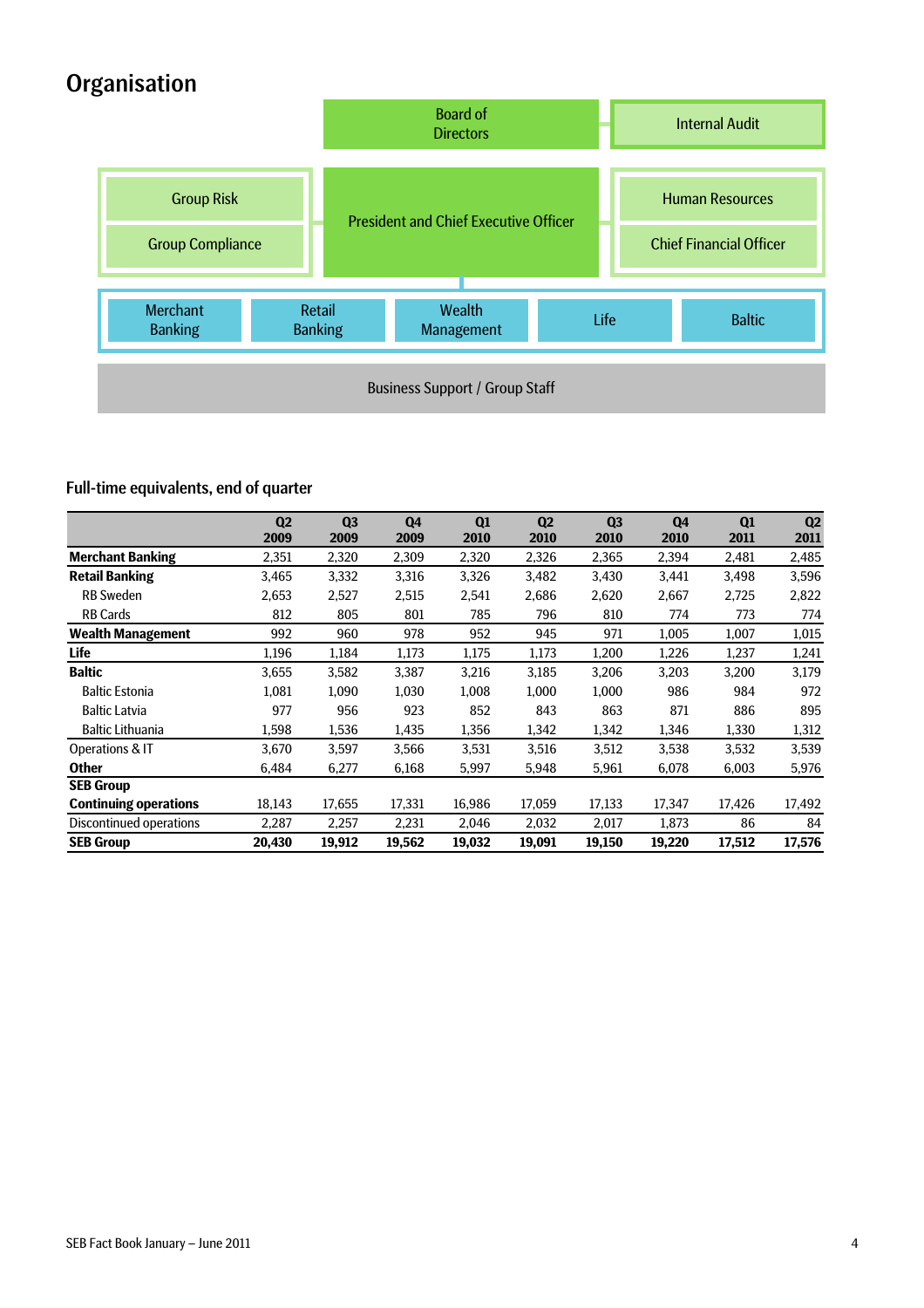# Organisation

Board of Directors

Internal Audit

Group Risk

Group Compliance

President and Chief Executive Officer

Human Resources

Chief Financial Officer

Merchant Banking | Retail Banking | Wealth Management | Life | Baltic

Business Support / Group Staff

## Full-time equivalents, end of quarter

| | Q2 2009 | Q3 2009 | Q4 2009 | Q1 2010 | Q2 2010 | Q3 2010 | Q4 2010 | Q1 2011 | Q2 2011 |
|---|---|---|---|---|---|---|---|---|---|
| **Merchant Banking** | 2,351 | 2,320 | 2,309 | 2,320 | 2,326 | 2,365 | 2,394 | 2,481 | 2,485 |
| **Retail Banking** | 3,465 | 3,332 | 3,316 | 3,326 | 3,482 | 3,430 | 3,441 | 3,498 | 3,596 |
| RB Sweden | 2,653 | 2,527 | 2,515 | 2,541 | 2,686 | 2,620 | 2,667 | 2,725 | 2,822 |
| RB Cards | 812 | 805 | 801 | 785 | 796 | 810 | 774 | 773 | 774 |
| **Wealth Management** | 992 | 960 | 978 | 952 | 945 | 971 | 1,005 | 1,007 | 1,015 |
| **Life** | 1,196 | 1,184 | 1,173 | 1,175 | 1,173 | 1,200 | 1,226 | 1,237 | 1,241 |
| **Baltic** | 3,655 | 3,582 | 3,387 | 3,216 | 3,185 | 3,206 | 3,203 | 3,200 | 3,179 |
| Baltic Estonia | 1,081 | 1,090 | 1,030 | 1,008 | 1,000 | 1,000 | 986 | 984 | 972 |
| Baltic Latvia | 977 | 956 | 923 | 852 | 843 | 863 | 871 | 886 | 895 |
| Baltic Lithuania | 1,598 | 1,536 | 1,435 | 1,356 | 1,342 | 1,342 | 1,346 | 1,330 | 1,312 |
| Operations & IT | 3,670 | 3,597 | 3,566 | 3,531 | 3,516 | 3,512 | 3,538 | 3,532 | 3,539 |
| **Other** | 6,484 | 6,277 | 6,168 | 5,997 | 5,948 | 5,961 | 6,078 | 6,003 | 5,976 |
| **SEB Group Continuing operations** | 18,143 | 17,655 | 17,331 | 16,986 | 17,059 | 17,133 | 17,347 | 17,426 | 17,492 |
| Discontinued operations | 2,287 | 2,257 | 2,231 | 2,046 | 2,032 | 2,017 | 1,873 | 86 | 84 |
| **SEB Group** | **20,430** | **19,912** | **19,562** | **19,032** | **19,091** | **19,150** | **19,220** | **17,512** | **17,576** |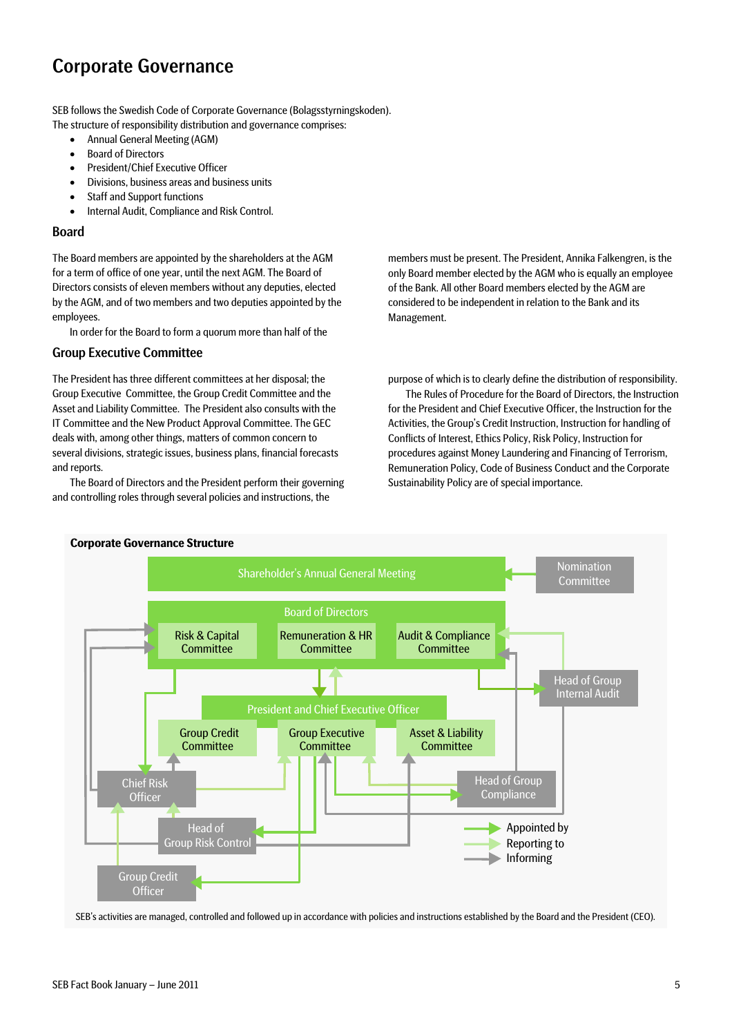# Corporate Governance

SEB follows the Swedish Code of Corporate Governance (Bolagsstyrningskoden).
The structure of responsibility distribution and governance comprises:

- Annual General Meeting (AGM)
- Board of Directors
- President/Chief Executive Officer
- Divisions, business areas and business units
- Staff and Support functions
- Internal Audit, Compliance and Risk Control.

## Board

The Board members are appointed by the shareholders at the AGM for a term of office of one year, until the next AGM. The Board of Directors consists of eleven members without any deputies, elected by the AGM, and of two members and two deputies appointed by the employees.

In order for the Board to form a quorum more than half of the members must be present. The President, Annika Falkengren, is the only Board member elected by the AGM who is equally an employee of the Bank. All other Board members elected by the AGM are considered to be independent in relation to the Bank and its Management.

## Group Executive Committee

The President has three different committees at her disposal; the Group Executive Committee, the Group Credit Committee and the Asset and Liability Committee. The President also consults with the IT Committee and the New Product Approval Committee. The GEC deals with, among other things, matters of common concern to several divisions, strategic issues, business plans, financial forecasts and reports.

The Board of Directors and the President perform their governing and controlling roles through several policies and instructions, the purpose of which is to clearly define the distribution of responsibility.

The Rules of Procedure for the Board of Directors, the Instruction for the President and Chief Executive Officer, the Instruction for the Activities, the Group's Credit Instruction, Instruction for handling of Conflicts of Interest, Ethics Policy, Risk Policy, Instruction for procedures against Money Laundering and Financing of Terrorism, Remuneration Policy, Code of Business Conduct and the Corporate Sustainability Policy are of special importance.

**Corporate Governance Structure**

Shareholder's Annual General Meeting
Nomination Committee
Board of Directors
Risk & Capital Committee
Remuneration & HR Committee
Audit & Compliance Committee
Head of Group Internal Audit
President and Chief Executive Officer
Group Credit Committee
Group Executive Committee
Asset & Liability Committee
Chief Risk Officer
Head of Group Compliance
Head of Group Risk Control
Group Credit Officer

Appointed by
Reporting to
Informing

SEB's activities are managed, controlled and followed up in accordance with policies and instructions established by the Board and the President (CEO).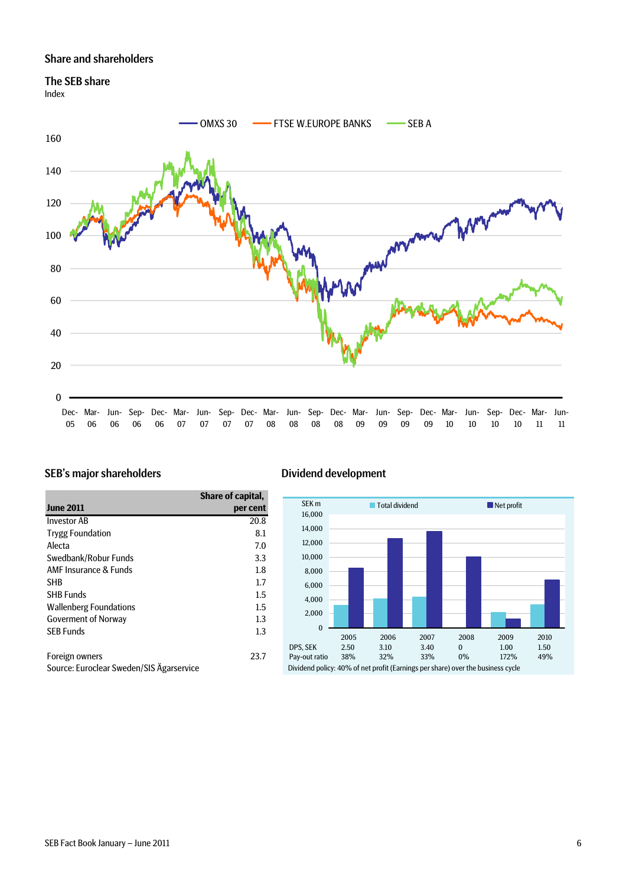## Share and shareholders

### The SEB share

Index

OMXS 30 | FTSE W.EUROPE BANKS | SEB A

### SEB's major shareholders

| June 2011 | Share of capital, per cent |
|---|---|
| Investor AB | 20.8 |
| Trygg Foundation | 8.1 |
| Alecta | 7.0 |
| Swedbank/Robur Funds | 3.3 |
| AMF Insurance & Funds | 1.8 |
| SHB | 1.7 |
| SHB Funds | 1.5 |
| Wallenberg Foundations | 1.5 |
| Goverment of Norway | 1.3 |
| SEB Funds | 1.3 |
| | |
| Foreign owners | 23.7 |

Source: Euroclear Sweden/SIS Ägarservice

### Dividend development

SEK m — Total dividend / Net profit

| | 2005 | 2006 | 2007 | 2008 | 2009 | 2010 |
|---|---|---|---|---|---|---|
| DPS, SEK | 2.50 | 3.10 | 3.40 | 0 | 1.00 | 1.50 |
| Pay-out ratio | 38% | 32% | 33% | 0% | 172% | 49% |

Dividend policy: 40% of net profit (Earnings per share) over the business cycle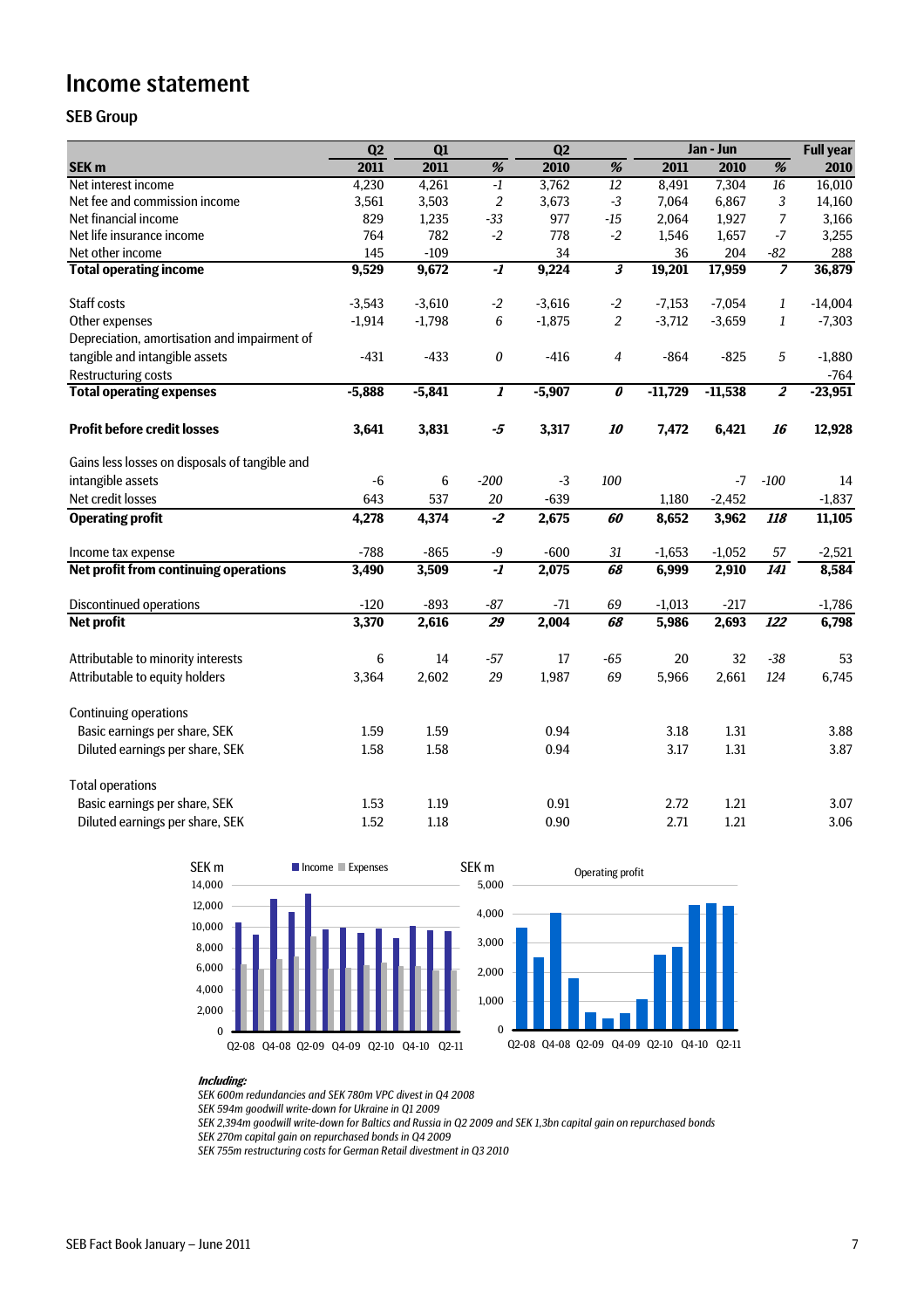# Income statement

## SEB Group

| SEK m | Q2 2011 | Q1 2011 | % | Q2 2010 | % | Jan - Jun 2011 | Jan - Jun 2010 | % | Full year 2010 |
|---|---|---|---|---|---|---|---|---|---|
| Net interest income | 4,230 | 4,261 | *-1* | 3,762 | *12* | 8,491 | 7,304 | *16* | 16,010 |
| Net fee and commission income | 3,561 | 3,503 | *2* | 3,673 | *-3* | 7,064 | 6,867 | *3* | 14,160 |
| Net financial income | 829 | 1,235 | *-33* | 977 | *-15* | 2,064 | 1,927 | *7* | 3,166 |
| Net life insurance income | 764 | 782 | *-2* | 778 | *-2* | 1,546 | 1,657 | *-7* | 3,255 |
| Net other income | 145 | -109 | | 34 | | 36 | 204 | *-82* | 288 |
| **Total operating income** | **9,529** | **9,672** | ***-1*** | **9,224** | ***3*** | **19,201** | **17,959** | ***7*** | **36,879** |
| | | | | | | | | | |
| Staff costs | -3,543 | -3,610 | *-2* | -3,616 | *-2* | -7,153 | -7,054 | *1* | -14,004 |
| Other expenses | -1,914 | -1,798 | *6* | -1,875 | *2* | -3,712 | -3,659 | *1* | -7,303 |
| Depreciation, amortisation and impairment of tangible and intangible assets | -431 | -433 | *0* | -416 | *4* | -864 | -825 | *5* | -1,880 |
| Restructuring costs | | | | | | | | | -764 |
| **Total operating expenses** | **-5,888** | **-5,841** | ***1*** | **-5,907** | ***0*** | **-11,729** | **-11,538** | ***2*** | **-23,951** |
| | | | | | | | | | |
| **Profit before credit losses** | **3,641** | **3,831** | ***-5*** | **3,317** | ***10*** | **7,472** | **6,421** | ***16*** | **12,928** |
| | | | | | | | | | |
| Gains less losses on disposals of tangible and intangible assets | -6 | 6 | *-200* | -3 | *100* | | -7 | *-100* | 14 |
| Net credit losses | 643 | 537 | *20* | -639 | | 1,180 | -2,452 | | -1,837 |
| **Operating profit** | **4,278** | **4,374** | ***-2*** | **2,675** | ***60*** | **8,652** | **3,962** | ***118*** | **11,105** |
| | | | | | | | | | |
| Income tax expense | -788 | -865 | *-9* | -600 | *31* | -1,653 | -1,052 | *57* | -2,521 |
| **Net profit from continuing operations** | **3,490** | **3,509** | ***-1*** | **2,075** | ***68*** | **6,999** | **2,910** | ***141*** | **8,584** |
| | | | | | | | | | |
| Discontinued operations | -120 | -893 | *-87* | -71 | *69* | -1,013 | -217 | | -1,786 |
| **Net profit** | **3,370** | **2,616** | ***29*** | **2,004** | ***68*** | **5,986** | **2,693** | ***122*** | **6,798** |
| | | | | | | | | | |
| Attributable to minority interests | 6 | 14 | *-57* | 17 | *-65* | 20 | 32 | *-38* | 53 |
| Attributable to equity holders | 3,364 | 2,602 | *29* | 1,987 | *69* | 5,966 | 2,661 | *124* | 6,745 |
| | | | | | | | | | |
| Continuing operations | | | | | | | | | |
| Basic earnings per share, SEK | 1.59 | 1.59 | | 0.94 | | 3.18 | 1.31 | | 3.88 |
| Diluted earnings per share, SEK | 1.58 | 1.58 | | 0.94 | | 3.17 | 1.31 | | 3.87 |
| | | | | | | | | | |
| Total operations | | | | | | | | | |
| Basic earnings per share, SEK | 1.53 | 1.19 | | 0.91 | | 2.72 | 1.21 | | 3.07 |
| Diluted earnings per share, SEK | 1.52 | 1.18 | | 0.90 | | 2.71 | 1.21 | | 3.06 |

***Including:***

*SEK 600m redundancies and SEK 780m VPC divest in Q4 2008*
*SEK 594m goodwill write-down for Ukraine in Q1 2009*
*SEK 2,394m goodwill write-down for Baltics and Russia in Q2 2009 and SEK 1,3bn capital gain on repurchased bonds*
*SEK 270m capital gain on repurchased bonds in Q4 2009*
*SEK 755m restructuring costs for German Retail divestment in Q3 2010*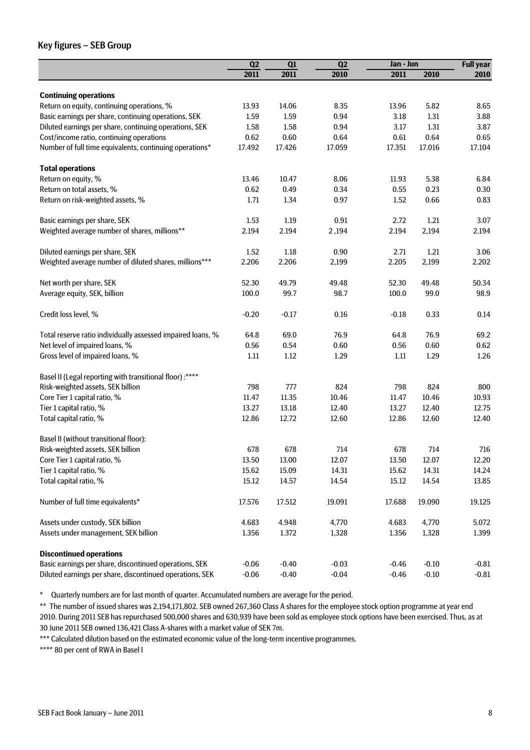## Key figures – SEB Group

| | Q2 2011 | Q1 2011 | Q2 2010 | Jan - Jun 2011 | Jan - Jun 2010 | Full year 2010 |
|---|---|---|---|---|---|---|
| **Continuing operations** | | | | | | |
| Return on equity, continuing operations, % | 13.93 | 14.06 | 8.35 | 13.96 | 5.82 | 8.65 |
| Basic earnings per share, continuing operations, SEK | 1.59 | 1.59 | 0.94 | 3.18 | 1.31 | 3.88 |
| Diluted earnings per share, continuing operations, SEK | 1.58 | 1.58 | 0.94 | 3.17 | 1.31 | 3.87 |
| Cost/income ratio, continuing operations | 0.62 | 0.60 | 0.64 | 0.61 | 0.64 | 0.65 |
| Number of full time equivalents, continuing operations* | 17.492 | 17.426 | 17.059 | 17.351 | 17.016 | 17.104 |
| **Total operations** | | | | | | |
| Return on equity, % | 13.46 | 10.47 | 8.06 | 11.93 | 5.38 | 6.84 |
| Return on total assets, % | 0.62 | 0.49 | 0.34 | 0.55 | 0.23 | 0.30 |
| Return on risk-weighted assets, % | 1.71 | 1.34 | 0.97 | 1.52 | 0.66 | 0.83 |
| Basic earnings per share, SEK | 1.53 | 1.19 | 0.91 | 2.72 | 1.21 | 3.07 |
| Weighted average number of shares, millions** | 2.194 | 2.194 | 2 ,194 | 2.194 | 2,194 | 2.194 |
| Diluted earnings per share, SEK | 1.52 | 1.18 | 0.90 | 2.71 | 1.21 | 3.06 |
| Weighted average number of diluted shares, millions*** | 2.206 | 2.206 | 2,199 | 2.205 | 2,199 | 2.202 |
| Net worth per share, SEK | 52.30 | 49.79 | 49.48 | 52.30 | 49.48 | 50.34 |
| Average equity, SEK, billion | 100.0 | 99.7 | 98.7 | 100.0 | 99.0 | 98.9 |
| Credit loss level, % | -0.20 | -0.17 | 0.16 | -0.18 | 0.33 | 0.14 |
| Total reserve ratio individually assessed impaired loans, % | 64.8 | 69.0 | 76.9 | 64.8 | 76.9 | 69.2 |
| Net level of impaired loans, % | 0.56 | 0.54 | 0.60 | 0.56 | 0.60 | 0.62 |
| Gross level of impaired loans, % | 1.11 | 1.12 | 1.29 | 1.11 | 1.29 | 1.26 |
| Basel II (Legal reporting with transitional floor) :**** | | | | | | |
| Risk-weighted assets, SEK billion | 798 | 777 | 824 | 798 | 824 | 800 |
| Core Tier 1 capital ratio, % | 11.47 | 11.35 | 10.46 | 11.47 | 10.46 | 10.93 |
| Tier 1 capital ratio, % | 13.27 | 13.18 | 12.40 | 13.27 | 12.40 | 12.75 |
| Total capital ratio, % | 12.86 | 12.72 | 12.60 | 12.86 | 12.60 | 12.40 |
| Basel II (without transitional floor): | | | | | | |
| Risk-weighted assets, SEK billion | 678 | 678 | 714 | 678 | 714 | 716 |
| Core Tier 1 capital ratio, % | 13.50 | 13.00 | 12.07 | 13.50 | 12.07 | 12.20 |
| Tier 1 capital ratio, % | 15.62 | 15.09 | 14.31 | 15.62 | 14.31 | 14.24 |
| Total capital ratio, % | 15.12 | 14.57 | 14.54 | 15.12 | 14.54 | 13.85 |
| Number of full time equivalents* | 17.576 | 17.512 | 19.091 | 17.688 | 19.090 | 19.125 |
| Assets under custody, SEK billion | 4.683 | 4.948 | 4,770 | 4.683 | 4,770 | 5.072 |
| Assets under management, SEK billion | 1.356 | 1.372 | 1,328 | 1.356 | 1,328 | 1.399 |
| **Discontinued operations** | | | | | | |
| Basic earnings per share, discontinued operations, SEK | -0.06 | -0.40 | -0.03 | -0.46 | -0.10 | -0.81 |
| Diluted earnings per share, discontinued operations, SEK | -0.06 | -0.40 | -0.04 | -0.46 | -0.10 | -0.81 |

\* Quarterly numbers are for last month of quarter. Accumulated numbers are average for the period.

** The number of issued shares was 2,194,171,802. SEB owned 267,360 Class A shares for the employee stock option programme at year end 2010. During 2011 SEB has repurchased 500,000 shares and 630,939 have been sold as employee stock options have been exercised. Thus, as at 30 June 2011 SEB owned 136,421 Class A-shares with a market value of SEK 7m.

*** Calculated dilution based on the estimated economic value of the long-term incentive programmes.

**** 80 per cent of RWA in Basel I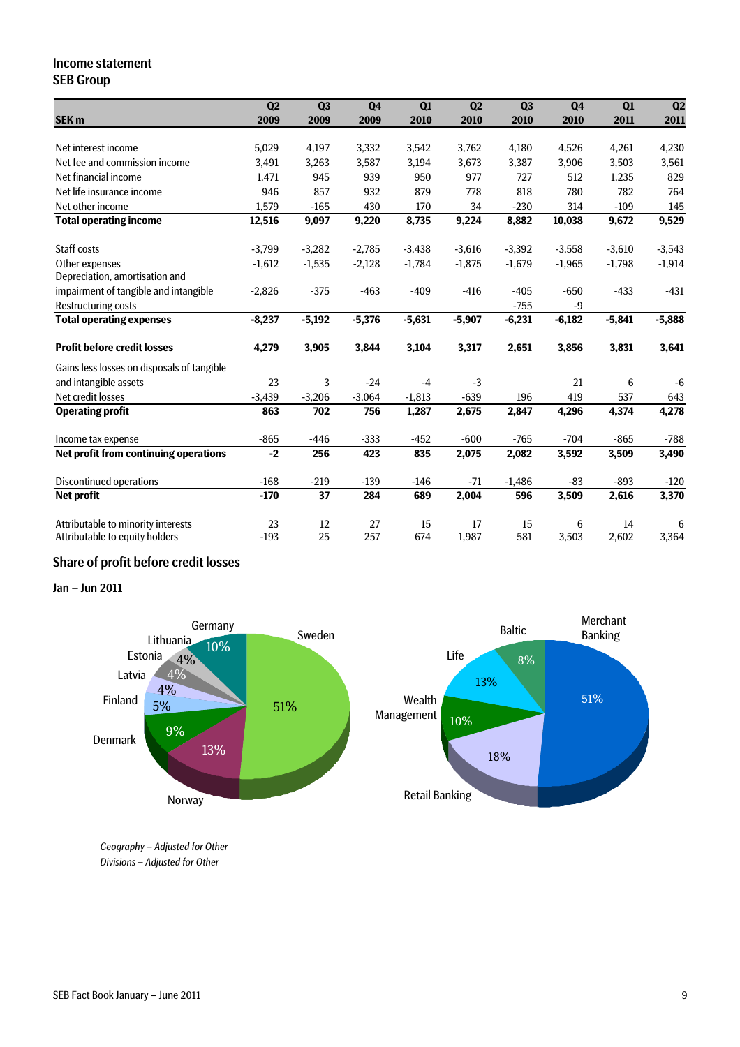## Income statement
## SEB Group

| SEK m | Q2 2009 | Q3 2009 | Q4 2009 | Q1 2010 | Q2 2010 | Q3 2010 | Q4 2010 | Q1 2011 | Q2 2011 |
|---|---|---|---|---|---|---|---|---|---|
| Net interest income | 5,029 | 4,197 | 3,332 | 3,542 | 3,762 | 4,180 | 4,526 | 4,261 | 4,230 |
| Net fee and commission income | 3,491 | 3,263 | 3,587 | 3,194 | 3,673 | 3,387 | 3,906 | 3,503 | 3,561 |
| Net financial income | 1,471 | 945 | 939 | 950 | 977 | 727 | 512 | 1,235 | 829 |
| Net life insurance income | 946 | 857 | 932 | 879 | 778 | 818 | 780 | 782 | 764 |
| Net other income | 1,579 | -165 | 430 | 170 | 34 | -230 | 314 | -109 | 145 |
| **Total operating income** | **12,516** | **9,097** | **9,220** | **8,735** | **9,224** | **8,882** | **10,038** | **9,672** | **9,529** |
| Staff costs | -3,799 | -3,282 | -2,785 | -3,438 | -3,616 | -3,392 | -3,558 | -3,610 | -3,543 |
| Other expenses | -1,612 | -1,535 | -2,128 | -1,784 | -1,875 | -1,679 | -1,965 | -1,798 | -1,914 |
| Depreciation, amortisation and impairment of tangible and intangible | -2,826 | -375 | -463 | -409 | -416 | -405 | -650 | -433 | -431 |
| Restructuring costs | | | | | | -755 | -9 | | |
| **Total operating expenses** | **-8,237** | **-5,192** | **-5,376** | **-5,631** | **-5,907** | **-6,231** | **-6,182** | **-5,841** | **-5,888** |
| **Profit before credit losses** | **4,279** | **3,905** | **3,844** | **3,104** | **3,317** | **2,651** | **3,856** | **3,831** | **3,641** |
| Gains less losses on disposals of tangible and intangible assets | 23 | 3 | -24 | -4 | -3 | | 21 | 6 | -6 |
| Net credit losses | -3,439 | -3,206 | -3,064 | -1,813 | -639 | 196 | 419 | 537 | 643 |
| **Operating profit** | **863** | **702** | **756** | **1,287** | **2,675** | **2,847** | **4,296** | **4,374** | **4,278** |
| Income tax expense | -865 | -446 | -333 | -452 | -600 | -765 | -704 | -865 | -788 |
| **Net profit from continuing operations** | **-2** | **256** | **423** | **835** | **2,075** | **2,082** | **3,592** | **3,509** | **3,490** |
| Discontinued operations | -168 | -219 | -139 | -146 | -71 | -1,486 | -83 | -893 | -120 |
| **Net profit** | **-170** | **37** | **284** | **689** | **2,004** | **596** | **3,509** | **2,616** | **3,370** |
| Attributable to minority interests | 23 | 12 | 27 | 15 | 17 | 15 | 6 | 14 | 6 |
| Attributable to equity holders | -193 | 25 | 257 | 674 | 1,987 | 581 | 3,503 | 2,602 | 3,364 |

## Share of profit before credit losses

Jan – Jun 2011

Sweden 51%, Norway 13%, Denmark 9%, Finland 5%, Latvia 4%, Estonia 4%, Lithuania 4%, Germany 10%

Merchant Banking 51%, Retail Banking 18%, Wealth Management 10%, Life 13%, Baltic 8%

*Geography – Adjusted for Other*
*Divisions – Adjusted for Other*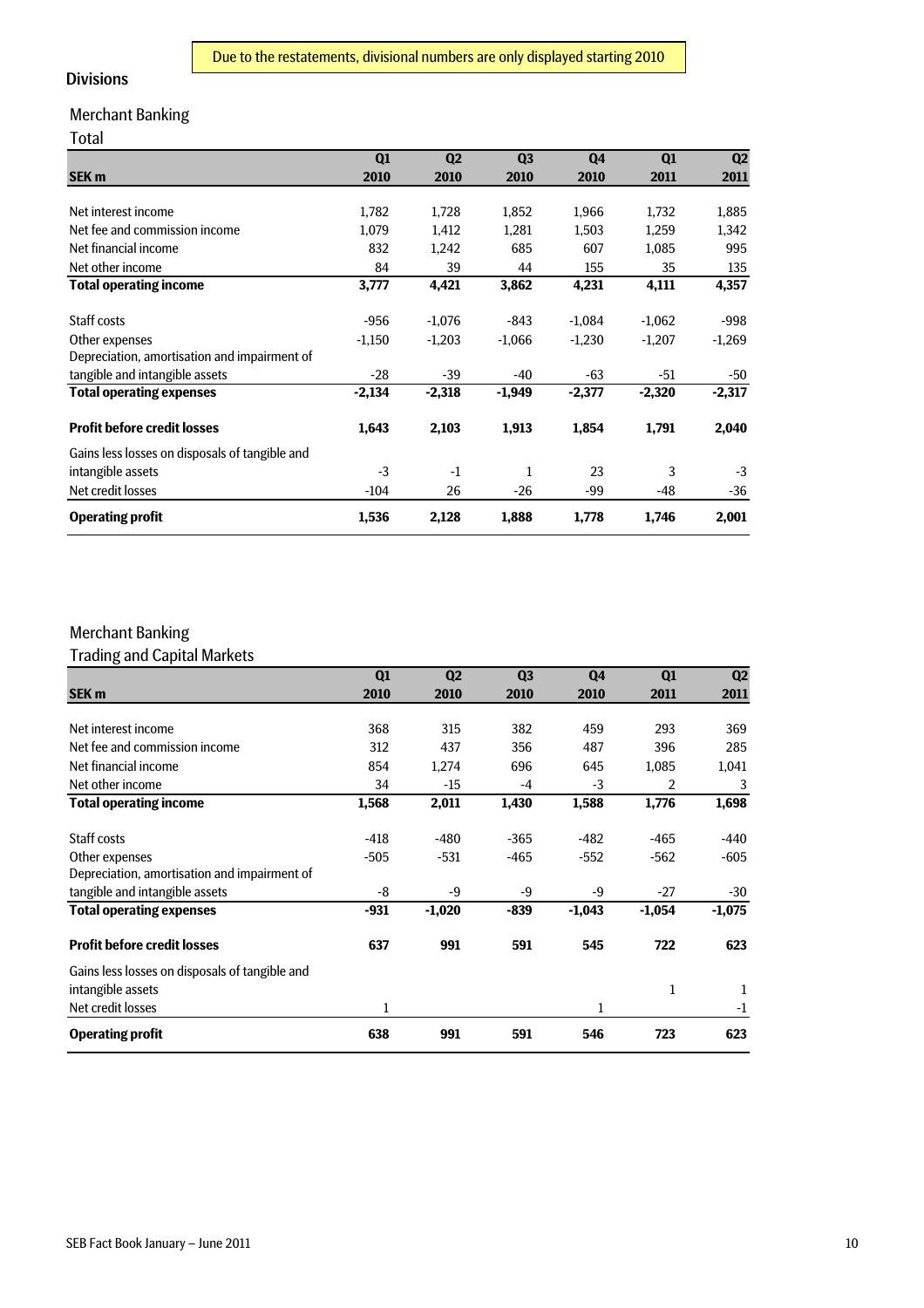Due to the restatements, divisional numbers are only displayed starting 2010

## Divisions

### Merchant Banking

Total

| SEK m | Q1 2010 | Q2 2010 | Q3 2010 | Q4 2010 | Q1 2011 | Q2 2011 |
|---|---|---|---|---|---|---|
| Net interest income | 1,782 | 1,728 | 1,852 | 1,966 | 1,732 | 1,885 |
| Net fee and commission income | 1,079 | 1,412 | 1,281 | 1,503 | 1,259 | 1,342 |
| Net financial income | 832 | 1,242 | 685 | 607 | 1,085 | 995 |
| Net other income | 84 | 39 | 44 | 155 | 35 | 135 |
| **Total operating income** | **3,777** | **4,421** | **3,862** | **4,231** | **4,111** | **4,357** |
| Staff costs | -956 | -1,076 | -843 | -1,084 | -1,062 | -998 |
| Other expenses | -1,150 | -1,203 | -1,066 | -1,230 | -1,207 | -1,269 |
| Depreciation, amortisation and impairment of tangible and intangible assets | -28 | -39 | -40 | -63 | -51 | -50 |
| **Total operating expenses** | **-2,134** | **-2,318** | **-1,949** | **-2,377** | **-2,320** | **-2,317** |
| **Profit before credit losses** | **1,643** | **2,103** | **1,913** | **1,854** | **1,791** | **2,040** |
| Gains less losses on disposals of tangible and intangible assets | -3 | -1 | 1 | 23 | 3 | -3 |
| Net credit losses | -104 | 26 | -26 | -99 | -48 | -36 |
| **Operating profit** | **1,536** | **2,128** | **1,888** | **1,778** | **1,746** | **2,001** |

### Merchant Banking

Trading and Capital Markets

| SEK m | Q1 2010 | Q2 2010 | Q3 2010 | Q4 2010 | Q1 2011 | Q2 2011 |
|---|---|---|---|---|---|---|
| Net interest income | 368 | 315 | 382 | 459 | 293 | 369 |
| Net fee and commission income | 312 | 437 | 356 | 487 | 396 | 285 |
| Net financial income | 854 | 1,274 | 696 | 645 | 1,085 | 1,041 |
| Net other income | 34 | -15 | -4 | -3 | 2 | 3 |
| **Total operating income** | **1,568** | **2,011** | **1,430** | **1,588** | **1,776** | **1,698** |
| Staff costs | -418 | -480 | -365 | -482 | -465 | -440 |
| Other expenses | -505 | -531 | -465 | -552 | -562 | -605 |
| Depreciation, amortisation and impairment of tangible and intangible assets | -8 | -9 | -9 | -9 | -27 | -30 |
| **Total operating expenses** | **-931** | **-1,020** | **-839** | **-1,043** | **-1,054** | **-1,075** |
| **Profit before credit losses** | **637** | **991** | **591** | **545** | **722** | **623** |
| Gains less losses on disposals of tangible and intangible assets | | | | | 1 | 1 |
| Net credit losses | 1 | | | 1 | | -1 |
| **Operating profit** | **638** | **991** | **591** | **546** | **723** | **623** |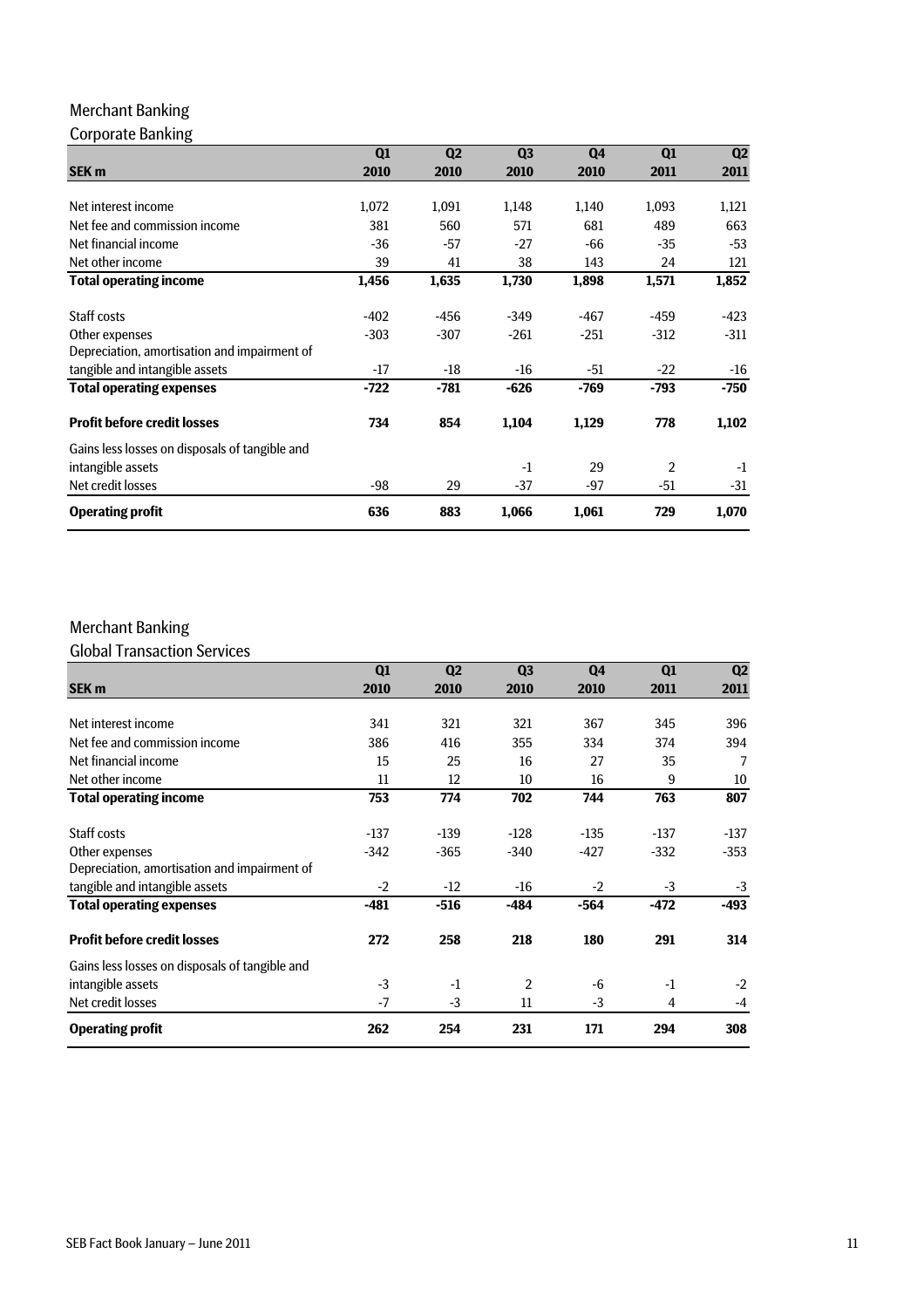## Merchant Banking

### Corporate Banking

| SEK m | Q1 2010 | Q2 2010 | Q3 2010 | Q4 2010 | Q1 2011 | Q2 2011 |
|---|---|---|---|---|---|---|
| Net interest income | 1,072 | 1,091 | 1,148 | 1,140 | 1,093 | 1,121 |
| Net fee and commission income | 381 | 560 | 571 | 681 | 489 | 663 |
| Net financial income | -36 | -57 | -27 | -66 | -35 | -53 |
| Net other income | 39 | 41 | 38 | 143 | 24 | 121 |
| **Total operating income** | **1,456** | **1,635** | **1,730** | **1,898** | **1,571** | **1,852** |
| Staff costs | -402 | -456 | -349 | -467 | -459 | -423 |
| Other expenses | -303 | -307 | -261 | -251 | -312 | -311 |
| Depreciation, amortisation and impairment of tangible and intangible assets | -17 | -18 | -16 | -51 | -22 | -16 |
| **Total operating expenses** | **-722** | **-781** | **-626** | **-769** | **-793** | **-750** |
| **Profit before credit losses** | **734** | **854** | **1,104** | **1,129** | **778** | **1,102** |
| Gains less losses on disposals of tangible and intangible assets | | | -1 | 29 | 2 | -1 |
| Net credit losses | -98 | 29 | -37 | -97 | -51 | -31 |
| **Operating profit** | **636** | **883** | **1,066** | **1,061** | **729** | **1,070** |

## Merchant Banking

### Global Transaction Services

| SEK m | Q1 2010 | Q2 2010 | Q3 2010 | Q4 2010 | Q1 2011 | Q2 2011 |
|---|---|---|---|---|---|---|
| Net interest income | 341 | 321 | 321 | 367 | 345 | 396 |
| Net fee and commission income | 386 | 416 | 355 | 334 | 374 | 394 |
| Net financial income | 15 | 25 | 16 | 27 | 35 | 7 |
| Net other income | 11 | 12 | 10 | 16 | 9 | 10 |
| **Total operating income** | **753** | **774** | **702** | **744** | **763** | **807** |
| Staff costs | -137 | -139 | -128 | -135 | -137 | -137 |
| Other expenses | -342 | -365 | -340 | -427 | -332 | -353 |
| Depreciation, amortisation and impairment of tangible and intangible assets | -2 | -12 | -16 | -2 | -3 | -3 |
| **Total operating expenses** | **-481** | **-516** | **-484** | **-564** | **-472** | **-493** |
| **Profit before credit losses** | **272** | **258** | **218** | **180** | **291** | **314** |
| Gains less losses on disposals of tangible and intangible assets | -3 | -1 | 2 | -6 | -1 | -2 |
| Net credit losses | -7 | -3 | 11 | -3 | 4 | -4 |
| **Operating profit** | **262** | **254** | **231** | **171** | **294** | **308** |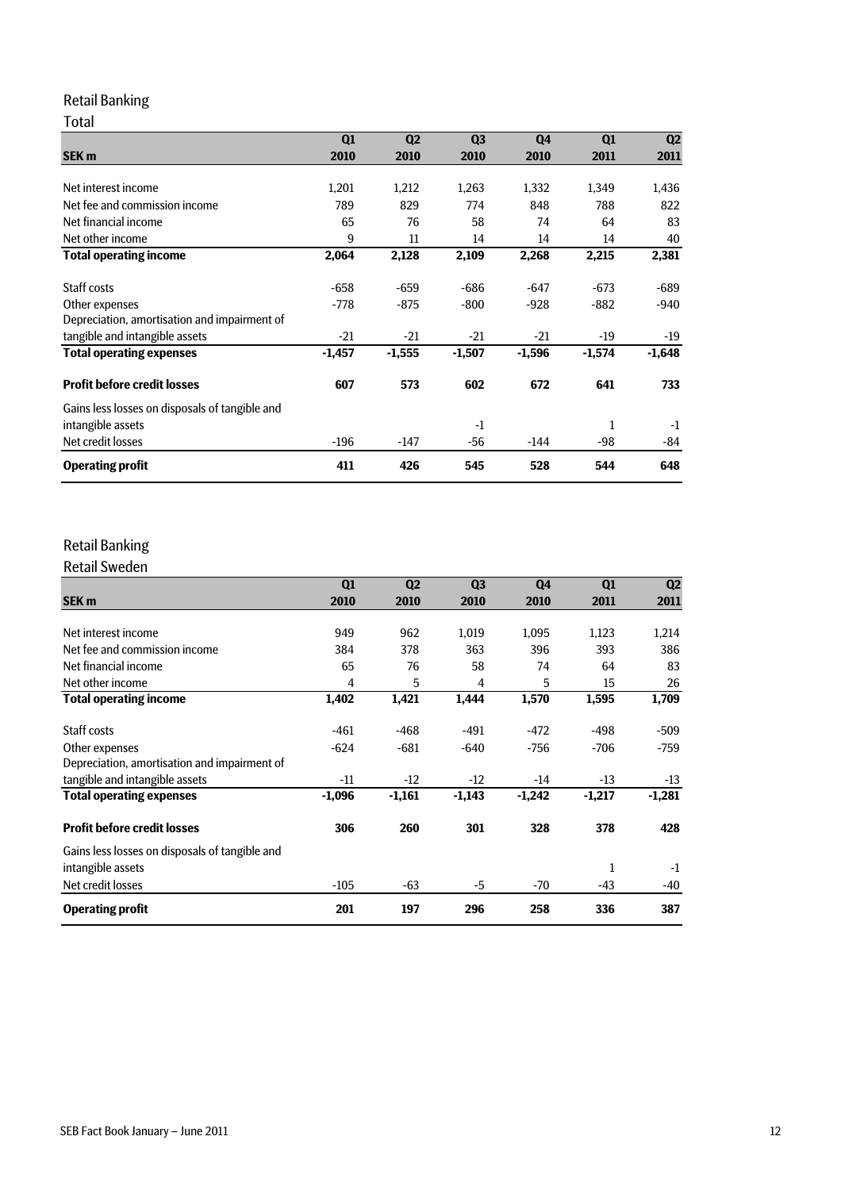## Retail Banking

### Total

| SEK m | Q1 2010 | Q2 2010 | Q3 2010 | Q4 2010 | Q1 2011 | Q2 2011 |
|---|---|---|---|---|---|---|
| Net interest income | 1,201 | 1,212 | 1,263 | 1,332 | 1,349 | 1,436 |
| Net fee and commission income | 789 | 829 | 774 | 848 | 788 | 822 |
| Net financial income | 65 | 76 | 58 | 74 | 64 | 83 |
| Net other income | 9 | 11 | 14 | 14 | 14 | 40 |
| **Total operating income** | **2,064** | **2,128** | **2,109** | **2,268** | **2,215** | **2,381** |
| Staff costs | -658 | -659 | -686 | -647 | -673 | -689 |
| Other expenses | -778 | -875 | -800 | -928 | -882 | -940 |
| Depreciation, amortisation and impairment of tangible and intangible assets | -21 | -21 | -21 | -21 | -19 | -19 |
| **Total operating expenses** | **-1,457** | **-1,555** | **-1,507** | **-1,596** | **-1,574** | **-1,648** |
| **Profit before credit losses** | **607** | **573** | **602** | **672** | **641** | **733** |
| Gains less losses on disposals of tangible and intangible assets | | | -1 | | 1 | -1 |
| Net credit losses | -196 | -147 | -56 | -144 | -98 | -84 |
| **Operating profit** | **411** | **426** | **545** | **528** | **544** | **648** |

## Retail Banking

### Retail Sweden

| SEK m | Q1 2010 | Q2 2010 | Q3 2010 | Q4 2010 | Q1 2011 | Q2 2011 |
|---|---|---|---|---|---|---|
| Net interest income | 949 | 962 | 1,019 | 1,095 | 1,123 | 1,214 |
| Net fee and commission income | 384 | 378 | 363 | 396 | 393 | 386 |
| Net financial income | 65 | 76 | 58 | 74 | 64 | 83 |
| Net other income | 4 | 5 | 4 | 5 | 15 | 26 |
| **Total operating income** | **1,402** | **1,421** | **1,444** | **1,570** | **1,595** | **1,709** |
| Staff costs | -461 | -468 | -491 | -472 | -498 | -509 |
| Other expenses | -624 | -681 | -640 | -756 | -706 | -759 |
| Depreciation, amortisation and impairment of tangible and intangible assets | -11 | -12 | -12 | -14 | -13 | -13 |
| **Total operating expenses** | **-1,096** | **-1,161** | **-1,143** | **-1,242** | **-1,217** | **-1,281** |
| **Profit before credit losses** | **306** | **260** | **301** | **328** | **378** | **428** |
| Gains less losses on disposals of tangible and intangible assets | | | | | 1 | -1 |
| Net credit losses | -105 | -63 | -5 | -70 | -43 | -40 |
| **Operating profit** | **201** | **197** | **296** | **258** | **336** | **387** |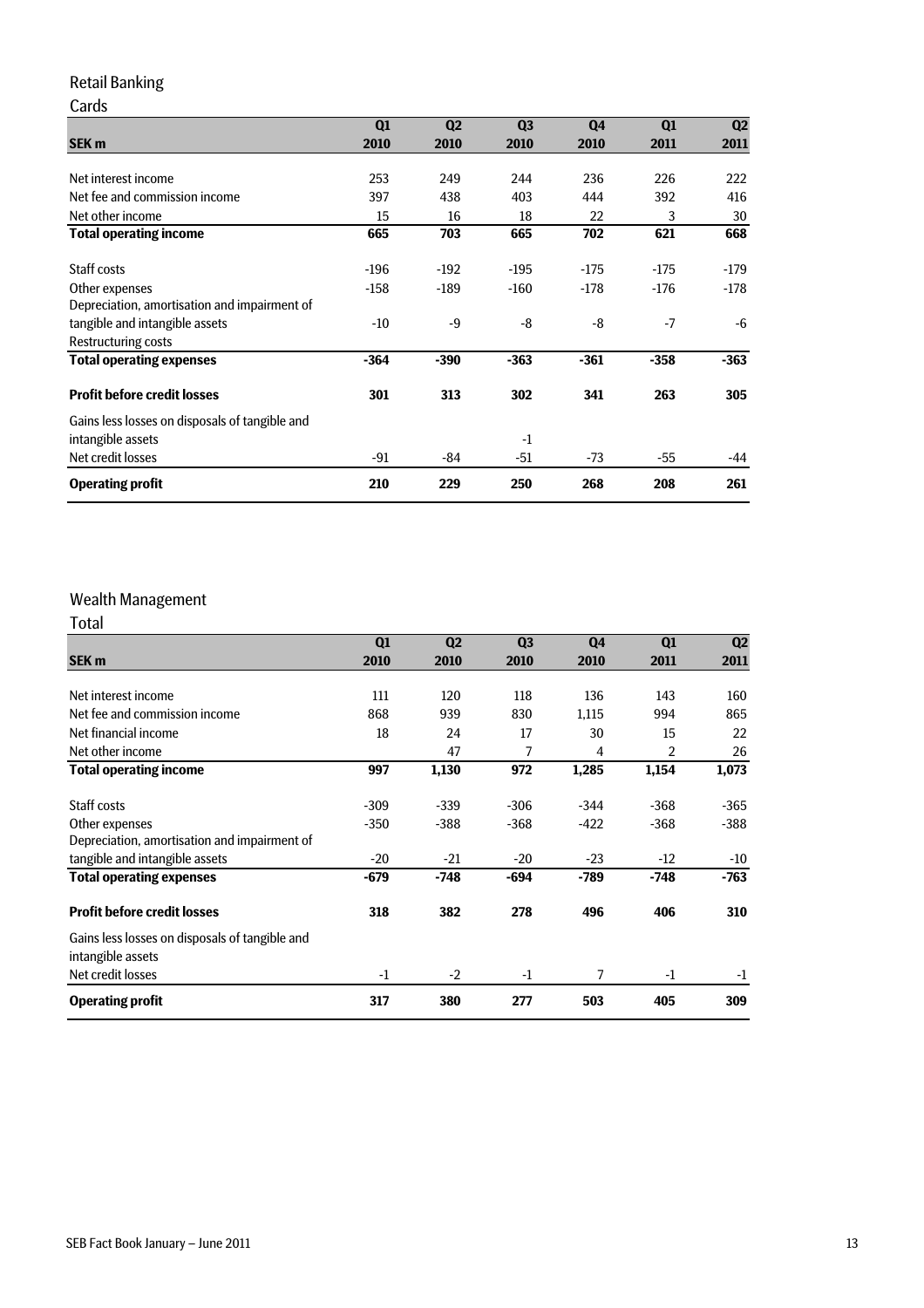# Retail Banking

## Cards

| SEK m | Q1 2010 | Q2 2010 | Q3 2010 | Q4 2010 | Q1 2011 | Q2 2011 |
|---|---|---|---|---|---|---|
| Net interest income | 253 | 249 | 244 | 236 | 226 | 222 |
| Net fee and commission income | 397 | 438 | 403 | 444 | 392 | 416 |
| Net other income | 15 | 16 | 18 | 22 | 3 | 30 |
| **Total operating income** | **665** | **703** | **665** | **702** | **621** | **668** |
| Staff costs | -196 | -192 | -195 | -175 | -175 | -179 |
| Other expenses | -158 | -189 | -160 | -178 | -176 | -178 |
| Depreciation, amortisation and impairment of tangible and intangible assets | -10 | -9 | -8 | -8 | -7 | -6 |
| Restructuring costs | | | | | | |
| **Total operating expenses** | **-364** | **-390** | **-363** | **-361** | **-358** | **-363** |
| **Profit before credit losses** | **301** | **313** | **302** | **341** | **263** | **305** |
| Gains less losses on disposals of tangible and intangible assets | | | -1 | | | |
| Net credit losses | -91 | -84 | -51 | -73 | -55 | -44 |
| **Operating profit** | **210** | **229** | **250** | **268** | **208** | **261** |

# Wealth Management

## Total

| SEK m | Q1 2010 | Q2 2010 | Q3 2010 | Q4 2010 | Q1 2011 | Q2 2011 |
|---|---|---|---|---|---|---|
| Net interest income | 111 | 120 | 118 | 136 | 143 | 160 |
| Net fee and commission income | 868 | 939 | 830 | 1,115 | 994 | 865 |
| Net financial income | 18 | 24 | 17 | 30 | 15 | 22 |
| Net other income | | 47 | 7 | 4 | 2 | 26 |
| **Total operating income** | **997** | **1,130** | **972** | **1,285** | **1,154** | **1,073** |
| Staff costs | -309 | -339 | -306 | -344 | -368 | -365 |
| Other expenses | -350 | -388 | -368 | -422 | -368 | -388 |
| Depreciation, amortisation and impairment of tangible and intangible assets | -20 | -21 | -20 | -23 | -12 | -10 |
| **Total operating expenses** | **-679** | **-748** | **-694** | **-789** | **-748** | **-763** |
| **Profit before credit losses** | **318** | **382** | **278** | **496** | **406** | **310** |
| Gains less losses on disposals of tangible and intangible assets | | | | | | |
| Net credit losses | -1 | -2 | -1 | 7 | -1 | -1 |
| **Operating profit** | **317** | **380** | **277** | **503** | **405** | **309** |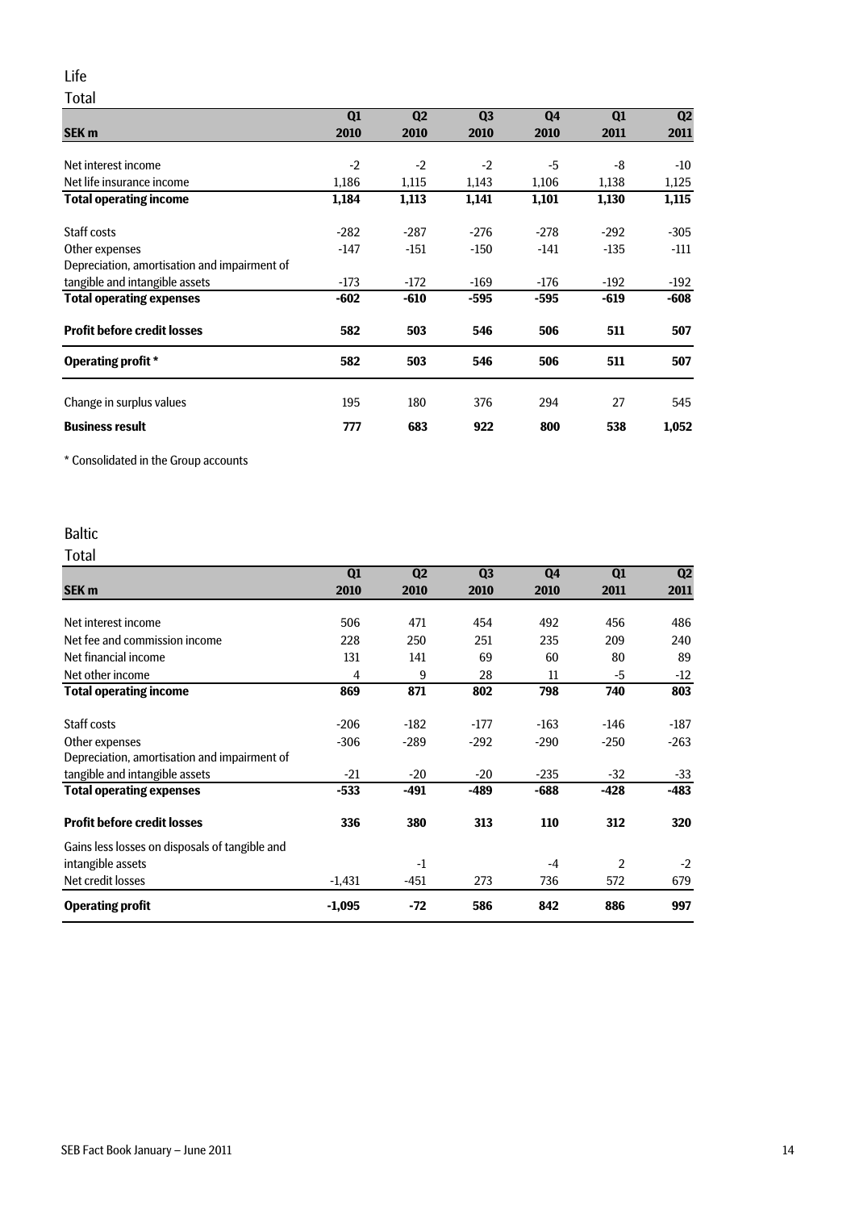## Life

### Total

| SEK m | Q1 2010 | Q2 2010 | Q3 2010 | Q4 2010 | Q1 2011 | Q2 2011 |
|---|---|---|---|---|---|---|
| Net interest income | -2 | -2 | -2 | -5 | -8 | -10 |
| Net life insurance income | 1,186 | 1,115 | 1,143 | 1,106 | 1,138 | 1,125 |
| **Total operating income** | **1,184** | **1,113** | **1,141** | **1,101** | **1,130** | **1,115** |
| Staff costs | -282 | -287 | -276 | -278 | -292 | -305 |
| Other expenses | -147 | -151 | -150 | -141 | -135 | -111 |
| Depreciation, amortisation and impairment of tangible and intangible assets | -173 | -172 | -169 | -176 | -192 | -192 |
| **Total operating expenses** | **-602** | **-610** | **-595** | **-595** | **-619** | **-608** |
| **Profit before credit losses** | **582** | **503** | **546** | **506** | **511** | **507** |
| **Operating profit *** | **582** | **503** | **546** | **506** | **511** | **507** |
| Change in surplus values | 195 | 180 | 376 | 294 | 27 | 545 |
| **Business result** | **777** | **683** | **922** | **800** | **538** | **1,052** |

* Consolidated in the Group accounts

## Baltic

### Total

| SEK m | Q1 2010 | Q2 2010 | Q3 2010 | Q4 2010 | Q1 2011 | Q2 2011 |
|---|---|---|---|---|---|---|
| Net interest income | 506 | 471 | 454 | 492 | 456 | 486 |
| Net fee and commission income | 228 | 250 | 251 | 235 | 209 | 240 |
| Net financial income | 131 | 141 | 69 | 60 | 80 | 89 |
| Net other income | 4 | 9 | 28 | 11 | -5 | -12 |
| **Total operating income** | **869** | **871** | **802** | **798** | **740** | **803** |
| Staff costs | -206 | -182 | -177 | -163 | -146 | -187 |
| Other expenses | -306 | -289 | -292 | -290 | -250 | -263 |
| Depreciation, amortisation and impairment of tangible and intangible assets | -21 | -20 | -20 | -235 | -32 | -33 |
| **Total operating expenses** | **-533** | **-491** | **-489** | **-688** | **-428** | **-483** |
| **Profit before credit losses** | **336** | **380** | **313** | **110** | **312** | **320** |
| Gains less losses on disposals of tangible and intangible assets | | -1 | | -4 | 2 | -2 |
| Net credit losses | -1,431 | -451 | 273 | 736 | 572 | 679 |
| **Operating profit** | **-1,095** | **-72** | **586** | **842** | **886** | **997** |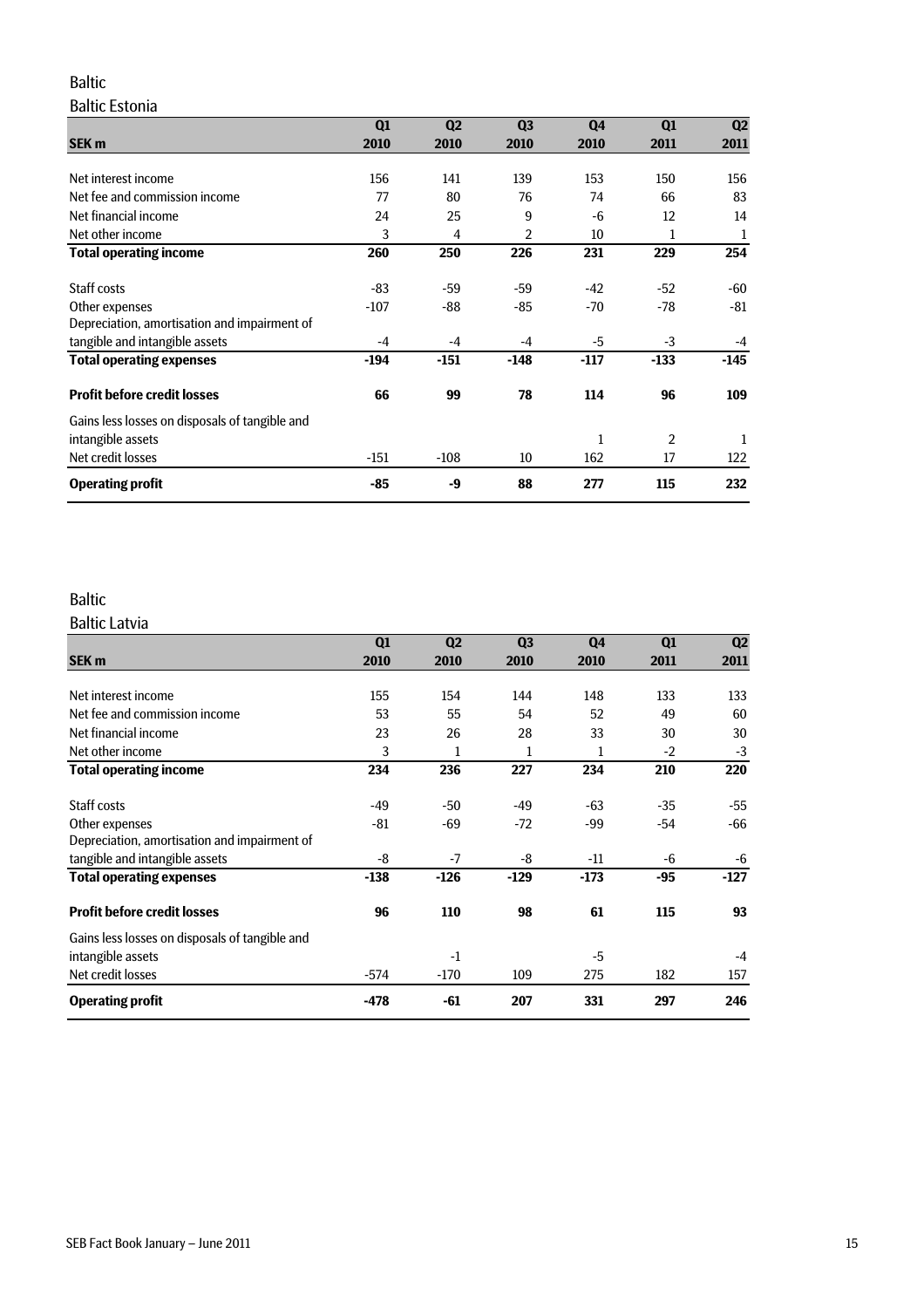## Baltic

### Baltic Estonia

| SEK m | Q1 2010 | Q2 2010 | Q3 2010 | Q4 2010 | Q1 2011 | Q2 2011 |
|---|---|---|---|---|---|---|
| Net interest income | 156 | 141 | 139 | 153 | 150 | 156 |
| Net fee and commission income | 77 | 80 | 76 | 74 | 66 | 83 |
| Net financial income | 24 | 25 | 9 | -6 | 12 | 14 |
| Net other income | 3 | 4 | 2 | 10 | 1 | 1 |
| **Total operating income** | **260** | **250** | **226** | **231** | **229** | **254** |
| Staff costs | -83 | -59 | -59 | -42 | -52 | -60 |
| Other expenses | -107 | -88 | -85 | -70 | -78 | -81 |
| Depreciation, amortisation and impairment of tangible and intangible assets | -4 | -4 | -4 | -5 | -3 | -4 |
| **Total operating expenses** | **-194** | **-151** | **-148** | **-117** | **-133** | **-145** |
| **Profit before credit losses** | **66** | **99** | **78** | **114** | **96** | **109** |
| Gains less losses on disposals of tangible and intangible assets | | | | 1 | 2 | 1 |
| Net credit losses | -151 | -108 | 10 | 162 | 17 | 122 |
| **Operating profit** | **-85** | **-9** | **88** | **277** | **115** | **232** |

## Baltic

### Baltic Latvia

| SEK m | Q1 2010 | Q2 2010 | Q3 2010 | Q4 2010 | Q1 2011 | Q2 2011 |
|---|---|---|---|---|---|---|
| Net interest income | 155 | 154 | 144 | 148 | 133 | 133 |
| Net fee and commission income | 53 | 55 | 54 | 52 | 49 | 60 |
| Net financial income | 23 | 26 | 28 | 33 | 30 | 30 |
| Net other income | 3 | 1 | 1 | 1 | -2 | -3 |
| **Total operating income** | **234** | **236** | **227** | **234** | **210** | **220** |
| Staff costs | -49 | -50 | -49 | -63 | -35 | -55 |
| Other expenses | -81 | -69 | -72 | -99 | -54 | -66 |
| Depreciation, amortisation and impairment of tangible and intangible assets | -8 | -7 | -8 | -11 | -6 | -6 |
| **Total operating expenses** | **-138** | **-126** | **-129** | **-173** | **-95** | **-127** |
| **Profit before credit losses** | **96** | **110** | **98** | **61** | **115** | **93** |
| Gains less losses on disposals of tangible and intangible assets | | -1 | | -5 | | -4 |
| Net credit losses | -574 | -170 | 109 | 275 | 182 | 157 |
| **Operating profit** | **-478** | **-61** | **207** | **331** | **297** | **246** |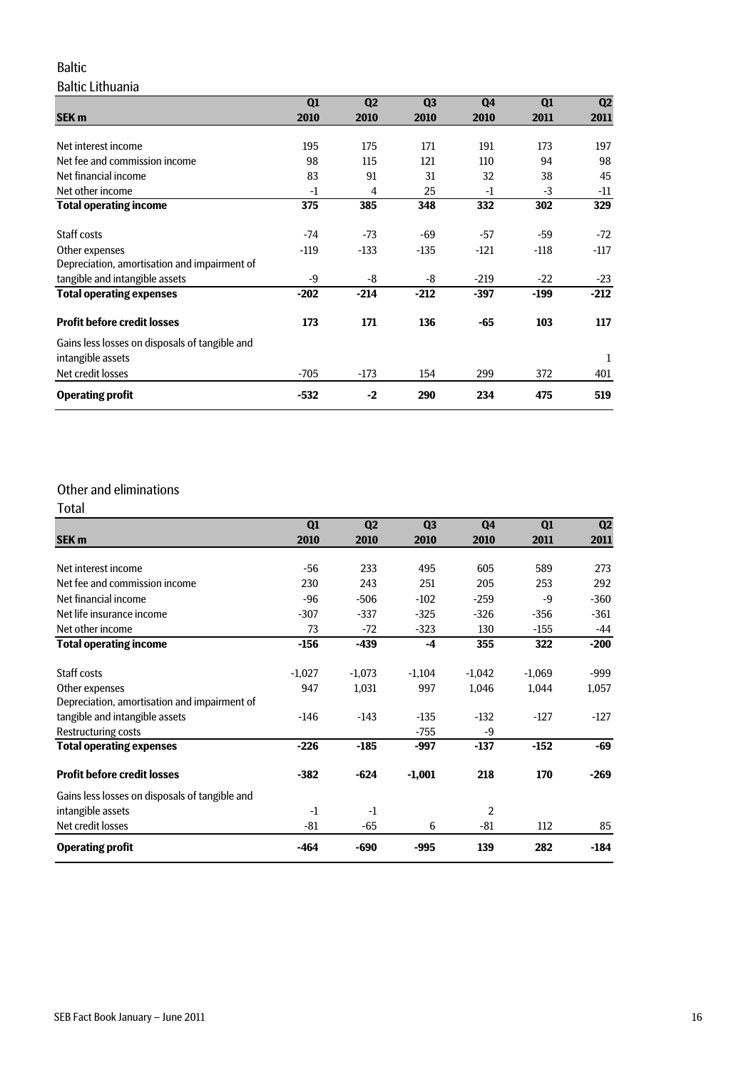## Baltic

### Baltic Lithuania

| SEK m | Q1 2010 | Q2 2010 | Q3 2010 | Q4 2010 | Q1 2011 | Q2 2011 |
|---|---|---|---|---|---|---|
| Net interest income | 195 | 175 | 171 | 191 | 173 | 197 |
| Net fee and commission income | 98 | 115 | 121 | 110 | 94 | 98 |
| Net financial income | 83 | 91 | 31 | 32 | 38 | 45 |
| Net other income | -1 | 4 | 25 | -1 | -3 | -11 |
| **Total operating income** | **375** | **385** | **348** | **332** | **302** | **329** |
| Staff costs | -74 | -73 | -69 | -57 | -59 | -72 |
| Other expenses | -119 | -133 | -135 | -121 | -118 | -117 |
| Depreciation, amortisation and impairment of tangible and intangible assets | -9 | -8 | -8 | -219 | -22 | -23 |
| **Total operating expenses** | **-202** | **-214** | **-212** | **-397** | **-199** | **-212** |
| **Profit before credit losses** | **173** | **171** | **136** | **-65** | **103** | **117** |
| Gains less losses on disposals of tangible and intangible assets | | | | | | 1 |
| Net credit losses | -705 | -173 | 154 | 299 | 372 | 401 |
| **Operating profit** | **-532** | **-2** | **290** | **234** | **475** | **519** |

## Other and eliminations

### Total

| SEK m | Q1 2010 | Q2 2010 | Q3 2010 | Q4 2010 | Q1 2011 | Q2 2011 |
|---|---|---|---|---|---|---|
| Net interest income | -56 | 233 | 495 | 605 | 589 | 273 |
| Net fee and commission income | 230 | 243 | 251 | 205 | 253 | 292 |
| Net financial income | -96 | -506 | -102 | -259 | -9 | -360 |
| Net life insurance income | -307 | -337 | -325 | -326 | -356 | -361 |
| Net other income | 73 | -72 | -323 | 130 | -155 | -44 |
| **Total operating income** | **-156** | **-439** | **-4** | **355** | **322** | **-200** |
| Staff costs | -1,027 | -1,073 | -1,104 | -1,042 | -1,069 | -999 |
| Other expenses | 947 | 1,031 | 997 | 1,046 | 1,044 | 1,057 |
| Depreciation, amortisation and impairment of tangible and intangible assets | -146 | -143 | -135 | -132 | -127 | -127 |
| Restructuring costs | | | -755 | -9 | | |
| **Total operating expenses** | **-226** | **-185** | **-997** | **-137** | **-152** | **-69** |
| **Profit before credit losses** | **-382** | **-624** | **-1,001** | **218** | **170** | **-269** |
| Gains less losses on disposals of tangible and intangible assets | -1 | -1 | | 2 | | |
| Net credit losses | -81 | -65 | 6 | -81 | 112 | 85 |
| **Operating profit** | **-464** | **-690** | **-995** | **139** | **282** | **-184** |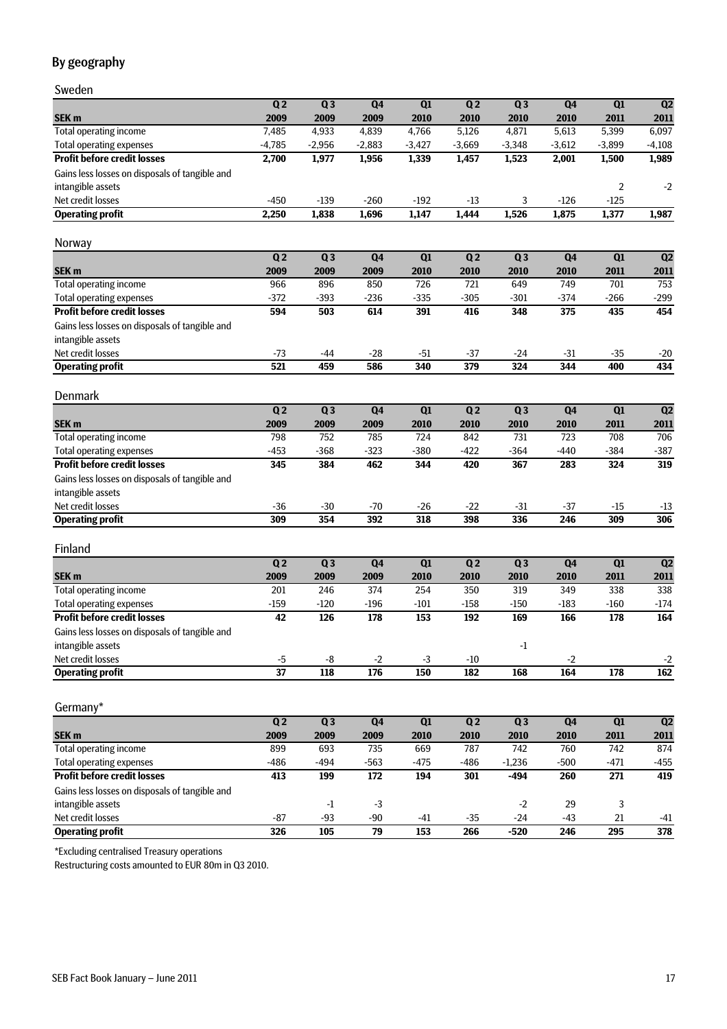## By geography

### Sweden

| SEK m | Q2 2009 | Q3 2009 | Q4 2009 | Q1 2010 | Q2 2010 | Q3 2010 | Q4 2010 | Q1 2011 | Q2 2011 |
|---|---|---|---|---|---|---|---|---|---|
| Total operating income | 7,485 | 4,933 | 4,839 | 4,766 | 5,126 | 4,871 | 5,613 | 5,399 | 6,097 |
| Total operating expenses | -4,785 | -2,956 | -2,883 | -3,427 | -3,669 | -3,348 | -3,612 | -3,899 | -4,108 |
| **Profit before credit losses** | **2,700** | **1,977** | **1,956** | **1,339** | **1,457** | **1,523** | **2,001** | **1,500** | **1,989** |
| Gains less losses on disposals of tangible and intangible assets | | | | | | | | 2 | -2 |
| Net credit losses | -450 | -139 | -260 | -192 | -13 | 3 | -126 | -125 | |
| **Operating profit** | **2,250** | **1,838** | **1,696** | **1,147** | **1,444** | **1,526** | **1,875** | **1,377** | **1,987** |

### Norway

| SEK m | Q2 2009 | Q3 2009 | Q4 2009 | Q1 2010 | Q2 2010 | Q3 2010 | Q4 2010 | Q1 2011 | Q2 2011 |
|---|---|---|---|---|---|---|---|---|---|
| Total operating income | 966 | 896 | 850 | 726 | 721 | 649 | 749 | 701 | 753 |
| Total operating expenses | -372 | -393 | -236 | -335 | -305 | -301 | -374 | -266 | -299 |
| **Profit before credit losses** | **594** | **503** | **614** | **391** | **416** | **348** | **375** | **435** | **454** |
| Gains less losses on disposals of tangible and intangible assets | | | | | | | | | |
| Net credit losses | -73 | -44 | -28 | -51 | -37 | -24 | -31 | -35 | -20 |
| **Operating profit** | **521** | **459** | **586** | **340** | **379** | **324** | **344** | **400** | **434** |

### Denmark

| SEK m | Q2 2009 | Q3 2009 | Q4 2009 | Q1 2010 | Q2 2010 | Q3 2010 | Q4 2010 | Q1 2011 | Q2 2011 |
|---|---|---|---|---|---|---|---|---|---|
| Total operating income | 798 | 752 | 785 | 724 | 842 | 731 | 723 | 708 | 706 |
| Total operating expenses | -453 | -368 | -323 | -380 | -422 | -364 | -440 | -384 | -387 |
| **Profit before credit losses** | **345** | **384** | **462** | **344** | **420** | **367** | **283** | **324** | **319** |
| Gains less losses on disposals of tangible and intangible assets | | | | | | | | | |
| Net credit losses | -36 | -30 | -70 | -26 | -22 | -31 | -37 | -15 | -13 |
| **Operating profit** | **309** | **354** | **392** | **318** | **398** | **336** | **246** | **309** | **306** |

### Finland

| SEK m | Q2 2009 | Q3 2009 | Q4 2009 | Q1 2010 | Q2 2010 | Q3 2010 | Q4 2010 | Q1 2011 | Q2 2011 |
|---|---|---|---|---|---|---|---|---|---|
| Total operating income | 201 | 246 | 374 | 254 | 350 | 319 | 349 | 338 | 338 |
| Total operating expenses | -159 | -120 | -196 | -101 | -158 | -150 | -183 | -160 | -174 |
| **Profit before credit losses** | **42** | **126** | **178** | **153** | **192** | **169** | **166** | **178** | **164** |
| Gains less losses on disposals of tangible and intangible assets | | | | | | -1 | | | |
| Net credit losses | -5 | -8 | -2 | -3 | -10 | | -2 | | -2 |
| **Operating profit** | **37** | **118** | **176** | **150** | **182** | **168** | **164** | **178** | **162** |

### Germany*

| SEK m | Q2 2009 | Q3 2009 | Q4 2009 | Q1 2010 | Q2 2010 | Q3 2010 | Q4 2010 | Q1 2011 | Q2 2011 |
|---|---|---|---|---|---|---|---|---|---|
| Total operating income | 899 | 693 | 735 | 669 | 787 | 742 | 760 | 742 | 874 |
| Total operating expenses | -486 | -494 | -563 | -475 | -486 | -1,236 | -500 | -471 | -455 |
| **Profit before credit losses** | **413** | **199** | **172** | **194** | **301** | **-494** | **260** | **271** | **419** |
| Gains less losses on disposals of tangible and intangible assets | | -1 | -3 | | | -2 | 29 | 3 | |
| Net credit losses | -87 | -93 | -90 | -41 | -35 | -24 | -43 | 21 | -41 |
| **Operating profit** | **326** | **105** | **79** | **153** | **266** | **-520** | **246** | **295** | **378** |

*Excluding centralised Treasury operations

Restructuring costs amounted to EUR 80m in Q3 2010.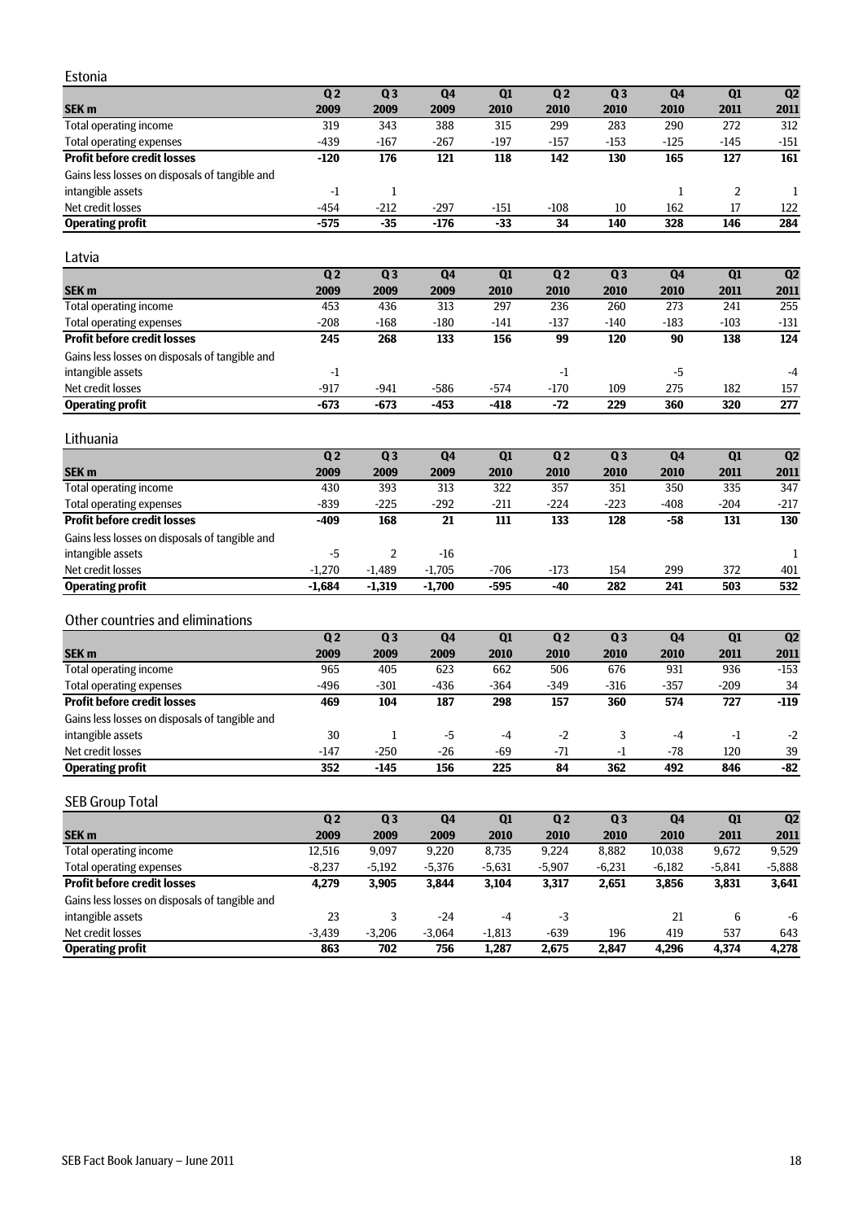## Estonia

| SEK m | Q 2 2009 | Q 3 2009 | Q4 2009 | Q1 2010 | Q 2 2010 | Q 3 2010 | Q4 2010 | Q1 2011 | Q2 2011 |
|---|---|---|---|---|---|---|---|---|---|
| Total operating income | 319 | 343 | 388 | 315 | 299 | 283 | 290 | 272 | 312 |
| Total operating expenses | -439 | -167 | -267 | -197 | -157 | -153 | -125 | -145 | -151 |
| **Profit before credit losses** | **-120** | **176** | **121** | **118** | **142** | **130** | **165** | **127** | **161** |
| Gains less losses on disposals of tangible and intangible assets | -1 | 1 | | | | | 1 | 2 | 1 |
| Net credit losses | -454 | -212 | -297 | -151 | -108 | 10 | 162 | 17 | 122 |
| **Operating profit** | **-575** | **-35** | **-176** | **-33** | **34** | **140** | **328** | **146** | **284** |

## Latvia

| SEK m | Q 2 2009 | Q 3 2009 | Q4 2009 | Q1 2010 | Q 2 2010 | Q 3 2010 | Q4 2010 | Q1 2011 | Q2 2011 |
|---|---|---|---|---|---|---|---|---|---|
| Total operating income | 453 | 436 | 313 | 297 | 236 | 260 | 273 | 241 | 255 |
| Total operating expenses | -208 | -168 | -180 | -141 | -137 | -140 | -183 | -103 | -131 |
| **Profit before credit losses** | **245** | **268** | **133** | **156** | **99** | **120** | **90** | **138** | **124** |
| Gains less losses on disposals of tangible and intangible assets | -1 | | | | -1 | | -5 | | -4 |
| Net credit losses | -917 | -941 | -586 | -574 | -170 | 109 | 275 | 182 | 157 |
| **Operating profit** | **-673** | **-673** | **-453** | **-418** | **-72** | **229** | **360** | **320** | **277** |

## Lithuania

| SEK m | Q 2 2009 | Q 3 2009 | Q4 2009 | Q1 2010 | Q 2 2010 | Q 3 2010 | Q4 2010 | Q1 2011 | Q2 2011 |
|---|---|---|---|---|---|---|---|---|---|
| Total operating income | 430 | 393 | 313 | 322 | 357 | 351 | 350 | 335 | 347 |
| Total operating expenses | -839 | -225 | -292 | -211 | -224 | -223 | -408 | -204 | -217 |
| **Profit before credit losses** | **-409** | **168** | **21** | **111** | **133** | **128** | **-58** | **131** | **130** |
| Gains less losses on disposals of tangible and intangible assets | -5 | 2 | -16 | | | | | | 1 |
| Net credit losses | -1,270 | -1,489 | -1,705 | -706 | -173 | 154 | 299 | 372 | 401 |
| **Operating profit** | **-1,684** | **-1,319** | **-1,700** | **-595** | **-40** | **282** | **241** | **503** | **532** |

## Other countries and eliminations

| SEK m | Q 2 2009 | Q 3 2009 | Q4 2009 | Q1 2010 | Q 2 2010 | Q 3 2010 | Q4 2010 | Q1 2011 | Q2 2011 |
|---|---|---|---|---|---|---|---|---|---|
| Total operating income | 965 | 405 | 623 | 662 | 506 | 676 | 931 | 936 | -153 |
| Total operating expenses | -496 | -301 | -436 | -364 | -349 | -316 | -357 | -209 | 34 |
| **Profit before credit losses** | **469** | **104** | **187** | **298** | **157** | **360** | **574** | **727** | **-119** |
| Gains less losses on disposals of tangible and intangible assets | 30 | 1 | -5 | -4 | -2 | 3 | -4 | -1 | -2 |
| Net credit losses | -147 | -250 | -26 | -69 | -71 | -1 | -78 | 120 | 39 |
| **Operating profit** | **352** | **-145** | **156** | **225** | **84** | **362** | **492** | **846** | **-82** |

## SEB Group Total

| SEK m | Q 2 2009 | Q 3 2009 | Q4 2009 | Q1 2010 | Q 2 2010 | Q 3 2010 | Q4 2010 | Q1 2011 | Q2 2011 |
|---|---|---|---|---|---|---|---|---|---|
| Total operating income | 12,516 | 9,097 | 9,220 | 8,735 | 9,224 | 8,882 | 10,038 | 9,672 | 9,529 |
| Total operating expenses | -8,237 | -5,192 | -5,376 | -5,631 | -5,907 | -6,231 | -6,182 | -5,841 | -5,888 |
| **Profit before credit losses** | **4,279** | **3,905** | **3,844** | **3,104** | **3,317** | **2,651** | **3,856** | **3,831** | **3,641** |
| Gains less losses on disposals of tangible and intangible assets | 23 | 3 | -24 | -4 | -3 | | 21 | 6 | -6 |
| Net credit losses | -3,439 | -3,206 | -3,064 | -1,813 | -639 | 196 | 419 | 537 | 643 |
| **Operating profit** | **863** | **702** | **756** | **1,287** | **2,675** | **2,847** | **4,296** | **4,374** | **4,278** |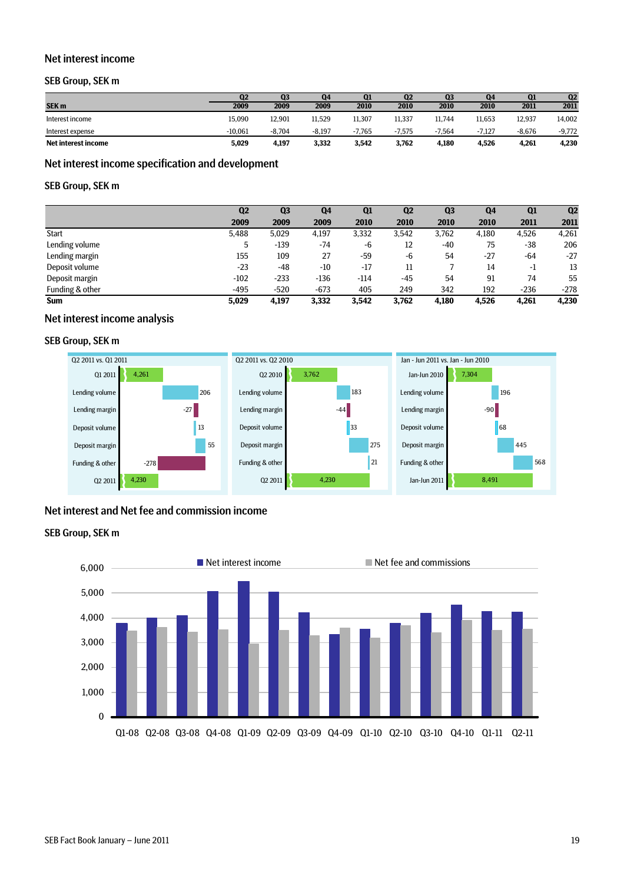## Net interest income

### SEB Group, SEK m

| SEK m | Q2 2009 | Q3 2009 | Q4 2009 | Q1 2010 | Q2 2010 | Q3 2010 | Q4 2010 | Q1 2011 | Q2 2011 |
|---|---|---|---|---|---|---|---|---|---|
| Interest income | 15,090 | 12,901 | 11,529 | 11,307 | 11,337 | 11,744 | 11,653 | 12,937 | 14,002 |
| Interest expense | -10,061 | -8,704 | -8,197 | -7,765 | -7,575 | -7,564 | -7,127 | -8,676 | -9,772 |
| **Net interest income** | **5,029** | **4,197** | **3,332** | **3,542** | **3,762** | **4,180** | **4,526** | **4,261** | **4,230** |

## Net interest income specification and development

### SEB Group, SEK m

| | Q2 2009 | Q3 2009 | Q4 2009 | Q1 2010 | Q2 2010 | Q3 2010 | Q4 2010 | Q1 2011 | Q2 2011 |
|---|---|---|---|---|---|---|---|---|---|
| Start | 5,488 | 5,029 | 4,197 | 3,332 | 3,542 | 3,762 | 4,180 | 4,526 | 4,261 |
| Lending volume | 5 | -139 | -74 | -6 | 12 | -40 | 75 | -38 | 206 |
| Lending margin | 155 | 109 | 27 | -59 | -6 | 54 | -27 | -64 | -27 |
| Deposit volume | -23 | -48 | -10 | -17 | 11 | 7 | 14 | -1 | 13 |
| Deposit margin | -102 | -233 | -136 | -114 | -45 | 54 | 91 | 74 | 55 |
| Funding & other | -495 | -520 | -673 | 405 | 249 | 342 | 192 | -236 | -278 |
| **Sum** | **5,029** | **4,197** | **3,332** | **3,542** | **3,762** | **4,180** | **4,526** | **4,261** | **4,230** |

## Net interest income analysis

### SEB Group, SEK m

| Q2 2011 vs. Q1 2011 | |
|---|---|
| Q1 2011 | 4,261 |
| Lending volume | 206 |
| Lending margin | -27 |
| Deposit volume | 13 |
| Deposit margin | 55 |
| Funding & other | -278 |
| Q2 2011 | 4,230 |

| Q2 2011 vs. Q2 2010 | |
|---|---|
| Q2 2010 | 3,762 |
| Lending volume | 183 |
| Lending margin | -44 |
| Deposit volume | 33 |
| Deposit margin | 275 |
| Funding & other | 21 |
| Q2 2011 | 4,230 |

| Jan - Jun 2011 vs. Jan - Jun 2010 | |
|---|---|
| Jan-Jun 2010 | 7,304 |
| Lending volume | 196 |
| Lending margin | -90 |
| Deposit volume | 68 |
| Deposit margin | 445 |
| Funding & other | 568 |
| Jan-Jun 2011 | 8,491 |

## Net interest and Net fee and commission income

### SEB Group, SEK m

■ Net interest income ■ Net fee and commissions

Q1-08 Q2-08 Q3-08 Q4-08 Q1-09 Q2-09 Q3-09 Q4-09 Q1-10 Q2-10 Q3-10 Q4-10 Q1-11 Q2-11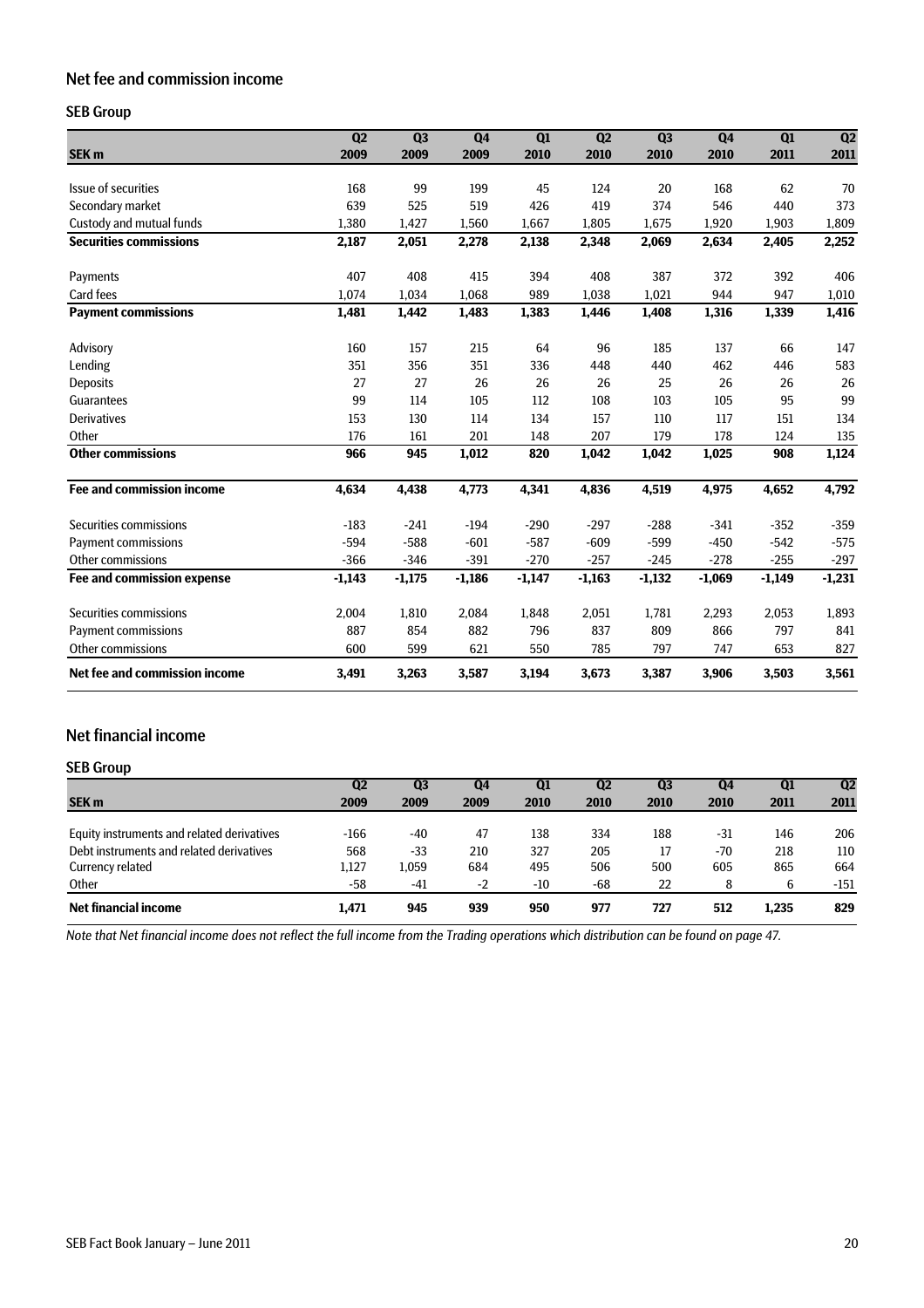## Net fee and commission income

### SEB Group

| SEK m | Q2 2009 | Q3 2009 | Q4 2009 | Q1 2010 | Q2 2010 | Q3 2010 | Q4 2010 | Q1 2011 | Q2 2011 |
|---|---|---|---|---|---|---|---|---|---|
| Issue of securities | 168 | 99 | 199 | 45 | 124 | 20 | 168 | 62 | 70 |
| Secondary market | 639 | 525 | 519 | 426 | 419 | 374 | 546 | 440 | 373 |
| Custody and mutual funds | 1,380 | 1,427 | 1,560 | 1,667 | 1,805 | 1,675 | 1,920 | 1,903 | 1,809 |
| **Securities commissions** | **2,187** | **2,051** | **2,278** | **2,138** | **2,348** | **2,069** | **2,634** | **2,405** | **2,252** |
| Payments | 407 | 408 | 415 | 394 | 408 | 387 | 372 | 392 | 406 |
| Card fees | 1,074 | 1,034 | 1,068 | 989 | 1,038 | 1,021 | 944 | 947 | 1,010 |
| **Payment commissions** | **1,481** | **1,442** | **1,483** | **1,383** | **1,446** | **1,408** | **1,316** | **1,339** | **1,416** |
| Advisory | 160 | 157 | 215 | 64 | 96 | 185 | 137 | 66 | 147 |
| Lending | 351 | 356 | 351 | 336 | 448 | 440 | 462 | 446 | 583 |
| Deposits | 27 | 27 | 26 | 26 | 26 | 25 | 26 | 26 | 26 |
| Guarantees | 99 | 114 | 105 | 112 | 108 | 103 | 105 | 95 | 99 |
| Derivatives | 153 | 130 | 114 | 134 | 157 | 110 | 117 | 151 | 134 |
| Other | 176 | 161 | 201 | 148 | 207 | 179 | 178 | 124 | 135 |
| **Other commissions** | **966** | **945** | **1,012** | **820** | **1,042** | **1,042** | **1,025** | **908** | **1,124** |
| **Fee and commission income** | **4,634** | **4,438** | **4,773** | **4,341** | **4,836** | **4,519** | **4,975** | **4,652** | **4,792** |
| Securities commissions | -183 | -241 | -194 | -290 | -297 | -288 | -341 | -352 | -359 |
| Payment commissions | -594 | -588 | -601 | -587 | -609 | -599 | -450 | -542 | -575 |
| Other commissions | -366 | -346 | -391 | -270 | -257 | -245 | -278 | -255 | -297 |
| **Fee and commission expense** | **-1,143** | **-1,175** | **-1,186** | **-1,147** | **-1,163** | **-1,132** | **-1,069** | **-1,149** | **-1,231** |
| Securities commissions | 2,004 | 1,810 | 2,084 | 1,848 | 2,051 | 1,781 | 2,293 | 2,053 | 1,893 |
| Payment commissions | 887 | 854 | 882 | 796 | 837 | 809 | 866 | 797 | 841 |
| Other commissions | 600 | 599 | 621 | 550 | 785 | 797 | 747 | 653 | 827 |
| **Net fee and commission income** | **3,491** | **3,263** | **3,587** | **3,194** | **3,673** | **3,387** | **3,906** | **3,503** | **3,561** |

## Net financial income

### SEB Group

| SEK m | Q2 2009 | Q3 2009 | Q4 2009 | Q1 2010 | Q2 2010 | Q3 2010 | Q4 2010 | Q1 2011 | Q2 2011 |
|---|---|---|---|---|---|---|---|---|---|
| Equity instruments and related derivatives | -166 | -40 | 47 | 138 | 334 | 188 | -31 | 146 | 206 |
| Debt instruments and related derivatives | 568 | -33 | 210 | 327 | 205 | 17 | -70 | 218 | 110 |
| Currency related | 1,127 | 1,059 | 684 | 495 | 506 | 500 | 605 | 865 | 664 |
| Other | -58 | -41 | -2 | -10 | -68 | 22 | 8 | 6 | -151 |
| **Net financial income** | **1,471** | **945** | **939** | **950** | **977** | **727** | **512** | **1,235** | **829** |

*Note that Net financial income does not reflect the full income from the Trading operations which distribution can be found on page 47.*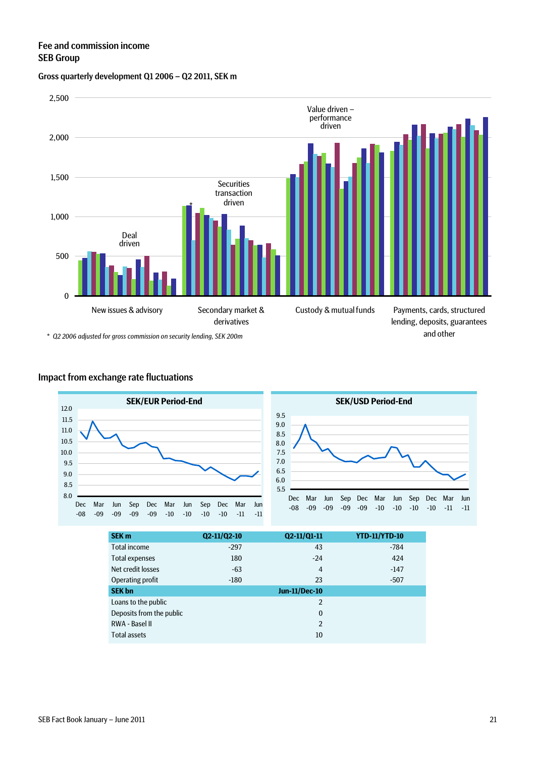## Fee and commission income
## SEB Group

### Gross quarterly development Q1 2006 – Q2 2011, SEK m

Deal driven

Securities transaction driven

Value driven – performance driven

New issues & advisory

Secondary market & derivatives

Custody & mutual funds

Payments, cards, structured lending, deposits, guarantees and other

\* Q2 2006 adjusted for gross commission on security lending, SEK 200m

## Impact from exchange rate fluctuations

SEK/EUR Period-End

SEK/USD Period-End

| SEK m | Q2-11/Q2-10 | Q2-11/Q1-11 | YTD-11/YTD-10 |
|---|---|---|---|
| Total income | -297 | 43 | -784 |
| Total expenses | 180 | -24 | 424 |
| Net credit losses | -63 | 4 | -147 |
| Operating profit | -180 | 23 | -507 |
| **SEK bn** | | **Jun-11/Dec-10** | |
| Loans to the public | | 2 | |
| Deposits from the public | | 0 | |
| RWA - Basel II | | 2 | |
| Total assets | | 10 | |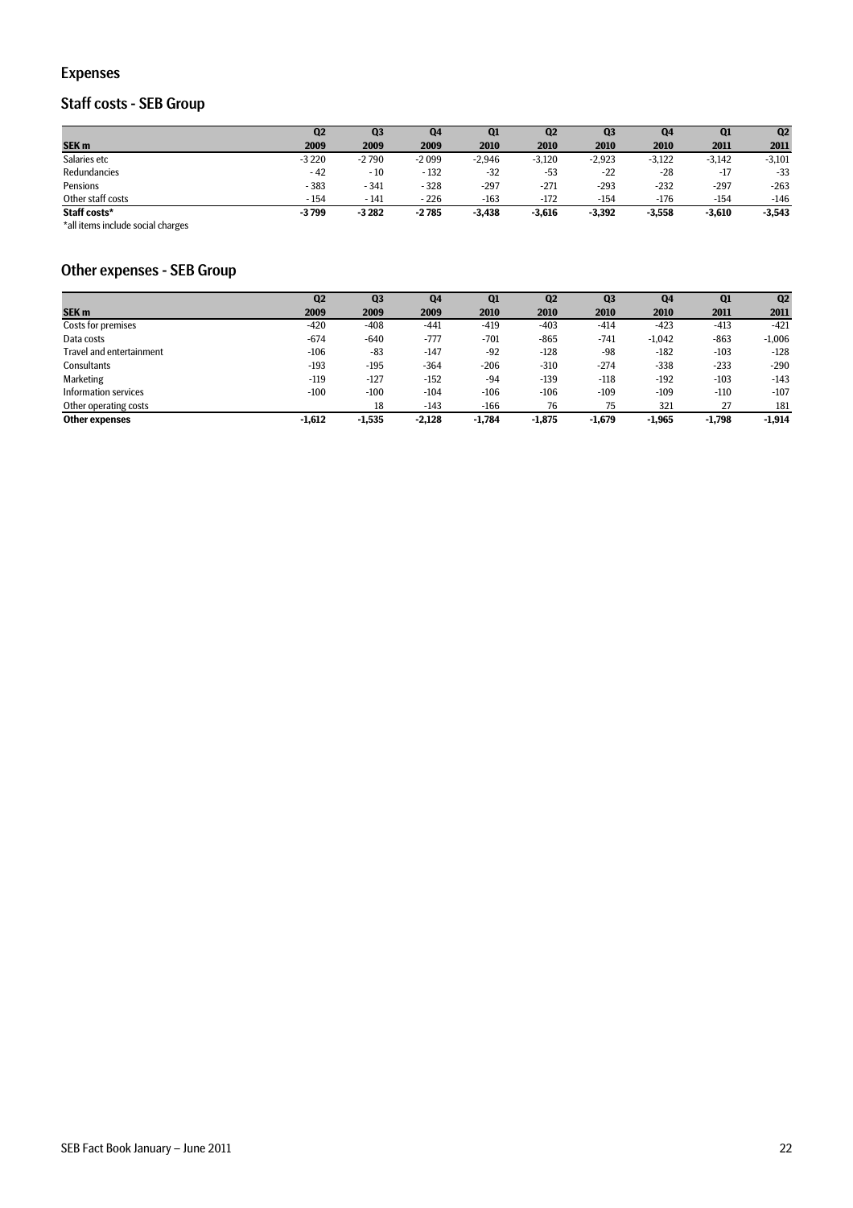## Expenses

### Staff costs - SEB Group

| SEK m | Q2 2009 | Q3 2009 | Q4 2009 | Q1 2010 | Q2 2010 | Q3 2010 | Q4 2010 | Q1 2011 | Q2 2011 |
|---|---|---|---|---|---|---|---|---|---|
| Salaries etc | -3 220 | -2 790 | -2 099 | -2,946 | -3,120 | -2,923 | -3,122 | -3,142 | -3,101 |
| Redundancies | - 42 | - 10 | - 132 | -32 | -53 | -22 | -28 | -17 | -33 |
| Pensions | - 383 | - 341 | - 328 | -297 | -271 | -293 | -232 | -297 | -263 |
| Other staff costs | - 154 | - 141 | - 226 | -163 | -172 | -154 | -176 | -154 | -146 |
| **Staff costs*** | **-3 799** | **-3 282** | **-2 785** | **-3,438** | **-3,616** | **-3,392** | **-3,558** | **-3,610** | **-3,543** |

*all items include social charges

### Other expenses - SEB Group

| SEK m | Q2 2009 | Q3 2009 | Q4 2009 | Q1 2010 | Q2 2010 | Q3 2010 | Q4 2010 | Q1 2011 | Q2 2011 |
|---|---|---|---|---|---|---|---|---|---|
| Costs for premises | -420 | -408 | -441 | -419 | -403 | -414 | -423 | -413 | -421 |
| Data costs | -674 | -640 | -777 | -701 | -865 | -741 | -1,042 | -863 | -1,006 |
| Travel and entertainment | -106 | -83 | -147 | -92 | -128 | -98 | -182 | -103 | -128 |
| Consultants | -193 | -195 | -364 | -206 | -310 | -274 | -338 | -233 | -290 |
| Marketing | -119 | -127 | -152 | -94 | -139 | -118 | -192 | -103 | -143 |
| Information services | -100 | -100 | -104 | -106 | -106 | -109 | -109 | -110 | -107 |
| Other operating costs | | 18 | -143 | -166 | 76 | 75 | 321 | 27 | 181 |
| **Other expenses** | **-1,612** | **-1,535** | **-2,128** | **-1,784** | **-1,875** | **-1,679** | **-1,965** | **-1,798** | **-1,914** |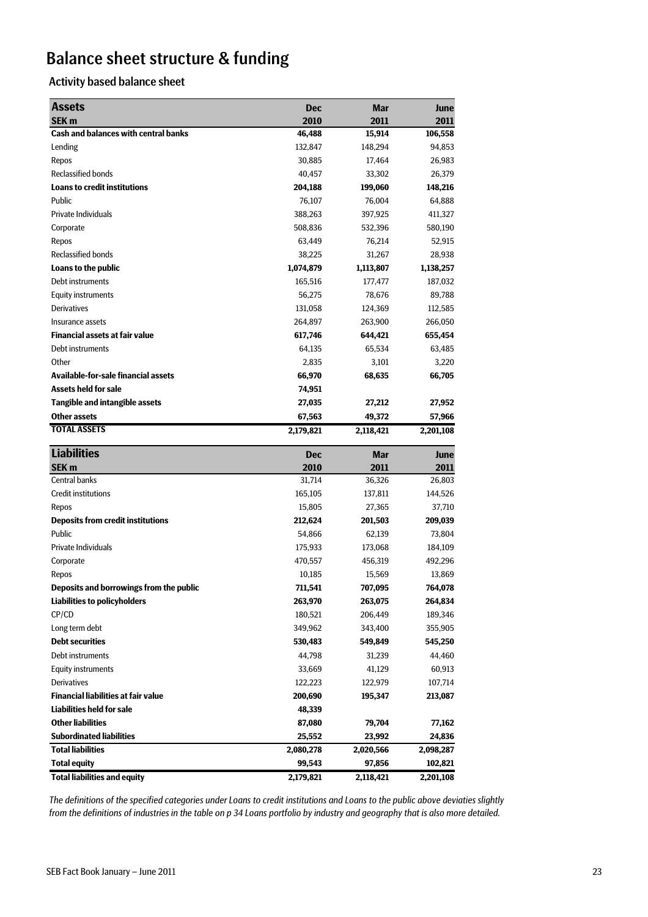# Balance sheet structure & funding

## Activity based balance sheet

| **Assets**<br>**SEK m** | **Dec 2010** | **Mar 2011** | **June 2011** |
|---|---|---|---|
| **Cash and balances with central banks** | **46,488** | **15,914** | **106,558** |
| Lending | 132,847 | 148,294 | 94,853 |
| Repos | 30,885 | 17,464 | 26,983 |
| Reclassified bonds | 40,457 | 33,302 | 26,379 |
| **Loans to credit institutions** | **204,188** | **199,060** | **148,216** |
| Public | 76,107 | 76,004 | 64,888 |
| Private Individuals | 388,263 | 397,925 | 411,327 |
| Corporate | 508,836 | 532,396 | 580,190 |
| Repos | 63,449 | 76,214 | 52,915 |
| Reclassified bonds | 38,225 | 31,267 | 28,938 |
| **Loans to the public** | **1,074,879** | **1,113,807** | **1,138,257** |
| Debt instruments | 165,516 | 177,477 | 187,032 |
| Equity instruments | 56,275 | 78,676 | 89,788 |
| Derivatives | 131,058 | 124,369 | 112,585 |
| Insurance assets | 264,897 | 263,900 | 266,050 |
| **Financial assets at fair value** | **617,746** | **644,421** | **655,454** |
| Debt instruments | 64,135 | 65,534 | 63,485 |
| Other | 2,835 | 3,101 | 3,220 |
| **Available-for-sale financial assets** | **66,970** | **68,635** | **66,705** |
| **Assets held for sale** | **74,951** | | |
| **Tangible and intangible assets** | **27,035** | **27,212** | **27,952** |
| **Other assets** | **67,563** | **49,372** | **57,966** |
| **TOTAL ASSETS** | **2,179,821** | **2,118,421** | **2,201,108** |

| **Liabilities**<br>**SEK m** | **Dec 2010** | **Mar 2011** | **June 2011** |
|---|---|---|---|
| Central banks | 31,714 | 36,326 | 26,803 |
| Credit institutions | 165,105 | 137,811 | 144,526 |
| Repos | 15,805 | 27,365 | 37,710 |
| **Deposits from credit institutions** | **212,624** | **201,503** | **209,039** |
| Public | 54,866 | 62,139 | 73,804 |
| Private Individuals | 175,933 | 173,068 | 184,109 |
| Corporate | 470,557 | 456,319 | 492,296 |
| Repos | 10,185 | 15,569 | 13,869 |
| **Deposits and borrowings from the public** | **711,541** | **707,095** | **764,078** |
| **Liabilities to policyholders** | **263,970** | **263,075** | **264,834** |
| CP/CD | 180,521 | 206,449 | 189,346 |
| Long term debt | 349,962 | 343,400 | 355,905 |
| **Debt securities** | **530,483** | **549,849** | **545,250** |
| Debt instruments | 44,798 | 31,239 | 44,460 |
| Equity instruments | 33,669 | 41,129 | 60,913 |
| Derivatives | 122,223 | 122,979 | 107,714 |
| **Financial liabilities at fair value** | **200,690** | **195,347** | **213,087** |
| **Liabilities held for sale** | **48,339** | | |
| **Other liabilities** | **87,080** | **79,704** | **77,162** |
| **Subordinated liabilities** | **25,552** | **23,992** | **24,836** |
| **Total liabilities** | **2,080,278** | **2,020,566** | **2,098,287** |
| **Total equity** | **99,543** | **97,856** | **102,821** |
| **Total liabilities and equity** | **2,179,821** | **2,118,421** | **2,201,108** |

*The definitions of the specified categories under Loans to credit institutions and Loans to the public above deviaties slightly from the definitions of industries in the table on p 34 Loans portfolio by industry and geography that is also more detailed.*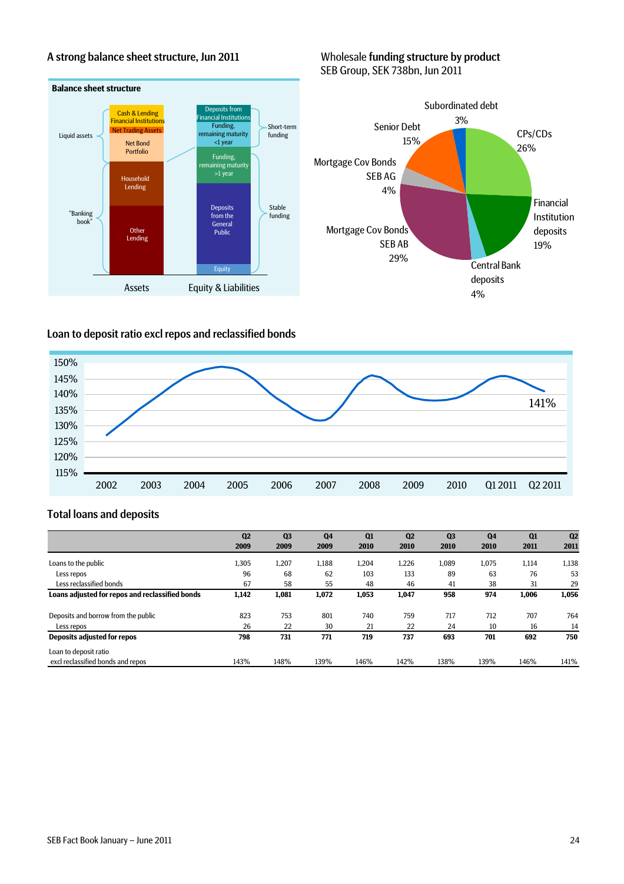## A strong balance sheet structure, Jun 2011

**Balance sheet structure**

Liquid assets: Cash & Lending Financial Institutions; Net Trading Assets; Net Bond Portfolio

"Banking book": Household Lending; Other Lending

Short-term funding: Deposits from Financial Institutions; Funding, remaining maturity <1 year

Stable funding: Funding, remaining maturity >1 year; Deposits from the General Public; Equity

Assets | Equity & Liabilities

## Wholesale funding structure by product

SEB Group, SEK 738bn, Jun 2011

- CPs/CDs 26%
- Financial Institution deposits 19%
- Central Bank deposits 4%
- Mortgage Cov Bonds SEB AB 29%
- Mortgage Cov Bonds SEB AG 4%
- Senior Debt 15%
- Subordinated debt 3%

## Loan to deposit ratio excl repos and reclassified bonds

150%, 145%, 140%, 135%, 130%, 125%, 120%, 115%

2002, 2003, 2004, 2005, 2006, 2007, 2008, 2009, 2010, Q1 2011, Q2 2011

141%

## Total loans and deposits

| | Q2 2009 | Q3 2009 | Q4 2009 | Q1 2010 | Q2 2010 | Q3 2010 | Q4 2010 | Q1 2011 | Q2 2011 |
|---|---|---|---|---|---|---|---|---|---|
| Loans to the public | 1,305 | 1,207 | 1,188 | 1,204 | 1,226 | 1,089 | 1,075 | 1,114 | 1,138 |
| Less repos | 96 | 68 | 62 | 103 | 133 | 89 | 63 | 76 | 53 |
| Less reclassified bonds | 67 | 58 | 55 | 48 | 46 | 41 | 38 | 31 | 29 |
| **Loans adjusted for repos and reclassified bonds** | **1,142** | **1,081** | **1,072** | **1,053** | **1,047** | **958** | **974** | **1,006** | **1,056** |
| | | | | | | | | | |
| Deposits and borrow from the public | 823 | 753 | 801 | 740 | 759 | 717 | 712 | 707 | 764 |
| Less repos | 26 | 22 | 30 | 21 | 22 | 24 | 10 | 16 | 14 |
| **Deposits adjusted for repos** | **798** | **731** | **771** | **719** | **737** | **693** | **701** | **692** | **750** |
| Loan to deposit ratio excl reclassified bonds and repos | 143% | 148% | 139% | 146% | 142% | 138% | 139% | 146% | 141% |

SEB Fact Book January – June 2011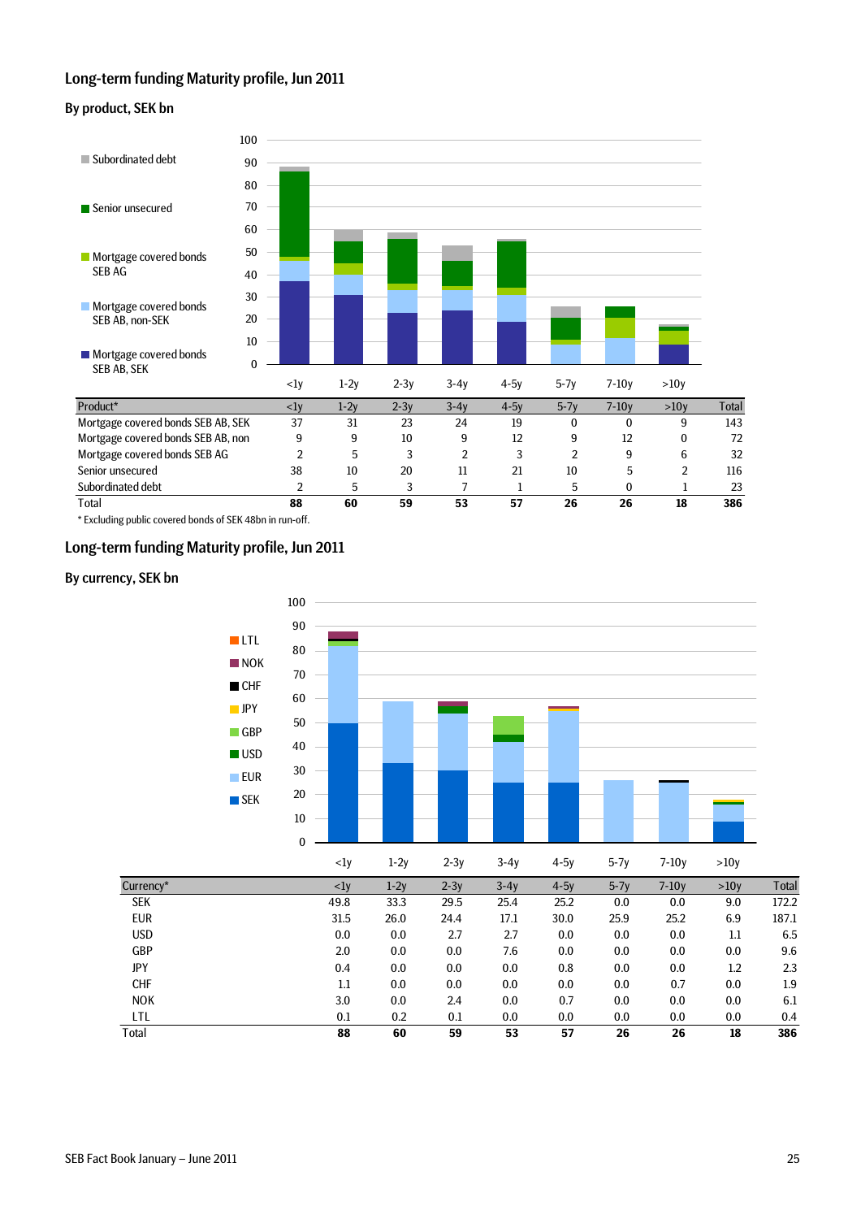## Long-term funding Maturity profile, Jun 2011

### By product, SEK bn

| Product* | <1y | 1-2y | 2-3y | 3-4y | 4-5y | 5-7y | 7-10y | >10y | Total |
|---|---|---|---|---|---|---|---|---|---|
| Mortgage covered bonds SEB AB, SEK | 37 | 31 | 23 | 24 | 19 | 0 | 0 | 9 | 143 |
| Mortgage covered bonds SEB AB, non | 9 | 9 | 10 | 9 | 12 | 9 | 12 | 0 | 72 |
| Mortgage covered bonds SEB AG | 2 | 5 | 3 | 2 | 3 | 2 | 9 | 6 | 32 |
| Senior unsecured | 38 | 10 | 20 | 11 | 21 | 10 | 5 | 2 | 116 |
| Subordinated debt | 2 | 5 | 3 | 7 | 1 | 5 | 0 | 1 | 23 |
| **Total** | **88** | **60** | **59** | **53** | **57** | **26** | **26** | **18** | **386** |

\* Excluding public covered bonds of SEK 48bn in run-off.

## Long-term funding Maturity profile, Jun 2011

### By currency, SEK bn

| Currency* | <1y | 1-2y | 2-3y | 3-4y | 4-5y | 5-7y | 7-10y | >10y | Total |
|---|---|---|---|---|---|---|---|---|---|
| SEK | 49.8 | 33.3 | 29.5 | 25.4 | 25.2 | 0.0 | 0.0 | 9.0 | 172.2 |
| EUR | 31.5 | 26.0 | 24.4 | 17.1 | 30.0 | 25.9 | 25.2 | 6.9 | 187.1 |
| USD | 0.0 | 0.0 | 2.7 | 2.7 | 0.0 | 0.0 | 0.0 | 1.1 | 6.5 |
| GBP | 2.0 | 0.0 | 0.0 | 7.6 | 0.0 | 0.0 | 0.0 | 0.0 | 9.6 |
| JPY | 0.4 | 0.0 | 0.0 | 0.0 | 0.8 | 0.0 | 0.0 | 1.2 | 2.3 |
| CHF | 1.1 | 0.0 | 0.0 | 0.0 | 0.0 | 0.0 | 0.7 | 0.0 | 1.9 |
| NOK | 3.0 | 0.0 | 2.4 | 0.0 | 0.7 | 0.0 | 0.0 | 0.0 | 6.1 |
| LTL | 0.1 | 0.2 | 0.1 | 0.0 | 0.0 | 0.0 | 0.0 | 0.0 | 0.4 |
| Total | **88** | **60** | **59** | **53** | **57** | **26** | **26** | **18** | **386** |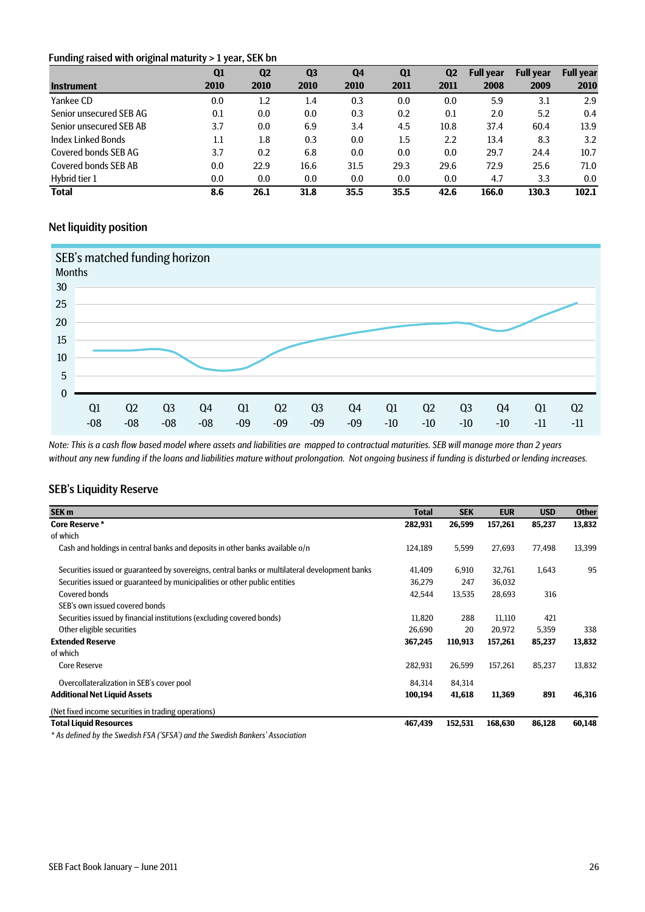## Funding raised with original maturity > 1 year, SEK bn

| Instrument | Q1 2010 | Q2 2010 | Q3 2010 | Q4 2010 | Q1 2011 | Q2 2011 | Full year 2008 | Full year 2009 | Full year 2010 |
|---|---|---|---|---|---|---|---|---|---|
| Yankee CD | 0.0 | 1.2 | 1.4 | 0.3 | 0.0 | 0.0 | 5.9 | 3.1 | 2.9 |
| Senior unsecured SEB AG | 0.1 | 0.0 | 0.0 | 0.3 | 0.2 | 0.1 | 2.0 | 5.2 | 0.4 |
| Senior unsecured SEB AB | 3.7 | 0.0 | 6.9 | 3.4 | 4.5 | 10.8 | 37.4 | 60.4 | 13.9 |
| Index Linked Bonds | 1.1 | 1.8 | 0.3 | 0.0 | 1.5 | 2.2 | 13.4 | 8.3 | 3.2 |
| Covered bonds SEB AG | 3.7 | 0.2 | 6.8 | 0.0 | 0.0 | 0.0 | 29.7 | 24.4 | 10.7 |
| Covered bonds SEB AB | 0.0 | 22.9 | 16.6 | 31.5 | 29.3 | 29.6 | 72.9 | 25.6 | 71.0 |
| Hybrid tier 1 | 0.0 | 0.0 | 0.0 | 0.0 | 0.0 | 0.0 | 4.7 | 3.3 | 0.0 |
| **Total** | **8.6** | **26.1** | **31.8** | **35.5** | **35.5** | **42.6** | **166.0** | **130.3** | **102.1** |

## Net liquidity position

SEB's matched funding horizon

Months

*Note: This is a cash flow based model where assets and liabilities are mapped to contractual maturities. SEB will manage more than 2 years without any new funding if the loans and liabilities mature without prolongation. Not ongoing business if funding is disturbed or lending increases.*

## SEB's Liquidity Reserve

| SEK m | Total | SEK | EUR | USD | Other |
|---|---|---|---|---|---|
| **Core Reserve \*** | **282,931** | **26,599** | **157,261** | **85,237** | **13,832** |
| of which | | | | | |
| Cash and holdings in central banks and deposits in other banks available o/n | 124,189 | 5,599 | 27,693 | 77,498 | 13,399 |
| Securities issued or guaranteed by sovereigns, central banks or multilateral development banks | 41,409 | 6,910 | 32,761 | 1,643 | 95 |
| Securities issued or guaranteed by municipalities or other public entities | 36,279 | 247 | 36,032 | | |
| Covered bonds | 42,544 | 13,535 | 28,693 | 316 | |
| SEB's own issued covered bonds | | | | | |
| Securities issued by financial institutions (excluding covered bonds) | 11,820 | 288 | 11,110 | 421 | |
| Other eligible securities | 26,690 | 20 | 20,972 | 5,359 | 338 |
| **Extended Reserve** | **367,245** | **110,913** | **157,261** | **85,237** | **13,832** |
| of which | | | | | |
| Core Reserve | 282,931 | 26,599 | 157,261 | 85,237 | 13,832 |
| Overcollateralization in SEB's cover pool | 84,314 | 84,314 | | | |
| **Additional Net Liquid Assets** | **100,194** | **41,618** | **11,369** | **891** | **46,316** |
| (Net fixed income securities in trading operations) | | | | | |
| **Total Liquid Resources** | **467,439** | **152,531** | **168,630** | **86,128** | **60,148** |

*\* As defined by the Swedish FSA ('SFSA') and the Swedish Bankers' Association*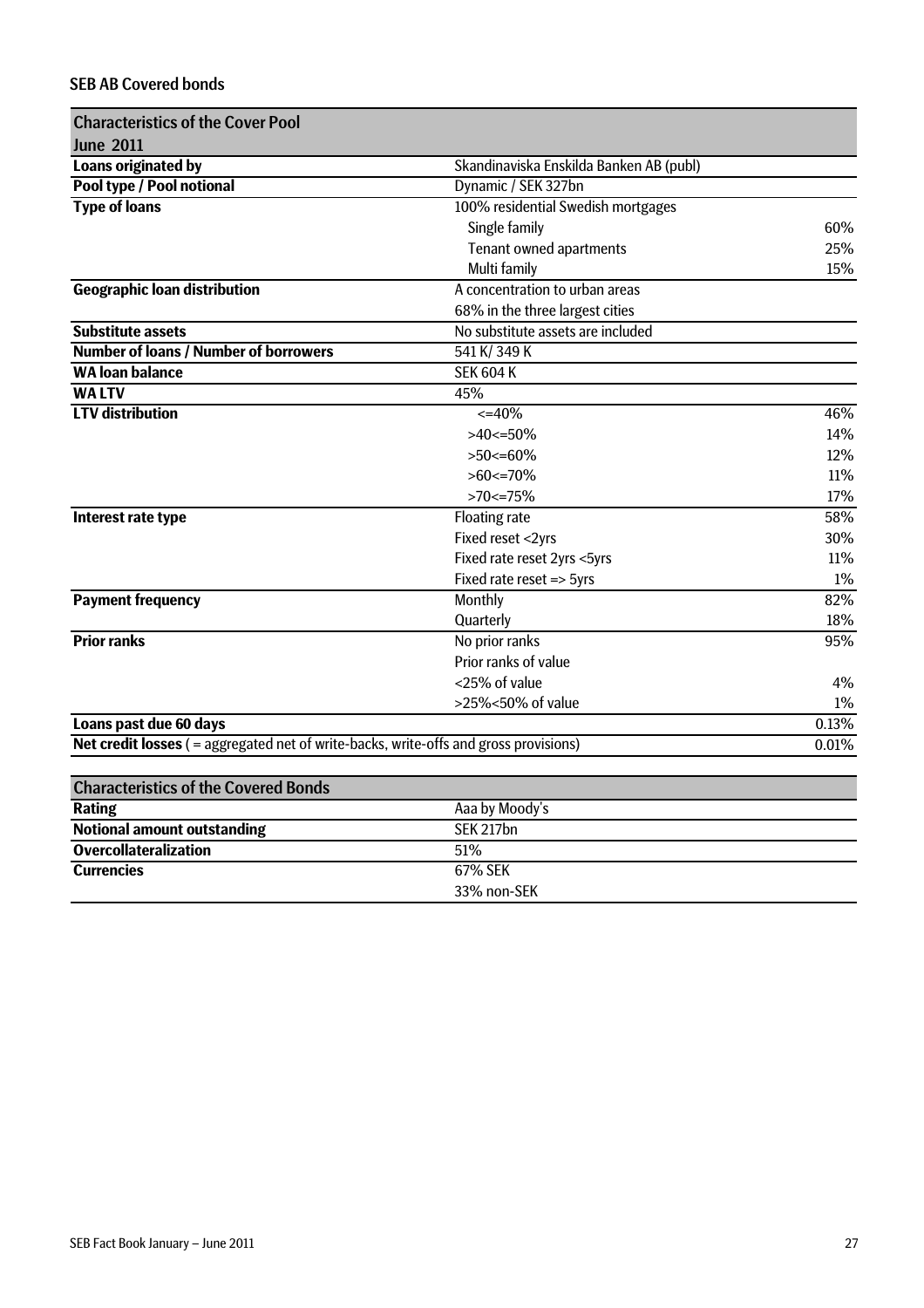## SEB AB Covered bonds

| Characteristics of the Cover Pool<br>June 2011 | | |
|---|---|---|
| **Loans originated by** | Skandinaviska Enskilda Banken AB (publ) | |
| **Pool type / Pool notional** | Dynamic / SEK 327bn | |
| **Type of loans** | 100% residential Swedish mortgages | |
| | Single family | 60% |
| | Tenant owned apartments | 25% |
| | Multi family | 15% |
| **Geographic loan distribution** | A concentration to urban areas | |
| | 68% in the three largest cities | |
| **Substitute assets** | No substitute assets are included | |
| **Number of loans / Number of borrowers** | 541 K/ 349 K | |
| **WA loan balance** | SEK 604 K | |
| **WA LTV** | 45% | |
| **LTV distribution** | <=40% | 46% |
| | >40<=50% | 14% |
| | >50<=60% | 12% |
| | >60<=70% | 11% |
| | >70<=75% | 17% |
| **Interest rate type** | Floating rate | 58% |
| | Fixed reset <2yrs | 30% |
| | Fixed rate reset 2yrs <5yrs | 11% |
| | Fixed rate reset => 5yrs | 1% |
| **Payment frequency** | Monthly | 82% |
| | Quarterly | 18% |
| **Prior ranks** | No prior ranks | 95% |
| | Prior ranks of value | |
| | <25% of value | 4% |
| | >25%<50% of value | 1% |
| **Loans past due 60 days** | | 0.13% |
| **Net credit losses** ( = aggregated net of write-backs, write-offs and gross provisions) | | 0.01% |

| Characteristics of the Covered Bonds | |
|---|---|
| **Rating** | Aaa by Moody's |
| **Notional amount outstanding** | SEK 217bn |
| **Overcollateralization** | 51% |
| **Currencies** | 67% SEK |
| | 33% non-SEK |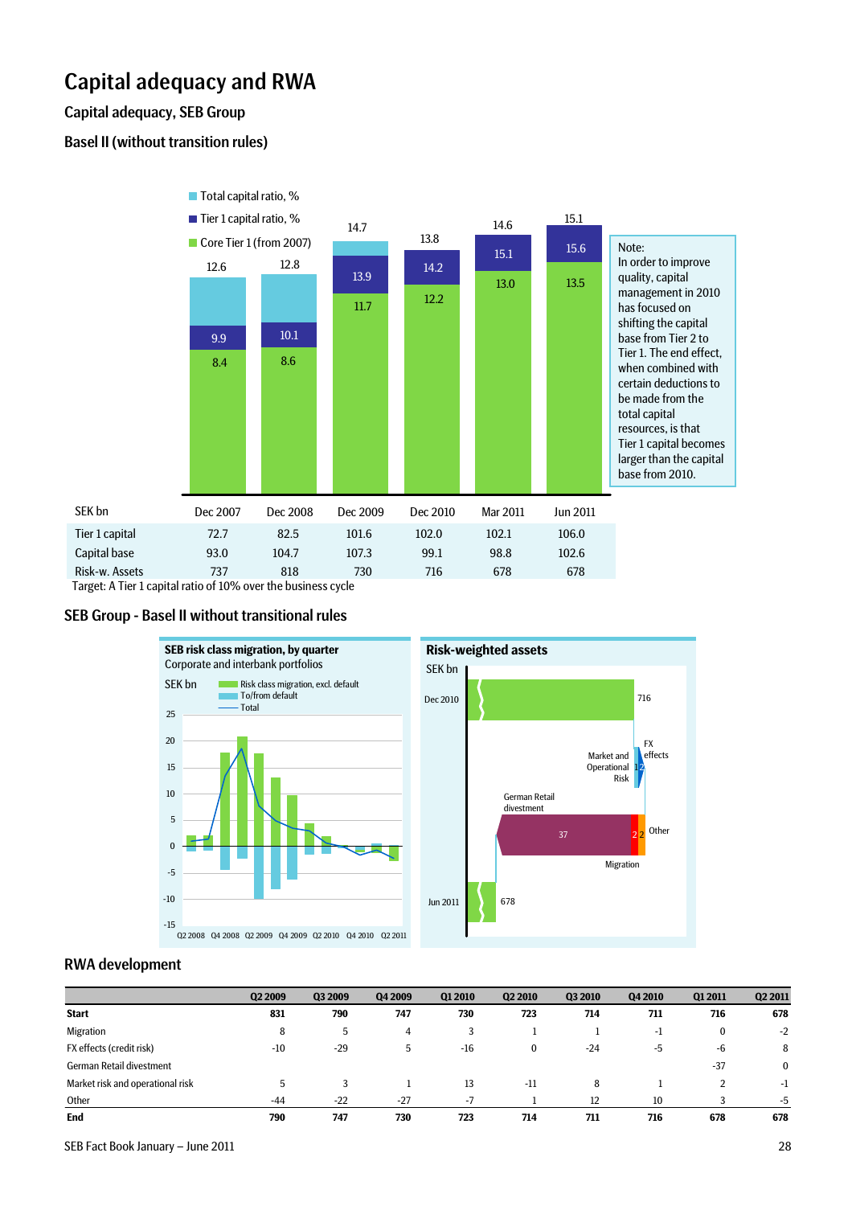# Capital adequacy and RWA

## Capital adequacy, SEB Group

### Basel II (without transition rules)

Total capital ratio, %

Tier 1 capital ratio, %

Core Tier 1 (from 2007)

| | Dec 2007 | Dec 2008 | Dec 2009 | Dec 2010 | Mar 2011 | Jun 2011 |
|---|---|---|---|---|---|---|
| Total capital ratio, % | 12.6 | 12.8 | 14.7 | 13.8 | 14.6 | 15.1 |
| Tier 1 capital ratio, % | 9.9 | 10.1 | 13.9 | 14.2 | 15.1 | 15.6 |
| Core Tier 1 (from 2007) | 8.4 | 8.6 | 11.7 | 12.2 | 13.0 | 13.5 |

Note:
In order to improve quality, capital management in 2010 has focused on shifting the capital base from Tier 2 to Tier 1. The end effect, when combined with certain deductions to be made from the total capital resources, is that Tier 1 capital becomes larger than the capital base from 2010.

| SEK bn | Dec 2007 | Dec 2008 | Dec 2009 | Dec 2010 | Mar 2011 | Jun 2011 |
|---|---|---|---|---|---|---|
| Tier 1 capital | 72.7 | 82.5 | 101.6 | 102.0 | 102.1 | 106.0 |
| Capital base | 93.0 | 104.7 | 107.3 | 99.1 | 98.8 | 102.6 |
| Risk-w. Assets | 737 | 818 | 730 | 716 | 678 | 678 |

Target: A Tier 1 capital ratio of 10% over the business cycle

## SEB Group - Basel II without transitional rules

**SEB risk class migration, by quarter**
Corporate and interbank portfolios

SEK bn — Risk class migration, excl. default; To/from default; Total

**Risk-weighted assets**

SEK bn

Dec 2010: 716; Market and Operational Risk: 1; FX effects: 2; German Retail divestment: 37; Migration: 2; Other: 2; Jun 2011: 678

## RWA development

| | Q2 2009 | Q3 2009 | Q4 2009 | Q1 2010 | Q2 2010 | Q3 2010 | Q4 2010 | Q1 2011 | Q2 2011 |
|---|---|---|---|---|---|---|---|---|---|
| **Start** | **831** | **790** | **747** | **730** | **723** | **714** | **711** | **716** | **678** |
| Migration | 8 | 5 | 4 | 3 | 1 | 1 | -1 | 0 | -2 |
| FX effects (credit risk) | -10 | -29 | 5 | -16 | 0 | -24 | -5 | -6 | 8 |
| German Retail divestment | | | | | | | | -37 | 0 |
| Market risk and operational risk | 5 | 3 | 1 | 13 | -11 | 8 | 1 | 2 | -1 |
| Other | -44 | -22 | -27 | -7 | 1 | 12 | 10 | 3 | -5 |
| **End** | **790** | **747** | **730** | **723** | **714** | **711** | **716** | **678** | **678** |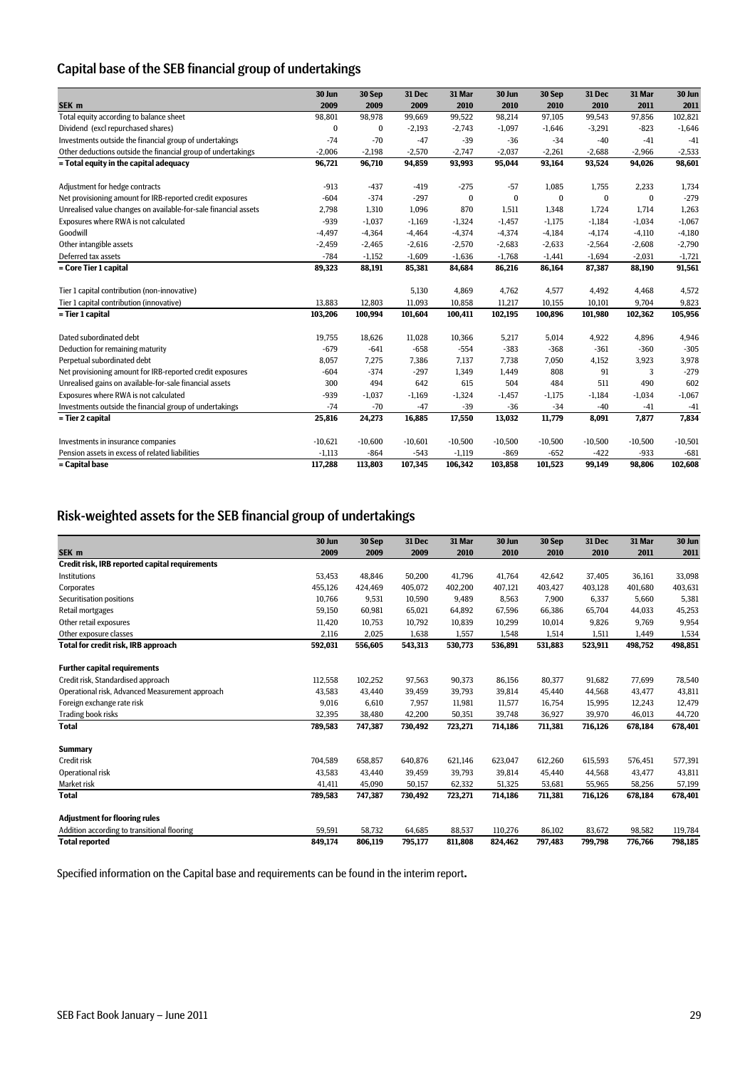## Capital base of the SEB financial group of undertakings

| SEK m | 30 Jun 2009 | 30 Sep 2009 | 31 Dec 2009 | 31 Mar 2010 | 30 Jun 2010 | 30 Sep 2010 | 31 Dec 2010 | 31 Mar 2011 | 30 Jun 2011 |
|---|---|---|---|---|---|---|---|---|---|
| Total equity according to balance sheet | 98,801 | 98,978 | 99,669 | 99,522 | 98,214 | 97,105 | 99,543 | 97,856 | 102,821 |
| Dividend (excl repurchased shares) | 0 | 0 | -2,193 | -2,743 | -1,097 | -1,646 | -3,291 | -823 | -1,646 |
| Investments outside the financial group of undertakings | -74 | -70 | -47 | -39 | -36 | -34 | -40 | -41 | -41 |
| Other deductions outside the financial group of undertakings | -2,006 | -2,198 | -2,570 | -2,747 | -2,037 | -2,261 | -2,688 | -2,966 | -2,533 |
| **= Total equity in the capital adequacy** | **96,721** | **96,710** | **94,859** | **93,993** | **95,044** | **93,164** | **93,524** | **94,026** | **98,601** |
| Adjustment for hedge contracts | -913 | -437 | -419 | -275 | -57 | 1,085 | 1,755 | 2,233 | 1,734 |
| Net provisioning amount for IRB-reported credit exposures | -604 | -374 | -297 | 0 | 0 | 0 | 0 | 0 | -279 |
| Unrealised value changes on available-for-sale financial assets | 2,798 | 1,310 | 1,096 | 870 | 1,511 | 1,348 | 1,724 | 1,714 | 1,263 |
| Exposures where RWA is not calculated | -939 | -1,037 | -1,169 | -1,324 | -1,457 | -1,175 | -1,184 | -1,034 | -1,067 |
| Goodwill | -4,497 | -4,364 | -4,464 | -4,374 | -4,374 | -4,184 | -4,174 | -4,110 | -4,180 |
| Other intangible assets | -2,459 | -2,465 | -2,616 | -2,570 | -2,683 | -2,633 | -2,564 | -2,608 | -2,790 |
| Deferred tax assets | -784 | -1,152 | -1,609 | -1,636 | -1,768 | -1,441 | -1,694 | -2,031 | -1,721 |
| **= Core Tier 1 capital** | **89,323** | **88,191** | **85,381** | **84,684** | **86,216** | **86,164** | **87,387** | **88,190** | **91,561** |
| Tier 1 capital contribution (non-innovative) | | | 5,130 | 4,869 | 4,762 | 4,577 | 4,492 | 4,468 | 4,572 |
| Tier 1 capital contribution (innovative) | 13,883 | 12,803 | 11,093 | 10,858 | 11,217 | 10,155 | 10,101 | 9,704 | 9,823 |
| **= Tier 1 capital** | **103,206** | **100,994** | **101,604** | **100,411** | **102,195** | **100,896** | **101,980** | **102,362** | **105,956** |
| Dated subordinated debt | 19,755 | 18,626 | 11,028 | 10,366 | 5,217 | 5,014 | 4,922 | 4,896 | 4,946 |
| Deduction for remaining maturity | -679 | -641 | -658 | -554 | -383 | -368 | -361 | -360 | -305 |
| Perpetual subordinated debt | 8,057 | 7,275 | 7,386 | 7,137 | 7,738 | 7,050 | 4,152 | 3,923 | 3,978 |
| Net provisioning amount for IRB-reported credit exposures | -604 | -374 | -297 | 1,349 | 1,449 | 808 | 91 | 3 | -279 |
| Unrealised gains on available-for-sale financial assets | 300 | 494 | 642 | 615 | 504 | 484 | 511 | 490 | 602 |
| Exposures where RWA is not calculated | -939 | -1,037 | -1,169 | -1,324 | -1,457 | -1,175 | -1,184 | -1,034 | -1,067 |
| Investments outside the financial group of undertakings | -74 | -70 | -47 | -39 | -36 | -34 | -40 | -41 | -41 |
| **= Tier 2 capital** | **25,816** | **24,273** | **16,885** | **17,550** | **13,032** | **11,779** | **8,091** | **7,877** | **7,834** |
| Investments in insurance companies | -10,621 | -10,600 | -10,601 | -10,500 | -10,500 | -10,500 | -10,500 | -10,500 | -10,501 |
| Pension assets in excess of related liabilities | -1,113 | -864 | -543 | -1,119 | -869 | -652 | -422 | -933 | -681 |
| **= Capital base** | **117,288** | **113,803** | **107,345** | **106,342** | **103,858** | **101,523** | **99,149** | **98,806** | **102,608** |

## Risk-weighted assets for the SEB financial group of undertakings

| SEK m | 30 Jun 2009 | 30 Sep 2009 | 31 Dec 2009 | 31 Mar 2010 | 30 Jun 2010 | 30 Sep 2010 | 31 Dec 2010 | 31 Mar 2011 | 30 Jun 2011 |
|---|---|---|---|---|---|---|---|---|---|
| **Credit risk, IRB reported capital requirements** | | | | | | | | | |
| Institutions | 53,453 | 48,846 | 50,200 | 41,796 | 41,764 | 42,642 | 37,405 | 36,161 | 33,098 |
| Corporates | 455,126 | 424,469 | 405,072 | 402,200 | 407,121 | 403,427 | 403,128 | 401,680 | 403,631 |
| Securitisation positions | 10,766 | 9,531 | 10,590 | 9,489 | 8,563 | 7,900 | 6,337 | 5,660 | 5,381 |
| Retail mortgages | 59,150 | 60,981 | 65,021 | 64,892 | 67,596 | 66,386 | 65,704 | 44,033 | 45,253 |
| Other retail exposures | 11,420 | 10,753 | 10,792 | 10,839 | 10,299 | 10,014 | 9,826 | 9,769 | 9,954 |
| Other exposure classes | 2,116 | 2,025 | 1,638 | 1,557 | 1,548 | 1,514 | 1,511 | 1,449 | 1,534 |
| **Total for credit risk, IRB approach** | **592,031** | **556,605** | **543,313** | **530,773** | **536,891** | **531,883** | **523,911** | **498,752** | **498,851** |
| **Further capital requirements** | | | | | | | | | |
| Credit risk, Standardised approach | 112,558 | 102,252 | 97,563 | 90,373 | 86,156 | 80,377 | 91,682 | 77,699 | 78,540 |
| Operational risk, Advanced Measurement approach | 43,583 | 43,440 | 39,459 | 39,793 | 39,814 | 45,440 | 44,568 | 43,477 | 43,811 |
| Foreign exchange rate risk | 9,016 | 6,610 | 7,957 | 11,981 | 11,577 | 16,754 | 15,995 | 12,243 | 12,479 |
| Trading book risks | 32,395 | 38,480 | 42,200 | 50,351 | 39,748 | 36,927 | 39,970 | 46,013 | 44,720 |
| **Total** | **789,583** | **747,387** | **730,492** | **723,271** | **714,186** | **711,381** | **716,126** | **678,184** | **678,401** |
| **Summary** | | | | | | | | | |
| Credit risk | 704,589 | 658,857 | 640,876 | 621,146 | 623,047 | 612,260 | 615,593 | 576,451 | 577,391 |
| Operational risk | 43,583 | 43,440 | 39,459 | 39,793 | 39,814 | 45,440 | 44,568 | 43,477 | 43,811 |
| Market risk | 41,411 | 45,090 | 50,157 | 62,332 | 51,325 | 53,681 | 55,965 | 58,256 | 57,199 |
| **Total** | **789,583** | **747,387** | **730,492** | **723,271** | **714,186** | **711,381** | **716,126** | **678,184** | **678,401** |
| **Adjustment for flooring rules** | | | | | | | | | |
| Addition according to transitional flooring | 59,591 | 58,732 | 64,685 | 88,537 | 110,276 | 86,102 | 83,672 | 98,582 | 119,784 |
| **Total reported** | **849,174** | **806,119** | **795,177** | **811,808** | **824,462** | **797,483** | **799,798** | **776,766** | **798,185** |

Specified information on the Capital base and requirements can be found in the interim report**.**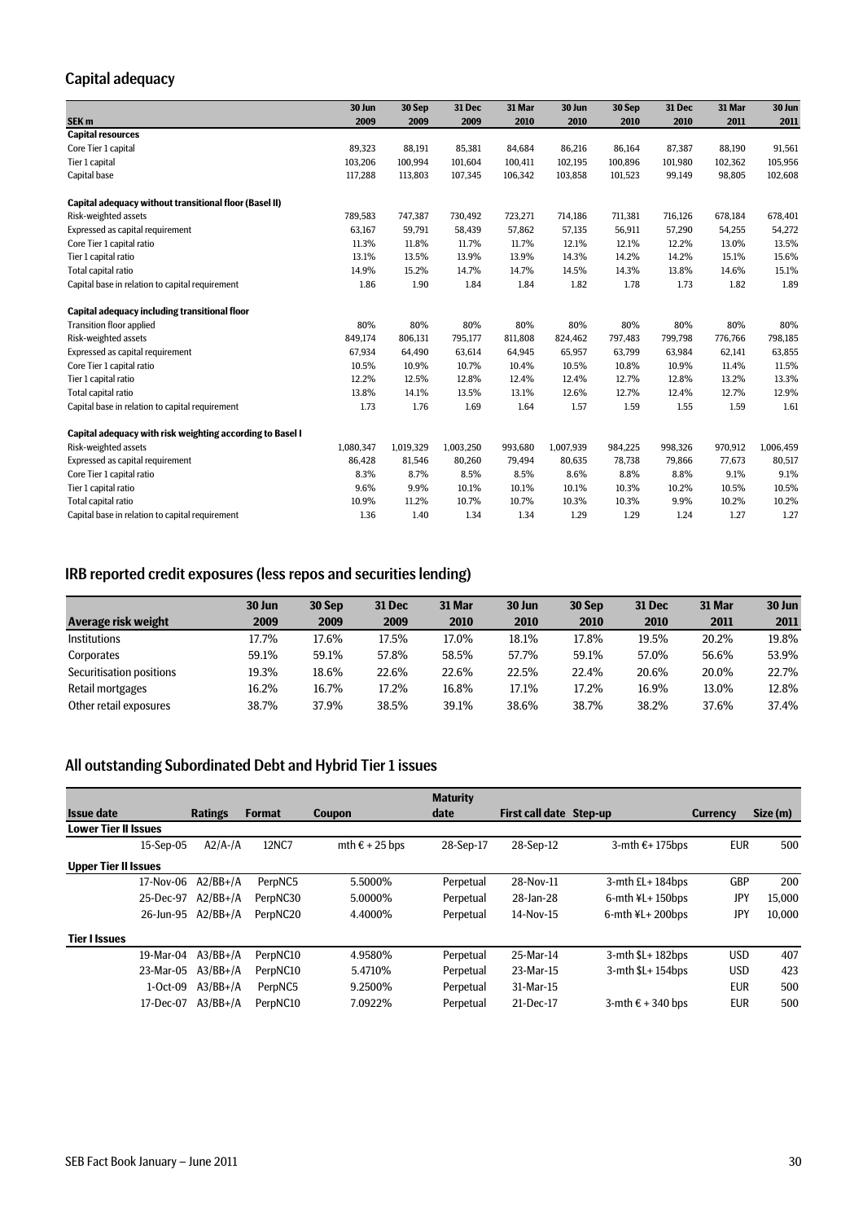## Capital adequacy

| SEK m | 30 Jun 2009 | 30 Sep 2009 | 31 Dec 2009 | 31 Mar 2010 | 30 Jun 2010 | 30 Sep 2010 | 31 Dec 2010 | 31 Mar 2011 | 30 Jun 2011 |
|---|---|---|---|---|---|---|---|---|---|
| **Capital resources** | | | | | | | | | |
| Core Tier 1 capital | 89,323 | 88,191 | 85,381 | 84,684 | 86,216 | 86,164 | 87,387 | 88,190 | 91,561 |
| Tier 1 capital | 103,206 | 100,994 | 101,604 | 100,411 | 102,195 | 100,896 | 101,980 | 102,362 | 105,956 |
| Capital base | 117,288 | 113,803 | 107,345 | 106,342 | 103,858 | 101,523 | 99,149 | 98,805 | 102,608 |
| | | | | | | | | | |
| **Capital adequacy without transitional floor (Basel II)** | | | | | | | | | |
| Risk-weighted assets | 789,583 | 747,387 | 730,492 | 723,271 | 714,186 | 711,381 | 716,126 | 678,184 | 678,401 |
| Expressed as capital requirement | 63,167 | 59,791 | 58,439 | 57,862 | 57,135 | 56,911 | 57,290 | 54,255 | 54,272 |
| Core Tier 1 capital ratio | 11.3% | 11.8% | 11.7% | 11.7% | 12.1% | 12.1% | 12.2% | 13.0% | 13.5% |
| Tier 1 capital ratio | 13.1% | 13.5% | 13.9% | 13.9% | 14.3% | 14.2% | 14.2% | 15.1% | 15.6% |
| Total capital ratio | 14.9% | 15.2% | 14.7% | 14.7% | 14.5% | 14.3% | 13.8% | 14.6% | 15.1% |
| Capital base in relation to capital requirement | 1.86 | 1.90 | 1.84 | 1.84 | 1.82 | 1.78 | 1.73 | 1.82 | 1.89 |
| | | | | | | | | | |
| **Capital adequacy including transitional floor** | | | | | | | | | |
| Transition floor applied | 80% | 80% | 80% | 80% | 80% | 80% | 80% | 80% | 80% |
| Risk-weighted assets | 849,174 | 806,131 | 795,177 | 811,808 | 824,462 | 797,483 | 799,798 | 776,766 | 798,185 |
| Expressed as capital requirement | 67,934 | 64,490 | 63,614 | 64,945 | 65,957 | 63,799 | 63,984 | 62,141 | 63,855 |
| Core Tier 1 capital ratio | 10.5% | 10.9% | 10.7% | 10.4% | 10.5% | 10.8% | 10.9% | 11.4% | 11.5% |
| Tier 1 capital ratio | 12.2% | 12.5% | 12.8% | 12.4% | 12.4% | 12.7% | 12.8% | 13.2% | 13.3% |
| Total capital ratio | 13.8% | 14.1% | 13.5% | 13.1% | 12.6% | 12.7% | 12.4% | 12.7% | 12.9% |
| Capital base in relation to capital requirement | 1.73 | 1.76 | 1.69 | 1.64 | 1.57 | 1.59 | 1.55 | 1.59 | 1.61 |
| | | | | | | | | | |
| **Capital adequacy with risk weighting according to Basel I** | | | | | | | | | |
| Risk-weighted assets | 1,080,347 | 1,019,329 | 1,003,250 | 993,680 | 1,007,939 | 984,225 | 998,326 | 970,912 | 1,006,459 |
| Expressed as capital requirement | 86,428 | 81,546 | 80,260 | 79,494 | 80,635 | 78,738 | 79,866 | 77,673 | 80,517 |
| Core Tier 1 capital ratio | 8.3% | 8.7% | 8.5% | 8.5% | 8.6% | 8.8% | 8.8% | 9.1% | 9.1% |
| Tier 1 capital ratio | 9.6% | 9.9% | 10.1% | 10.1% | 10.1% | 10.3% | 10.2% | 10.5% | 10.5% |
| Total capital ratio | 10.9% | 11.2% | 10.7% | 10.7% | 10.3% | 10.3% | 9.9% | 10.2% | 10.2% |
| Capital base in relation to capital requirement | 1.36 | 1.40 | 1.34 | 1.34 | 1.29 | 1.29 | 1.24 | 1.27 | 1.27 |

## IRB reported credit exposures (less repos and securities lending)

| Average risk weight | 30 Jun 2009 | 30 Sep 2009 | 31 Dec 2009 | 31 Mar 2010 | 30 Jun 2010 | 30 Sep 2010 | 31 Dec 2010 | 31 Mar 2011 | 30 Jun 2011 |
|---|---|---|---|---|---|---|---|---|---|
| Institutions | 17.7% | 17.6% | 17.5% | 17.0% | 18.1% | 17.8% | 19.5% | 20.2% | 19.8% |
| Corporates | 59.1% | 59.1% | 57.8% | 58.5% | 57.7% | 59.1% | 57.0% | 56.6% | 53.9% |
| Securitisation positions | 19.3% | 18.6% | 22.6% | 22.6% | 22.5% | 22.4% | 20.6% | 20.0% | 22.7% |
| Retail mortgages | 16.2% | 16.7% | 17.2% | 16.8% | 17.1% | 17.2% | 16.9% | 13.0% | 12.8% |
| Other retail exposures | 38.7% | 37.9% | 38.5% | 39.1% | 38.6% | 38.7% | 38.2% | 37.6% | 37.4% |

## All outstanding Subordinated Debt and Hybrid Tier 1 issues

| Issue date | Ratings | Format | Coupon | Maturity date | First call date | Step-up | Currency | Size (m) |
|---|---|---|---|---|---|---|---|---|
| **Lower Tier II Issues** | | | | | | | | |
| 15-Sep-05 | A2/A-/A | 12NC7 | mth € + 25 bps | 28-Sep-17 | 28-Sep-12 | 3-mth €+ 175bps | EUR | 500 |
| **Upper Tier II Issues** | | | | | | | | |
| 17-Nov-06 | A2/BB+/A | PerpNC5 | 5.5000% | Perpetual | 28-Nov-11 | 3-mth £L+ 184bps | GBP | 200 |
| 25-Dec-97 | A2/BB+/A | PerpNC30 | 5.0000% | Perpetual | 28-Jan-28 | 6-mth ¥L+ 150bps | JPY | 15,000 |
| 26-Jun-95 | A2/BB+/A | PerpNC20 | 4.4000% | Perpetual | 14-Nov-15 | 6-mth ¥L+ 200bps | JPY | 10,000 |
| **Tier I Issues** | | | | | | | | |
| 19-Mar-04 | A3/BB+/A | PerpNC10 | 4.9580% | Perpetual | 25-Mar-14 | 3-mth $L+ 182bps | USD | 407 |
| 23-Mar-05 | A3/BB+/A | PerpNC10 | 5.4710% | Perpetual | 23-Mar-15 | 3-mth $L+ 154bps | USD | 423 |
| 1-Oct-09 | A3/BB+/A | PerpNC5 | 9.2500% | Perpetual | 31-Mar-15 | | EUR | 500 |
| 17-Dec-07 | A3/BB+/A | PerpNC10 | 7.0922% | Perpetual | 21-Dec-17 | 3-mth € + 340 bps | EUR | 500 |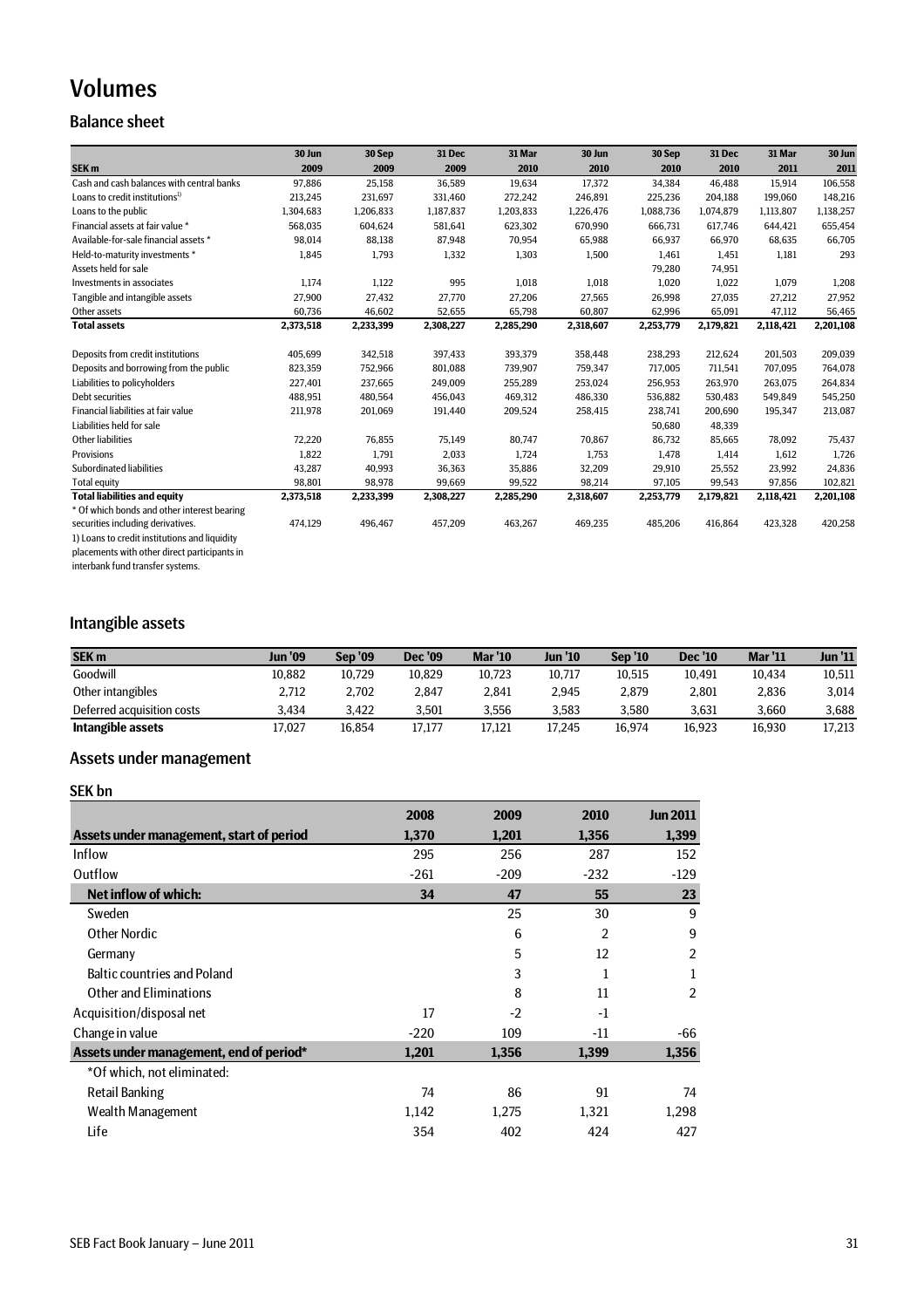# Volumes

## Balance sheet

| SEK m | 30 Jun 2009 | 30 Sep 2009 | 31 Dec 2009 | 31 Mar 2010 | 30 Jun 2010 | 30 Sep 2010 | 31 Dec 2010 | 31 Mar 2011 | 30 Jun 2011 |
|---|---|---|---|---|---|---|---|---|---|
| Cash and cash balances with central banks | 97,886 | 25,158 | 36,589 | 19,634 | 17,372 | 34,384 | 46,488 | 15,914 | 106,558 |
| Loans to credit institutions[1] | 213,245 | 231,697 | 331,460 | 272,242 | 246,891 | 225,236 | 204,188 | 199,060 | 148,216 |
| Loans to the public | 1,304,683 | 1,206,833 | 1,187,837 | 1,203,833 | 1,226,476 | 1,088,736 | 1,074,879 | 1,113,807 | 1,138,257 |
| Financial assets at fair value * | 568,035 | 604,624 | 581,641 | 623,302 | 670,990 | 666,731 | 617,746 | 644,421 | 655,454 |
| Available-for-sale financial assets * | 98,014 | 88,138 | 87,948 | 70,954 | 65,988 | 66,937 | 66,970 | 68,635 | 66,705 |
| Held-to-maturity investments * | 1,845 | 1,793 | 1,332 | 1,303 | 1,500 | 1,461 | 1,451 | 1,181 | 293 |
| Assets held for sale | | | | | | 79,280 | 74,951 | | |
| Investments in associates | 1,174 | 1,122 | 995 | 1,018 | 1,018 | 1,020 | 1,022 | 1,079 | 1,208 |
| Tangible and intangible assets | 27,900 | 27,432 | 27,770 | 27,206 | 27,565 | 26,998 | 27,035 | 27,212 | 27,952 |
| Other assets | 60,736 | 46,602 | 52,655 | 65,798 | 60,807 | 62,996 | 65,091 | 47,112 | 56,465 |
| **Total assets** | **2,373,518** | **2,233,399** | **2,308,227** | **2,285,290** | **2,318,607** | **2,253,779** | **2,179,821** | **2,118,421** | **2,201,108** |
| | | | | | | | | | |
| Deposits from credit institutions | 405,699 | 342,518 | 397,433 | 393,379 | 358,448 | 238,293 | 212,624 | 201,503 | 209,039 |
| Deposits and borrowing from the public | 823,359 | 752,966 | 801,088 | 739,907 | 759,347 | 717,005 | 711,541 | 707,095 | 764,078 |
| Liabilities to policyholders | 227,401 | 237,665 | 249,009 | 255,289 | 253,024 | 256,953 | 263,970 | 263,075 | 264,834 |
| Debt securities | 488,951 | 480,564 | 456,043 | 469,312 | 486,330 | 536,882 | 530,483 | 549,849 | 545,250 |
| Financial liabilities at fair value | 211,978 | 201,069 | 191,440 | 209,524 | 258,415 | 238,741 | 200,690 | 195,347 | 213,087 |
| Liabilities held for sale | | | | | | 50,680 | 48,339 | | |
| Other liabilities | 72,220 | 76,855 | 75,149 | 80,747 | 70,867 | 86,732 | 85,665 | 78,092 | 75,437 |
| Provisions | 1,822 | 1,791 | 2,033 | 1,724 | 1,753 | 1,478 | 1,414 | 1,612 | 1,726 |
| Subordinated liabilities | 43,287 | 40,993 | 36,363 | 35,886 | 32,209 | 29,910 | 25,552 | 23,992 | 24,836 |
| Total equity | 98,801 | 98,978 | 99,669 | 99,522 | 98,214 | 97,105 | 99,543 | 97,856 | 102,821 |
| **Total liabilities and equity** | **2,373,518** | **2,233,399** | **2,308,227** | **2,285,290** | **2,318,607** | **2,253,779** | **2,179,821** | **2,118,421** | **2,201,108** |
| * Of which bonds and other interest bearing securities including derivatives. | 474,129 | 496,467 | 457,209 | 463,267 | 469,235 | 485,206 | 416,864 | 423,328 | 420,258 |

1) Loans to credit institutions and liquidity placements with other direct participants in interbank fund transfer systems.

## Intangible assets

| SEK m | Jun '09 | Sep '09 | Dec '09 | Mar '10 | Jun '10 | Sep '10 | Dec '10 | Mar '11 | Jun '11 |
|---|---|---|---|---|---|---|---|---|---|
| Goodwill | 10,882 | 10,729 | 10,829 | 10,723 | 10,717 | 10,515 | 10,491 | 10,434 | 10,511 |
| Other intangibles | 2,712 | 2,702 | 2,847 | 2,841 | 2,945 | 2,879 | 2,801 | 2,836 | 3,014 |
| Deferred acquisition costs | 3,434 | 3,422 | 3,501 | 3,556 | 3,583 | 3,580 | 3,631 | 3,660 | 3,688 |
| **Intangible assets** | **17,027** | **16,854** | **17,177** | **17,121** | **17,245** | **16,974** | **16,923** | **16,930** | **17,213** |

## Assets under management

### SEK bn

| | 2008 | 2009 | 2010 | Jun 2011 |
|---|---|---|---|---|
| **Assets under management, start of period** | **1,370** | **1,201** | **1,356** | **1,399** |
| Inflow | 295 | 256 | 287 | 152 |
| Outflow | -261 | -209 | -232 | -129 |
| **Net inflow of which:** | **34** | **47** | **55** | **23** |
| Sweden | | 25 | 30 | 9 |
| Other Nordic | | 6 | 2 | 9 |
| Germany | | 5 | 12 | 2 |
| Baltic countries and Poland | | 3 | 1 | 1 |
| Other and Eliminations | | 8 | 11 | 2 |
| Acquisition/disposal net | 17 | -2 | -1 | |
| Change in value | -220 | 109 | -11 | -66 |
| **Assets under management, end of period*** | **1,201** | **1,356** | **1,399** | **1,356** |
| *Of which, not eliminated: | | | | |
| Retail Banking | 74 | 86 | 91 | 74 |
| Wealth Management | 1,142 | 1,275 | 1,321 | 1,298 |
| Life | 354 | 402 | 424 | 427 |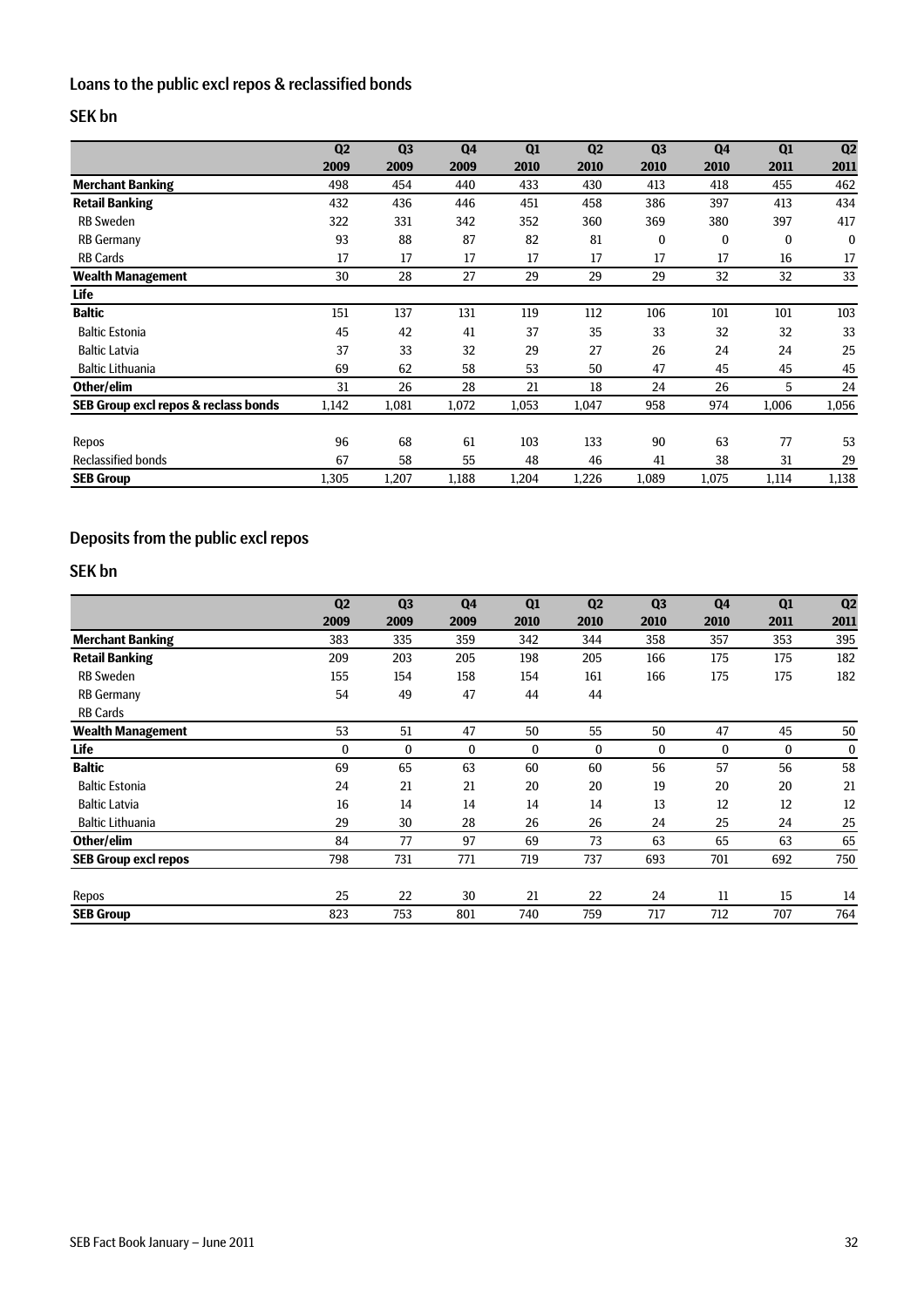## Loans to the public excl repos & reclassified bonds

### SEK bn

| | Q2 2009 | Q3 2009 | Q4 2009 | Q1 2010 | Q2 2010 | Q3 2010 | Q4 2010 | Q1 2011 | Q2 2011 |
|---|---|---|---|---|---|---|---|---|---|
| **Merchant Banking** | 498 | 454 | 440 | 433 | 430 | 413 | 418 | 455 | 462 |
| **Retail Banking** | 432 | 436 | 446 | 451 | 458 | 386 | 397 | 413 | 434 |
| RB Sweden | 322 | 331 | 342 | 352 | 360 | 369 | 380 | 397 | 417 |
| RB Germany | 93 | 88 | 87 | 82 | 81 | 0 | 0 | 0 | 0 |
| RB Cards | 17 | 17 | 17 | 17 | 17 | 17 | 17 | 16 | 17 |
| **Wealth Management** | 30 | 28 | 27 | 29 | 29 | 29 | 32 | 32 | 33 |
| **Life** | | | | | | | | | |
| **Baltic** | 151 | 137 | 131 | 119 | 112 | 106 | 101 | 101 | 103 |
| Baltic Estonia | 45 | 42 | 41 | 37 | 35 | 33 | 32 | 32 | 33 |
| Baltic Latvia | 37 | 33 | 32 | 29 | 27 | 26 | 24 | 24 | 25 |
| Baltic Lithuania | 69 | 62 | 58 | 53 | 50 | 47 | 45 | 45 | 45 |
| **Other/elim** | 31 | 26 | 28 | 21 | 18 | 24 | 26 | 5 | 24 |
| **SEB Group excl repos & reclass bonds** | 1,142 | 1,081 | 1,072 | 1,053 | 1,047 | 958 | 974 | 1,006 | 1,056 |
| | | | | | | | | | |
| Repos | 96 | 68 | 61 | 103 | 133 | 90 | 63 | 77 | 53 |
| Reclassified bonds | 67 | 58 | 55 | 48 | 46 | 41 | 38 | 31 | 29 |
| **SEB Group** | 1,305 | 1,207 | 1,188 | 1,204 | 1,226 | 1,089 | 1,075 | 1,114 | 1,138 |

## Deposits from the public excl repos

### SEK bn

| | Q2 2009 | Q3 2009 | Q4 2009 | Q1 2010 | Q2 2010 | Q3 2010 | Q4 2010 | Q1 2011 | Q2 2011 |
|---|---|---|---|---|---|---|---|---|---|
| **Merchant Banking** | 383 | 335 | 359 | 342 | 344 | 358 | 357 | 353 | 395 |
| **Retail Banking** | 209 | 203 | 205 | 198 | 205 | 166 | 175 | 175 | 182 |
| RB Sweden | 155 | 154 | 158 | 154 | 161 | 166 | 175 | 175 | 182 |
| RB Germany | 54 | 49 | 47 | 44 | 44 | | | | |
| RB Cards | | | | | | | | | |
| **Wealth Management** | 53 | 51 | 47 | 50 | 55 | 50 | 47 | 45 | 50 |
| **Life** | 0 | 0 | 0 | 0 | 0 | 0 | 0 | 0 | 0 |
| **Baltic** | 69 | 65 | 63 | 60 | 60 | 56 | 57 | 56 | 58 |
| Baltic Estonia | 24 | 21 | 21 | 20 | 20 | 19 | 20 | 20 | 21 |
| Baltic Latvia | 16 | 14 | 14 | 14 | 14 | 13 | 12 | 12 | 12 |
| Baltic Lithuania | 29 | 30 | 28 | 26 | 26 | 24 | 25 | 24 | 25 |
| **Other/elim** | 84 | 77 | 97 | 69 | 73 | 63 | 65 | 63 | 65 |
| **SEB Group excl repos** | 798 | 731 | 771 | 719 | 737 | 693 | 701 | 692 | 750 |
| | | | | | | | | | |
| Repos | 25 | 22 | 30 | 21 | 22 | 24 | 11 | 15 | 14 |
| **SEB Group** | 823 | 753 | 801 | 740 | 759 | 717 | 712 | 707 | 764 |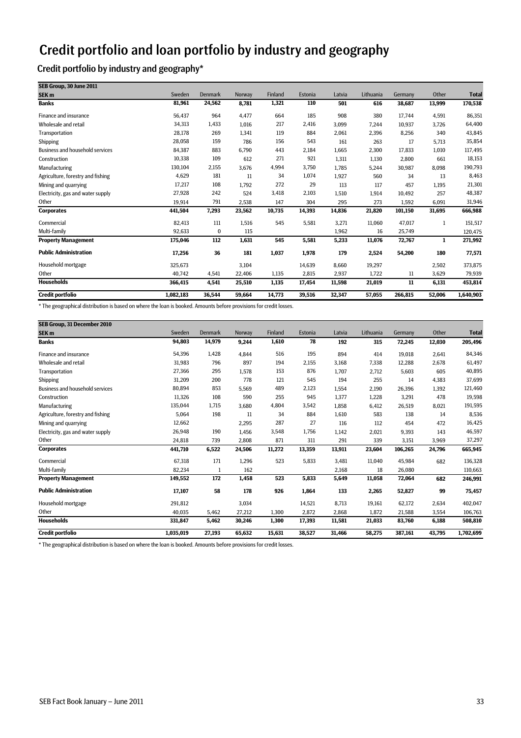# Credit portfolio and loan portfolio by industry and geography

## Credit portfolio by industry and geography*

| SEB Group, 30 June 2011 | | | | | | | | | | |
|---|---|---|---|---|---|---|---|---|---|---|
| **SEK m** | Sweden | Denmark | Norway | Finland | Estonia | Latvia | Lithuania | Germany | Other | **Total** |
| **Banks** | **81,961** | **24,562** | **8,781** | **1,321** | **110** | **501** | **616** | **38,687** | **13,999** | **170,538** |
| Finance and insurance | 56,437 | 964 | 4,477 | 664 | 185 | 908 | 380 | 17,744 | 4,591 | 86,351 |
| Wholesale and retail | 34,313 | 1,433 | 1,016 | 217 | 2,416 | 3,099 | 7,244 | 10,937 | 3,726 | 64,400 |
| Transportation | 28,178 | 269 | 1,341 | 119 | 884 | 2,061 | 2,396 | 8,256 | 340 | 43,845 |
| Shipping | 28,058 | 159 | 786 | 156 | 543 | 161 | 263 | 17 | 5,713 | 35,854 |
| Business and household services | 84,387 | 883 | 6,790 | 443 | 2,184 | 1,665 | 2,300 | 17,833 | 1,010 | 117,495 |
| Construction | 10,338 | 109 | 612 | 271 | 921 | 1,311 | 1,130 | 2,800 | 661 | 18,153 |
| Manufacturing | 130,104 | 2,155 | 3,676 | 4,994 | 3,750 | 1,785 | 5,244 | 30,987 | 8,098 | 190,793 |
| Agriculture, forestry and fishing | 4,629 | 181 | 11 | 34 | 1,074 | 1,927 | 560 | 34 | 13 | 8,463 |
| Mining and quarrying | 17,217 | 108 | 1,792 | 272 | 29 | 113 | 117 | 457 | 1,195 | 21,301 |
| Electricity, gas and water supply | 27,928 | 242 | 524 | 3,418 | 2,103 | 1,510 | 1,914 | 10,492 | 257 | 48,387 |
| Other | 19,914 | 791 | 2,538 | 147 | 304 | 295 | 273 | 1,592 | 6,091 | 31,946 |
| **Corporates** | **441,504** | **7,293** | **23,562** | **10,735** | **14,393** | **14,836** | **21,820** | **101,150** | **31,695** | **666,988** |
| Commercial | 82,413 | 111 | 1,516 | 545 | 5,581 | 3,271 | 11,060 | 47,017 | 1 | 151,517 |
| Multi-family | 92,633 | 0 | 115 | | | 1,962 | 16 | 25,749 | | 120,475 |
| **Property Management** | **175,046** | **112** | **1,631** | **545** | **5,581** | **5,233** | **11,076** | **72,767** | **1** | **271,992** |
| **Public Administration** | **17,256** | **36** | **181** | **1,037** | **1,978** | **179** | **2,524** | **54,200** | **180** | **77,571** |
| Household mortgage | 325,673 | | 3,104 | | 14,639 | 8,660 | 19,297 | | 2,502 | 373,875 |
| Other | 40,742 | 4,541 | 22,406 | 1,135 | 2,815 | 2,937 | 1,722 | 11 | 3,629 | 79,939 |
| **Households** | **366,415** | **4,541** | **25,510** | **1,135** | **17,454** | **11,598** | **21,019** | **11** | **6,131** | **453,814** |
| **Credit portfolio** | **1,082,183** | **36,544** | **59,664** | **14,773** | **39,516** | **32,347** | **57,055** | **266,815** | **52,006** | **1,640,903** |

* The geographical distribution is based on where the loan is booked. Amounts before provisions for credit losses.

| SEB Group, 31 December 2010 | | | | | | | | | | |
|---|---|---|---|---|---|---|---|---|---|---|
| **SEK m** | Sweden | Denmark | Norway | Finland | Estonia | Latvia | Lithuania | Germany | Other | **Total** |
| **Banks** | **94,803** | **14,979** | **9,244** | **1,610** | **78** | **192** | **315** | **72,245** | **12,030** | **205,496** |
| Finance and insurance | 54,396 | 1,428 | 4,844 | 516 | 195 | 894 | 414 | 19,018 | 2,641 | 84,346 |
| Wholesale and retail | 31,983 | 796 | 897 | 194 | 2,155 | 3,168 | 7,338 | 12,288 | 2,678 | 61,497 |
| Transportation | 27,366 | 295 | 1,578 | 153 | 876 | 1,707 | 2,712 | 5,603 | 605 | 40,895 |
| Shipping | 31,209 | 200 | 778 | 121 | 545 | 194 | 255 | 14 | 4,383 | 37,699 |
| Business and household services | 80,894 | 853 | 5,569 | 489 | 2,123 | 1,554 | 2,190 | 26,396 | 1,392 | 121,460 |
| Construction | 11,326 | 108 | 590 | 255 | 945 | 1,377 | 1,228 | 3,291 | 478 | 19,598 |
| Manufacturing | 135,044 | 1,715 | 3,680 | 4,804 | 3,542 | 1,858 | 6,412 | 26,519 | 8,021 | 191,595 |
| Agriculture, forestry and fishing | 5,064 | 198 | 11 | 34 | 884 | 1,610 | 583 | 138 | 14 | 8,536 |
| Mining and quarrying | 12,662 | | 2,295 | 287 | 27 | 116 | 112 | 454 | 472 | 16,425 |
| Electricity, gas and water supply | 26,948 | 190 | 1,456 | 3,548 | 1,756 | 1,142 | 2,021 | 9,393 | 143 | 46,597 |
| Other | 24,818 | 739 | 2,808 | 871 | 311 | 291 | 339 | 3,151 | 3,969 | 37,297 |
| **Corporates** | **441,710** | **6,522** | **24,506** | **11,272** | **13,359** | **13,911** | **23,604** | **106,265** | **24,796** | **665,945** |
| Commercial | 67,318 | 171 | 1,296 | 523 | 5,833 | 3,481 | 11,040 | 45,984 | 682 | 136,328 |
| Multi-family | 82,234 | 1 | 162 | | | 2,168 | 18 | 26,080 | | 110,663 |
| **Property Management** | **149,552** | **172** | **1,458** | **523** | **5,833** | **5,649** | **11,058** | **72,064** | **682** | **246,991** |
| **Public Administration** | **17,107** | **58** | **178** | **926** | **1,864** | **133** | **2,265** | **52,827** | **99** | **75,457** |
| Household mortgage | 291,812 | | 3,034 | | 14,521 | 8,713 | 19,161 | 62,172 | 2,634 | 402,047 |
| Other | 40,035 | 5,462 | 27,212 | 1,300 | 2,872 | 2,868 | 1,872 | 21,588 | 3,554 | 106,763 |
| **Households** | **331,847** | **5,462** | **30,246** | **1,300** | **17,393** | **11,581** | **21,033** | **83,760** | **6,188** | **508,810** |
| **Credit portfolio** | **1,035,019** | **27,193** | **65,632** | **15,631** | **38,527** | **31,466** | **58,275** | **387,161** | **43,795** | **1,702,699** |

* The geographical distribution is based on where the loan is booked. Amounts before provisions for credit losses.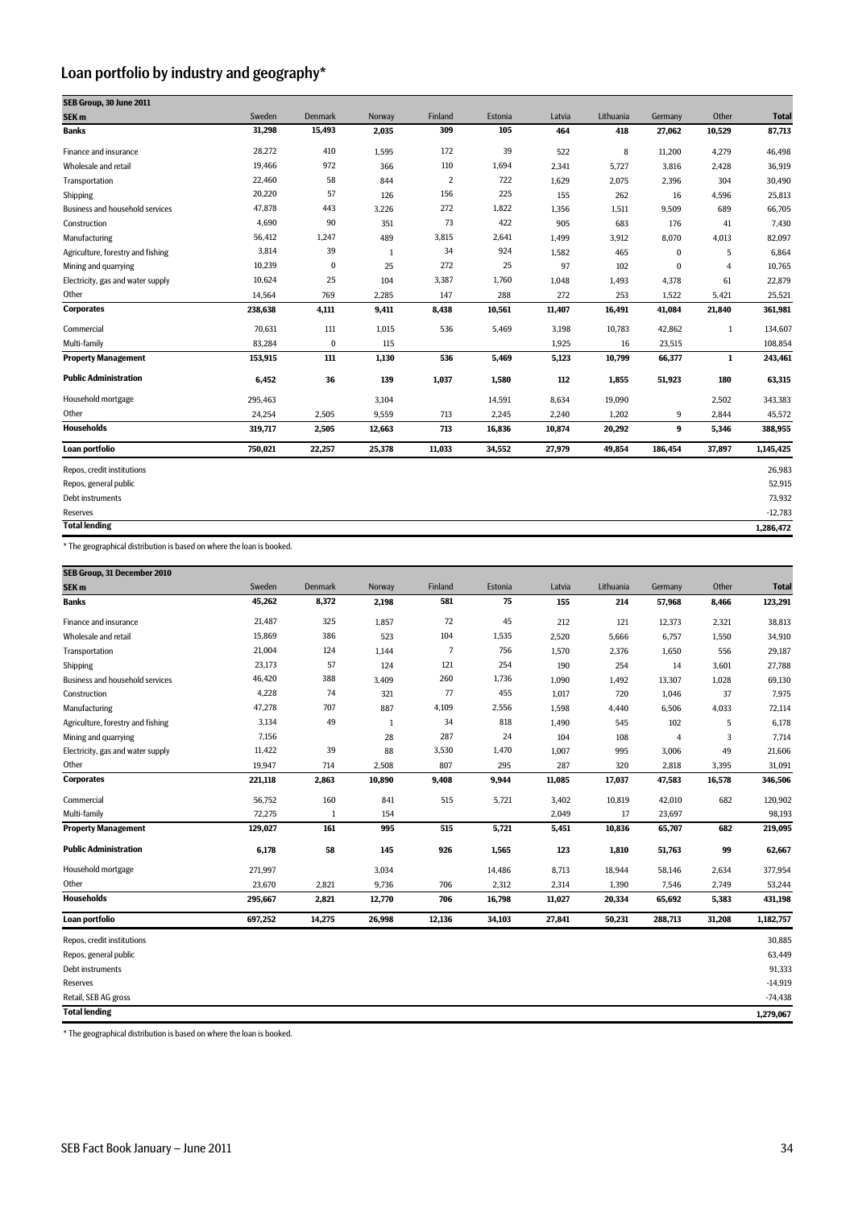# Loan portfolio by industry and geography*

| SEB Group, 30 June 2011 | | | | | | | | | | |
|---|---|---|---|---|---|---|---|---|---|---|
| **SEK m** | Sweden | Denmark | Norway | Finland | Estonia | Latvia | Lithuania | Germany | Other | **Total** |
| **Banks** | **31,298** | **15,493** | **2,035** | **309** | **105** | **464** | **418** | **27,062** | **10,529** | **87,713** |
| Finance and insurance | 28,272 | 410 | 1,595 | 172 | 39 | 522 | 8 | 11,200 | 4,279 | 46,498 |
| Wholesale and retail | 19,466 | 972 | 366 | 110 | 1,694 | 2,341 | 5,727 | 3,816 | 2,428 | 36,919 |
| Transportation | 22,460 | 58 | 844 | 2 | 722 | 1,629 | 2,075 | 2,396 | 304 | 30,490 |
| Shipping | 20,220 | 57 | 126 | 156 | 225 | 155 | 262 | 16 | 4,596 | 25,813 |
| Business and household services | 47,878 | 443 | 3,226 | 272 | 1,822 | 1,356 | 1,511 | 9,509 | 689 | 66,705 |
| Construction | 4,690 | 90 | 351 | 73 | 422 | 905 | 683 | 176 | 41 | 7,430 |
| Manufacturing | 56,412 | 1,247 | 489 | 3,815 | 2,641 | 1,499 | 3,912 | 8,070 | 4,013 | 82,097 |
| Agriculture, forestry and fishing | 3,814 | 39 | 1 | 34 | 924 | 1,582 | 465 | 0 | 5 | 6,864 |
| Mining and quarrying | 10,239 | 0 | 25 | 272 | 25 | 97 | 102 | 0 | 4 | 10,765 |
| Electricity, gas and water supply | 10,624 | 25 | 104 | 3,387 | 1,760 | 1,048 | 1,493 | 4,378 | 61 | 22,879 |
| Other | 14,564 | 769 | 2,285 | 147 | 288 | 272 | 253 | 1,522 | 5,421 | 25,521 |
| **Corporates** | **238,638** | **4,111** | **9,411** | **8,438** | **10,561** | **11,407** | **16,491** | **41,084** | **21,840** | **361,981** |
| Commercial | 70,631 | 111 | 1,015 | 536 | 5,469 | 3,198 | 10,783 | 42,862 | 1 | 134,607 |
| Multi-family | 83,284 | 0 | 115 | | | 1,925 | 16 | 23,515 | | 108,854 |
| **Property Management** | **153,915** | **111** | **1,130** | **536** | **5,469** | **5,123** | **10,799** | **66,377** | **1** | **243,461** |
| **Public Administration** | **6,452** | **36** | **139** | **1,037** | **1,580** | **112** | **1,855** | **51,923** | **180** | **63,315** |
| Household mortgage | 295,463 | | 3,104 | | 14,591 | 8,634 | 19,090 | | 2,502 | 343,383 |
| Other | 24,254 | 2,505 | 9,559 | 713 | 2,245 | 2,240 | 1,202 | 9 | 2,844 | 45,572 |
| **Households** | **319,717** | **2,505** | **12,663** | **713** | **16,836** | **10,874** | **20,292** | **9** | **5,346** | **388,955** |
| **Loan portfolio** | **750,021** | **22,257** | **25,378** | **11,033** | **34,552** | **27,979** | **49,854** | **186,454** | **37,897** | **1,145,425** |
| Repos, credit institutions | | | | | | | | | | 26,983 |
| Repos, general public | | | | | | | | | | 52,915 |
| Debt instruments | | | | | | | | | | 73,932 |
| Reserves | | | | | | | | | | -12,783 |
| **Total lending** | | | | | | | | | | **1,286,472** |

* The geographical distribution is based on where the loan is booked.

| SEB Group, 31 December 2010 | | | | | | | | | | |
|---|---|---|---|---|---|---|---|---|---|---|
| **SEK m** | Sweden | Denmark | Norway | Finland | Estonia | Latvia | Lithuania | Germany | Other | **Total** |
| **Banks** | **45,262** | **8,372** | **2,198** | **581** | **75** | **155** | **214** | **57,968** | **8,466** | **123,291** |
| Finance and insurance | 21,487 | 325 | 1,857 | 72 | 45 | 212 | 121 | 12,373 | 2,321 | 38,813 |
| Wholesale and retail | 15,869 | 386 | 523 | 104 | 1,535 | 2,520 | 5,666 | 6,757 | 1,550 | 34,910 |
| Transportation | 21,004 | 124 | 1,144 | 7 | 756 | 1,570 | 2,376 | 1,650 | 556 | 29,187 |
| Shipping | 23,173 | 57 | 124 | 121 | 254 | 190 | 254 | 14 | 3,601 | 27,788 |
| Business and household services | 46,420 | 388 | 3,409 | 260 | 1,736 | 1,090 | 1,492 | 13,307 | 1,028 | 69,130 |
| Construction | 4,228 | 74 | 321 | 77 | 455 | 1,017 | 720 | 1,046 | 37 | 7,975 |
| Manufacturing | 47,278 | 707 | 887 | 4,109 | 2,556 | 1,598 | 4,440 | 6,506 | 4,033 | 72,114 |
| Agriculture, forestry and fishing | 3,134 | 49 | 1 | 34 | 818 | 1,490 | 545 | 102 | 5 | 6,178 |
| Mining and quarrying | 7,156 | | 28 | 287 | 24 | 104 | 108 | 4 | 3 | 7,714 |
| Electricity, gas and water supply | 11,422 | 39 | 88 | 3,530 | 1,470 | 1,007 | 995 | 3,006 | 49 | 21,606 |
| Other | 19,947 | 714 | 2,508 | 807 | 295 | 287 | 320 | 2,818 | 3,395 | 31,091 |
| **Corporates** | **221,118** | **2,863** | **10,890** | **9,408** | **9,944** | **11,085** | **17,037** | **47,583** | **16,578** | **346,506** |
| Commercial | 56,752 | 160 | 841 | 515 | 5,721 | 3,402 | 10,819 | 42,010 | 682 | 120,902 |
| Multi-family | 72,275 | 1 | 154 | | | 2,049 | 17 | 23,697 | | 98,193 |
| **Property Management** | **129,027** | **161** | **995** | **515** | **5,721** | **5,451** | **10,836** | **65,707** | **682** | **219,095** |
| **Public Administration** | **6,178** | **58** | **145** | **926** | **1,565** | **123** | **1,810** | **51,763** | **99** | **62,667** |
| Household mortgage | 271,997 | | 3,034 | | 14,486 | 8,713 | 18,944 | 58,146 | 2,634 | 377,954 |
| Other | 23,670 | 2,821 | 9,736 | 706 | 2,312 | 2,314 | 1,390 | 7,546 | 2,749 | 53,244 |
| **Households** | **295,667** | **2,821** | **12,770** | **706** | **16,798** | **11,027** | **20,334** | **65,692** | **5,383** | **431,198** |
| **Loan portfolio** | **697,252** | **14,275** | **26,998** | **12,136** | **34,103** | **27,841** | **50,231** | **288,713** | **31,208** | **1,182,757** |
| Repos, credit institutions | | | | | | | | | | 30,885 |
| Repos, general public | | | | | | | | | | 63,449 |
| Debt instruments | | | | | | | | | | 91,333 |
| Reserves | | | | | | | | | | -14,919 |
| Retail, SEB AG gross | | | | | | | | | | -74,438 |
| **Total lending** | | | | | | | | | | **1,279,067** |

* The geographical distribution is based on where the loan is booked.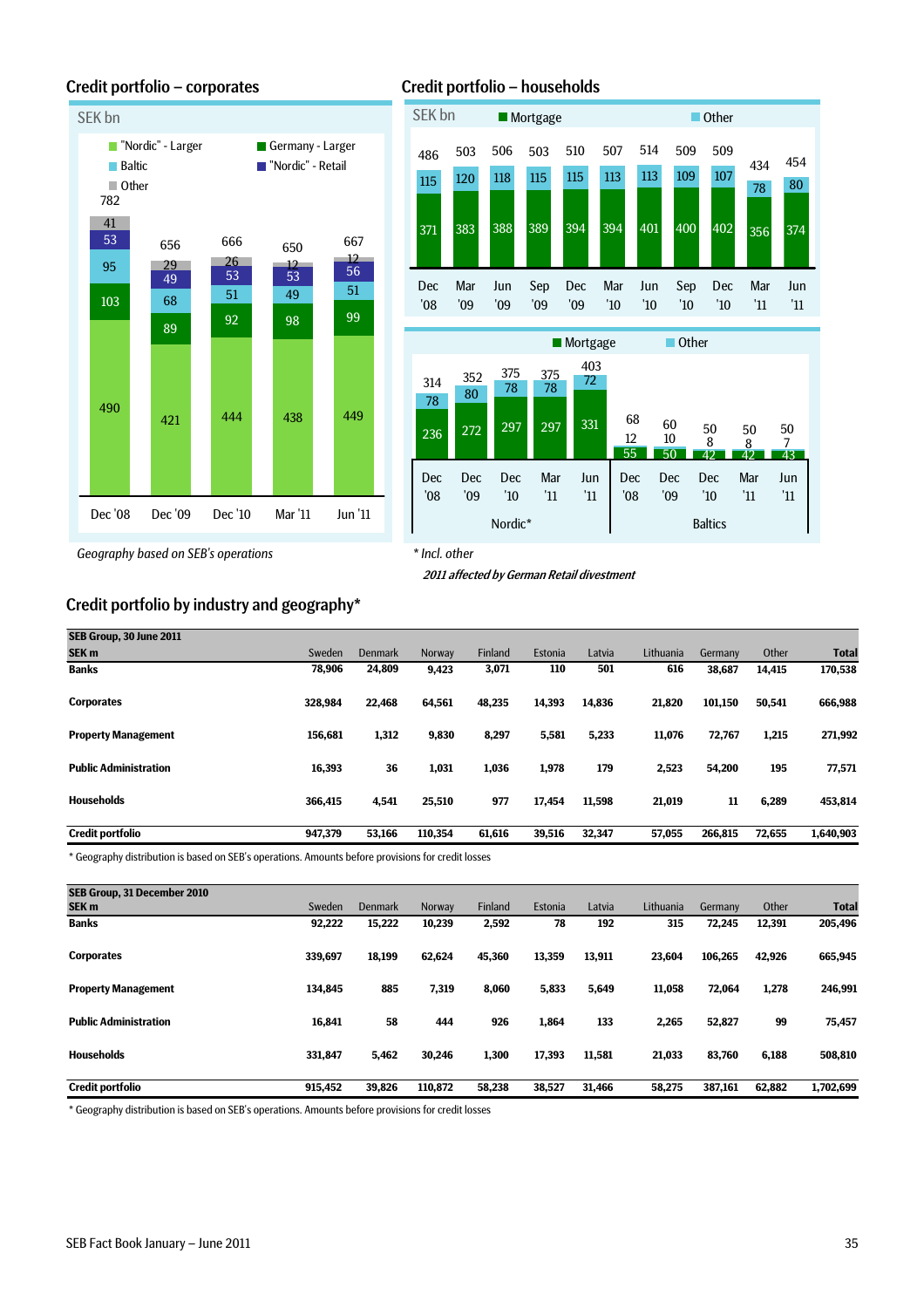## Credit portfolio – corporates

SEK bn

| | Dec '08 | Dec '09 | Dec '10 | Mar '11 | Jun '11 |
|---|---|---|---|---|---|
| "Nordic" - Larger | 490 | 421 | 444 | 438 | 449 |
| Germany - Larger | 103 | 89 | 92 | 98 | 99 |
| Baltic | 95 | 68 | 51 | 49 | 51 |
| "Nordic" - Retail | 53 | 49 | 53 | 53 | 56 |
| Other | 41 | 29 | 26 | 12 | 12 |
| Total | 782 | 656 | 666 | 650 | 667 |

*Geography based on SEB's operations*

## Credit portfolio – households

SEK bn

| | Dec '08 | Mar '09 | Jun '09 | Sep '09 | Dec '09 | Mar '10 | Jun '10 | Sep '10 | Dec '10 | Mar '11 | Jun '11 |
|---|---|---|---|---|---|---|---|---|---|---|---|
| Mortgage | 371 | 383 | 388 | 389 | 394 | 394 | 401 | 400 | 402 | 356 | 374 |
| Other | 115 | 120 | 118 | 115 | 115 | 113 | 113 | 109 | 107 | 78 | 80 |
| Total | 486 | 503 | 506 | 503 | 510 | 507 | 514 | 509 | 509 | 434 | 454 |

| | Nordic* Dec '08 | Nordic* Dec '09 | Nordic* Dec '10 | Nordic* Mar '11 | Nordic* Jun '11 | Baltics Dec '08 | Baltics Dec '09 | Baltics Dec '10 | Baltics Mar '11 | Baltics Jun '11 |
|---|---|---|---|---|---|---|---|---|---|---|
| Mortgage | 236 | 272 | 297 | 297 | 331 | 55 | 50 | 42 | 42 | 43 |
| Other | 78 | 80 | 78 | 78 | 72 | 12 | 10 | 8 | 8 | 7 |
| Total | 314 | 352 | 375 | 375 | 403 | 68 | 60 | 50 | 50 | 50 |

* Incl. other

*2011 affected by German Retail divestment*

## Credit portfolio by industry and geography*

| SEB Group, 30 June 2011 SEK m | Sweden | Denmark | Norway | Finland | Estonia | Latvia | Lithuania | Germany | Other | Total |
|---|---|---|---|---|---|---|---|---|---|---|
| **Banks** | 78,906 | 24,809 | 9,423 | 3,071 | 110 | 501 | 616 | 38,687 | 14,415 | 170,538 |
| **Corporates** | 328,984 | 22,468 | 64,561 | 48,235 | 14,393 | 14,836 | 21,820 | 101,150 | 50,541 | 666,988 |
| **Property Management** | 156,681 | 1,312 | 9,830 | 8,297 | 5,581 | 5,233 | 11,076 | 72,767 | 1,215 | 271,992 |
| **Public Administration** | 16,393 | 36 | 1,031 | 1,036 | 1,978 | 179 | 2,523 | 54,200 | 195 | 77,571 |
| **Households** | 366,415 | 4,541 | 25,510 | 977 | 17,454 | 11,598 | 21,019 | 11 | 6,289 | 453,814 |
| **Credit portfolio** | 947,379 | 53,166 | 110,354 | 61,616 | 39,516 | 32,347 | 57,055 | 266,815 | 72,655 | 1,640,903 |

* Geography distribution is based on SEB's operations. Amounts before provisions for credit losses

| SEB Group, 31 December 2010 SEK m | Sweden | Denmark | Norway | Finland | Estonia | Latvia | Lithuania | Germany | Other | Total |
|---|---|---|---|---|---|---|---|---|---|---|
| **Banks** | 92,222 | 15,222 | 10,239 | 2,592 | 78 | 192 | 315 | 72,245 | 12,391 | 205,496 |
| **Corporates** | 339,697 | 18,199 | 62,624 | 45,360 | 13,359 | 13,911 | 23,604 | 106,265 | 42,926 | 665,945 |
| **Property Management** | 134,845 | 885 | 7,319 | 8,060 | 5,833 | 5,649 | 11,058 | 72,064 | 1,278 | 246,991 |
| **Public Administration** | 16,841 | 58 | 444 | 926 | 1,864 | 133 | 2,265 | 52,827 | 99 | 75,457 |
| **Households** | 331,847 | 5,462 | 30,246 | 1,300 | 17,393 | 11,581 | 21,033 | 83,760 | 6,188 | 508,810 |
| **Credit portfolio** | 915,452 | 39,826 | 110,872 | 58,238 | 38,527 | 31,466 | 58,275 | 387,161 | 62,882 | 1,702,699 |

* Geography distribution is based on SEB's operations. Amounts before provisions for credit losses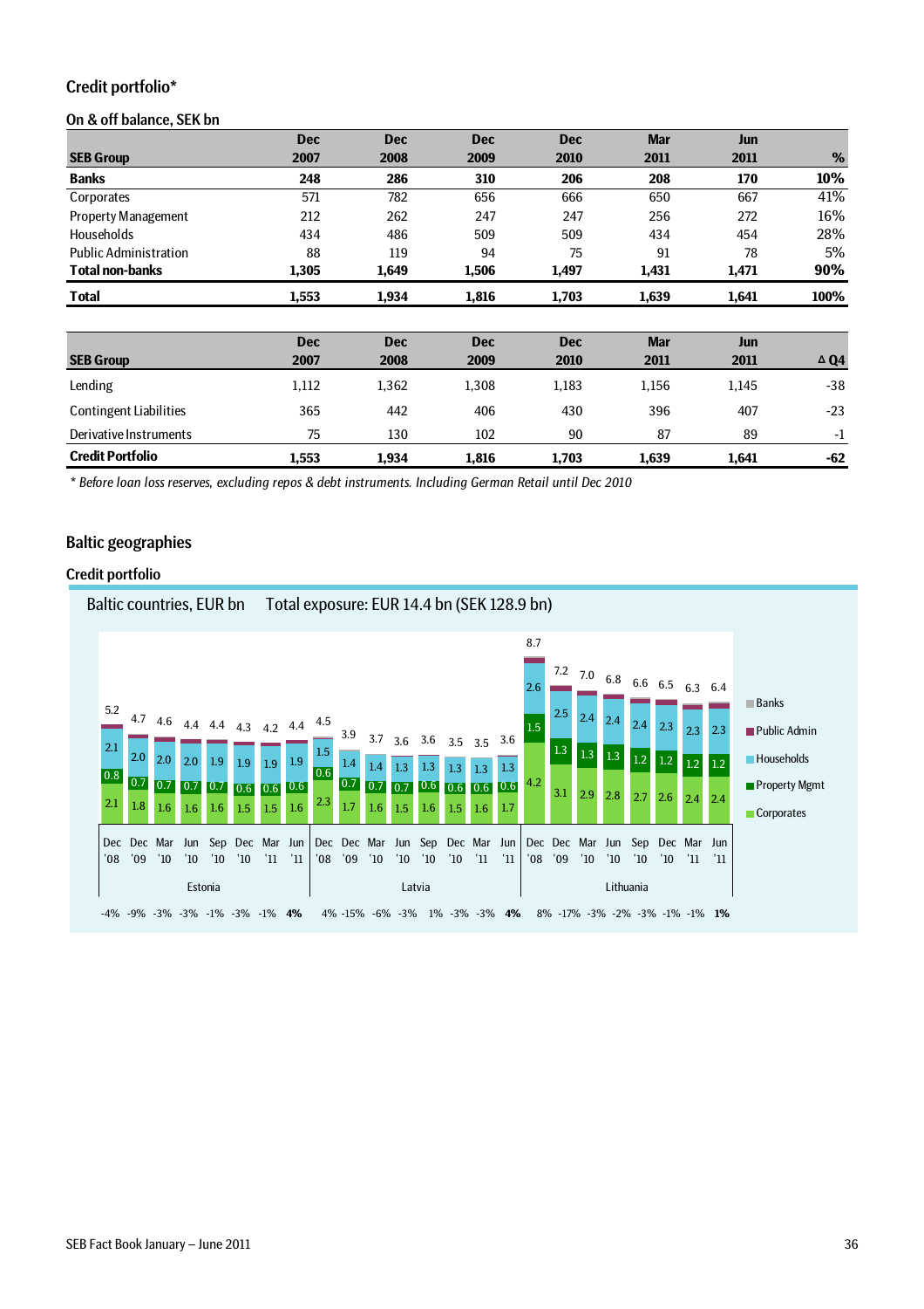## Credit portfolio*

### On & off balance, SEK bn

| SEB Group | Dec 2007 | Dec 2008 | Dec 2009 | Dec 2010 | Mar 2011 | Jun 2011 | % |
|---|---|---|---|---|---|---|---|
| **Banks** | **248** | **286** | **310** | **206** | **208** | **170** | **10%** |
| Corporates | 571 | 782 | 656 | 666 | 650 | 667 | 41% |
| Property Management | 212 | 262 | 247 | 247 | 256 | 272 | 16% |
| Households | 434 | 486 | 509 | 509 | 434 | 454 | 28% |
| Public Administration | 88 | 119 | 94 | 75 | 91 | 78 | 5% |
| **Total non-banks** | **1,305** | **1,649** | **1,506** | **1,497** | **1,431** | **1,471** | **90%** |
| **Total** | **1,553** | **1,934** | **1,816** | **1,703** | **1,639** | **1,641** | **100%** |

| SEB Group | Dec 2007 | Dec 2008 | Dec 2009 | Dec 2010 | Mar 2011 | Jun 2011 | Δ Q4 |
|---|---|---|---|---|---|---|---|
| Lending | 1,112 | 1,362 | 1,308 | 1,183 | 1,156 | 1,145 | -38 |
| Contingent Liabilities | 365 | 442 | 406 | 430 | 396 | 407 | -23 |
| Derivative Instruments | 75 | 130 | 102 | 90 | 87 | 89 | -1 |
| **Credit Portfolio** | **1,553** | **1,934** | **1,816** | **1,703** | **1,639** | **1,641** | **-62** |

*\* Before loan loss reserves, excluding repos & debt instruments. Including German Retail until Dec 2010*

## Baltic geographies

### Credit portfolio

Baltic countries, EUR bn    Total exposure: EUR 14.4 bn (SEK 128.9 bn)

| Country | Period | Total | Households | Property Mgmt | Corporates | Change |
|---|---|---|---|---|---|---|
| Estonia | Dec '08 | 5.2 | 2.1 | 0.8 | 2.1 | -4% |
| Estonia | Dec '09 | 4.7 | 2.0 | 0.7 | 1.8 | -9% |
| Estonia | Mar '10 | 4.6 | 2.0 | 0.7 | 1.6 | -3% |
| Estonia | Jun '10 | 4.4 | 2.0 | 0.7 | 1.6 | -3% |
| Estonia | Sep '10 | 4.4 | 1.9 | 0.7 | 1.6 | -1% |
| Estonia | Dec '10 | 4.3 | 1.9 | 0.6 | 1.5 | -3% |
| Estonia | Mar '11 | 4.2 | 1.9 | 0.6 | 1.5 | -1% |
| Estonia | Jun '11 | 4.4 | 1.9 | 0.6 | 1.6 | **4%** |
| Latvia | Dec '08 | 4.5 | 1.5 | 0.6 | 2.3 | 4% |
| Latvia | Dec '09 | 3.9 | 1.4 | 0.7 | 1.7 | -15% |
| Latvia | Mar '10 | 3.7 | 1.4 | 0.7 | 1.6 | -6% |
| Latvia | Jun '10 | 3.6 | 1.3 | 0.7 | 1.5 | -3% |
| Latvia | Sep '10 | 3.6 | 1.3 | 0.6 | 1.6 | 1% |
| Latvia | Dec '10 | 3.5 | 1.3 | 0.6 | 1.5 | -3% |
| Latvia | Mar '11 | 3.5 | 1.3 | 0.6 | 1.6 | -3% |
| Latvia | Jun '11 | 3.6 | 1.3 | 0.6 | 1.7 | **4%** |
| Lithuania | Dec '08 | 8.7 | 2.6 | 1.5 | 4.2 | 8% |
| Lithuania | Dec '09 | 7.2 | 2.5 | 1.3 | 3.1 | -17% |
| Lithuania | Mar '10 | 7.0 | 2.4 | 1.3 | 2.9 | -3% |
| Lithuania | Jun '10 | 6.8 | 2.4 | 1.3 | 2.8 | -2% |
| Lithuania | Sep '10 | 6.6 | 2.4 | 1.2 | 2.7 | -3% |
| Lithuania | Dec '10 | 6.5 | 2.3 | 1.2 | 2.6 | -1% |
| Lithuania | Mar '11 | 6.3 | 2.3 | 1.2 | 2.4 | -1% |
| Lithuania | Jun '11 | 6.4 | 2.3 | 1.2 | 2.4 | **1%** |

Legend: Banks, Public Admin, Households, Property Mgmt, Corporates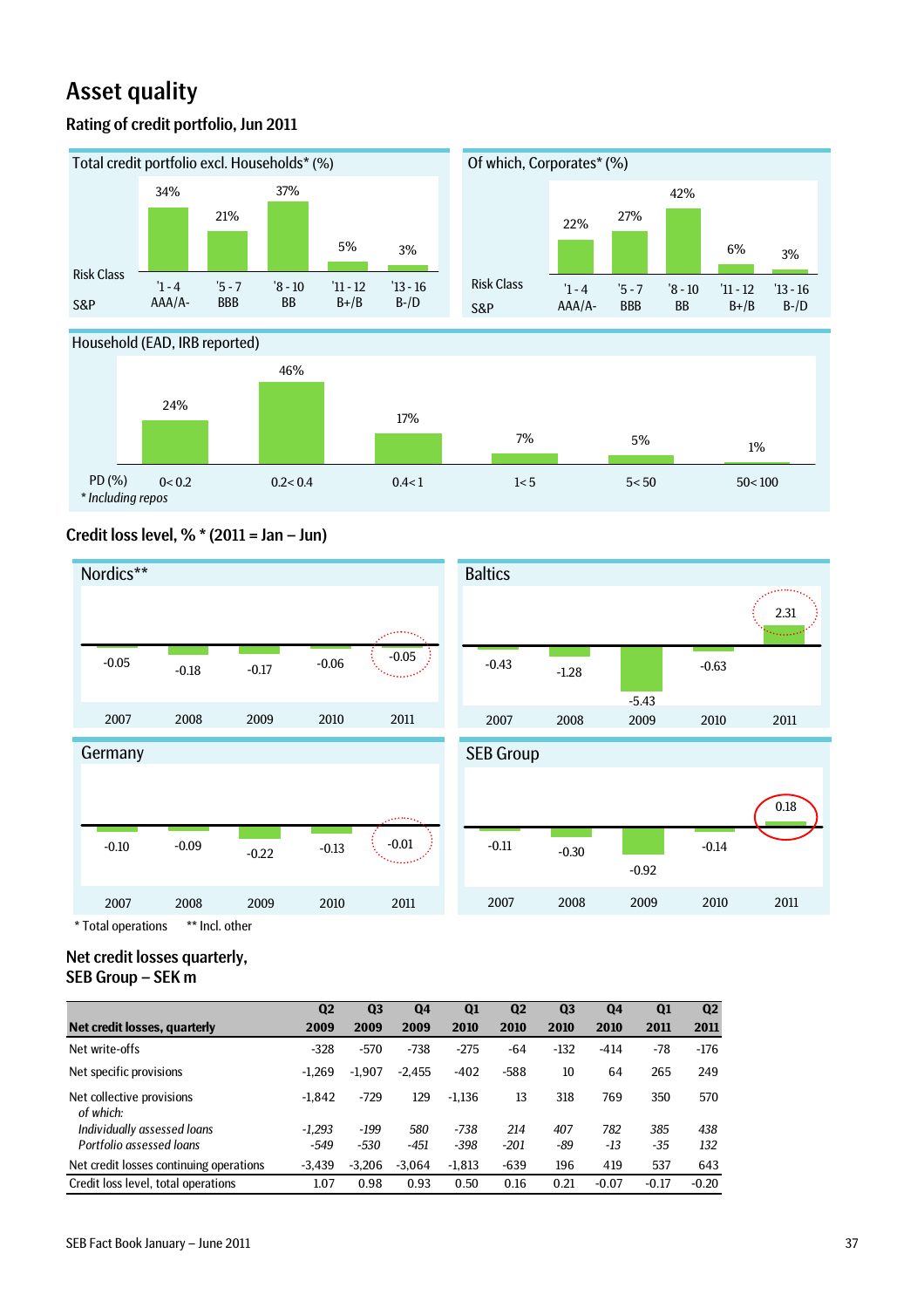# Asset quality

## Rating of credit portfolio, Jun 2011

### Total credit portfolio excl. Households* (%)

| Risk Class | 1 - 4 | 5 - 7 | 8 - 10 | 11 - 12 | 13 - 16 |
|---|---|---|---|---|---|
| S&P | AAA/A- | BBB | BB | B+/B | B-/D |
| % | 34% | 21% | 37% | 5% | 3% |

### Of which, Corporates* (%)

| Risk Class | 1 - 4 | 5 - 7 | 8 - 10 | 11 - 12 | 13 - 16 |
|---|---|---|---|---|---|
| S&P | AAA/A- | BBB | BB | B+/B | B-/D |
| % | 22% | 27% | 42% | 6% | 3% |

### Household (EAD, IRB reported)

| PD (%) | 0< 0.2 | 0.2< 0.4 | 0.4< 1 | 1< 5 | 5< 50 | 50< 100 |
|---|---|---|---|---|---|---|
| % | 24% | 46% | 17% | 7% | 5% | 1% |

*Including repos

## Credit loss level, % * (2011 = Jan – Jun)

| | 2007 | 2008 | 2009 | 2010 | 2011 |
|---|---|---|---|---|---|
| Nordics** | -0.05 | -0.18 | -0.17 | -0.06 | -0.05 |
| Baltics | -0.43 | -1.28 | -5.43 | -0.63 | 2.31 |
| Germany | -0.10 | -0.09 | -0.22 | -0.13 | -0.01 |
| SEB Group | -0.11 | -0.30 | -0.92 | -0.14 | 0.18 |

\* Total operations ** Incl. other

## Net credit losses quarterly, SEB Group – SEK m

| Net credit losses, quarterly | Q2 2009 | Q3 2009 | Q4 2009 | Q1 2010 | Q2 2010 | Q3 2010 | Q4 2010 | Q1 2011 | Q2 2011 |
|---|---|---|---|---|---|---|---|---|---|
| Net write-offs | -328 | -570 | -738 | -275 | -64 | -132 | -414 | -78 | -176 |
| Net specific provisions | -1,269 | -1,907 | -2,455 | -402 | -588 | 10 | 64 | 265 | 249 |
| Net collective provisions | -1,842 | -729 | 129 | -1,136 | 13 | 318 | 769 | 350 | 570 |
| *of which:* | | | | | | | | | |
| *Individually assessed loans* | *-1,293* | *-199* | *580* | *-738* | *214* | *407* | *782* | *385* | *438* |
| *Portfolio assessed loans* | *-549* | *-530* | *-451* | *-398* | *-201* | *-89* | *-13* | *-35* | *132* |
| Net credit losses continuing operations | -3,439 | -3,206 | -3,064 | -1,813 | -639 | 196 | 419 | 537 | 643 |
| Credit loss level, total operations | 1.07 | 0.98 | 0.93 | 0.50 | 0.16 | 0.21 | -0.07 | -0.17 | -0.20 |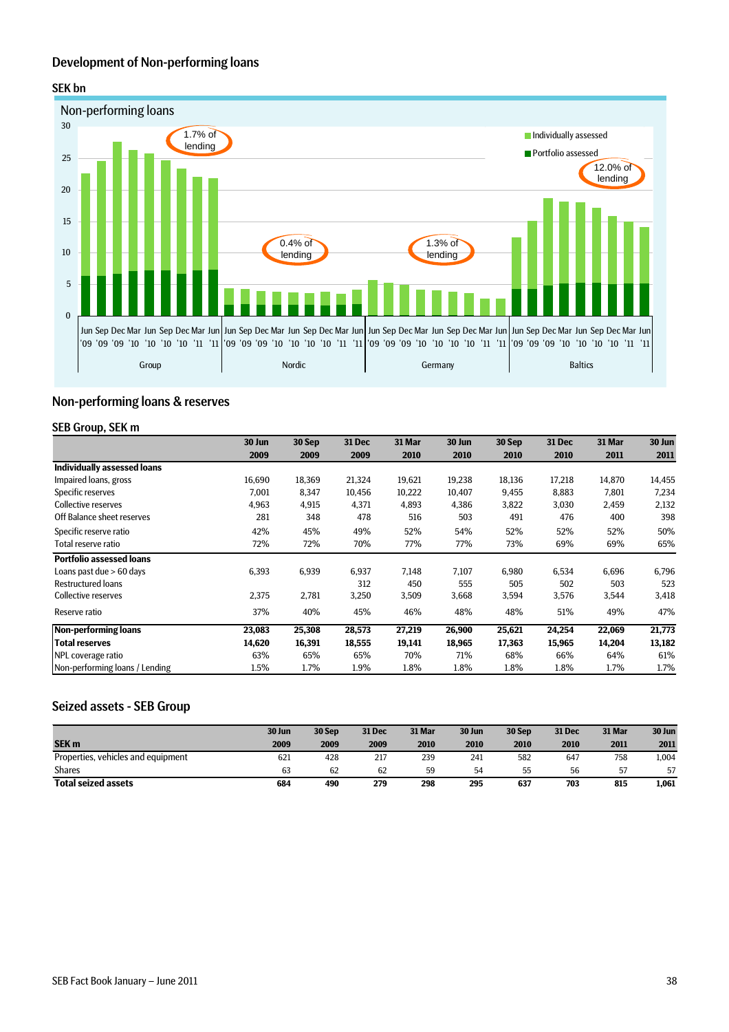## Development of Non-performing loans

SEK bn

Non-performing loans

1.7% of lending

0.4% of lending

1.3% of lending

12.0% of lending

Individually assessed

Portfolio assessed

Group | Nordic | Germany | Baltics

## Non-performing loans & reserves

### SEB Group, SEK m

| | 30 Jun 2009 | 30 Sep 2009 | 31 Dec 2009 | 31 Mar 2010 | 30 Jun 2010 | 30 Sep 2010 | 31 Dec 2010 | 31 Mar 2011 | 30 Jun 2011 |
|---|---|---|---|---|---|---|---|---|---|
| **Individually assessed loans** | | | | | | | | | |
| Impaired loans, gross | 16,690 | 18,369 | 21,324 | 19,621 | 19,238 | 18,136 | 17,218 | 14,870 | 14,455 |
| Specific reserves | 7,001 | 8,347 | 10,456 | 10,222 | 10,407 | 9,455 | 8,883 | 7,801 | 7,234 |
| Collective reserves | 4,963 | 4,915 | 4,371 | 4,893 | 4,386 | 3,822 | 3,030 | 2,459 | 2,132 |
| Off Balance sheet reserves | 281 | 348 | 478 | 516 | 503 | 491 | 476 | 400 | 398 |
| Specific reserve ratio | 42% | 45% | 49% | 52% | 54% | 52% | 52% | 52% | 50% |
| Total reserve ratio | 72% | 72% | 70% | 77% | 77% | 73% | 69% | 69% | 65% |
| **Portfolio assessed loans** | | | | | | | | | |
| Loans past due > 60 days | 6,393 | 6,939 | 6,937 | 7,148 | 7,107 | 6,980 | 6,534 | 6,696 | 6,796 |
| Restructured loans | | | 312 | 450 | 555 | 505 | 502 | 503 | 523 |
| Collective reserves | 2,375 | 2,781 | 3,250 | 3,509 | 3,668 | 3,594 | 3,576 | 3,544 | 3,418 |
| Reserve ratio | 37% | 40% | 45% | 46% | 48% | 48% | 51% | 49% | 47% |
| **Non-performing loans** | **23,083** | **25,308** | **28,573** | **27,219** | **26,900** | **25,621** | **24,254** | **22,069** | **21,773** |
| **Total reserves** | **14,620** | **16,391** | **18,555** | **19,141** | **18,965** | **17,363** | **15,965** | **14,204** | **13,182** |
| NPL coverage ratio | 63% | 65% | 65% | 70% | 71% | 68% | 66% | 64% | 61% |
| Non-performing loans / Lending | 1.5% | 1.7% | 1.9% | 1.8% | 1.8% | 1.8% | 1.8% | 1.7% | 1.7% |

## Seized assets - SEB Group

| SEK m | 30 Jun 2009 | 30 Sep 2009 | 31 Dec 2009 | 31 Mar 2010 | 30 Jun 2010 | 30 Sep 2010 | 31 Dec 2010 | 31 Mar 2011 | 30 Jun 2011 |
|---|---|---|---|---|---|---|---|---|---|
| Properties, vehicles and equipment | 621 | 428 | 217 | 239 | 241 | 582 | 647 | 758 | 1,004 |
| Shares | 63 | 62 | 62 | 59 | 54 | 55 | 56 | 57 | 57 |
| **Total seized assets** | **684** | **490** | **279** | **298** | **295** | **637** | **703** | **815** | **1,061** |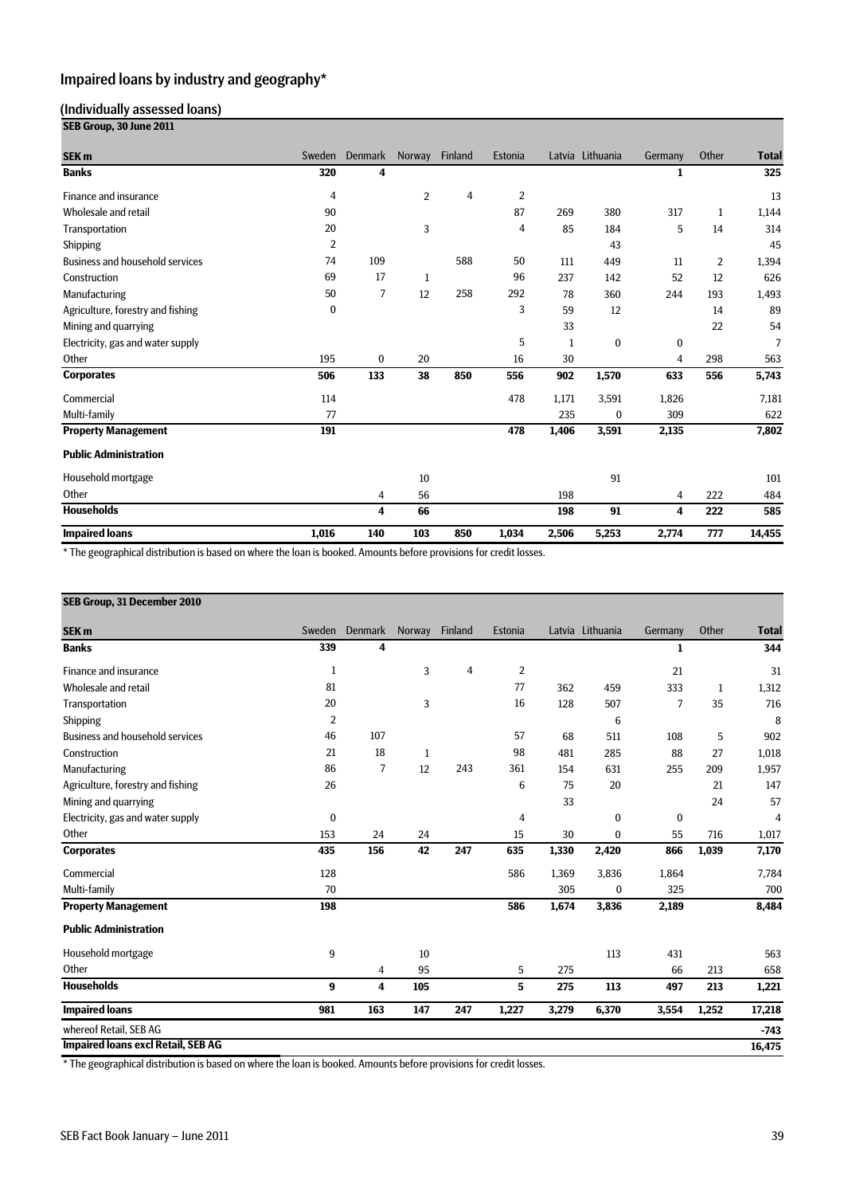## Impaired loans by industry and geography*

### (Individually assessed loans)

**SEB Group, 30 June 2011**

| SEK m | Sweden | Denmark | Norway | Finland | Estonia | Latvia | Lithuania | Germany | Other | Total |
|---|---|---|---|---|---|---|---|---|---|---|
| **Banks** | **320** | **4** | | | | | | **1** | | **325** |
| Finance and insurance | 4 | | 2 | 4 | 2 | | | | | 13 |
| Wholesale and retail | 90 | | | | 87 | 269 | 380 | 317 | 1 | 1,144 |
| Transportation | 20 | | 3 | | 4 | 85 | 184 | 5 | 14 | 314 |
| Shipping | 2 | | | | | | 43 | | | 45 |
| Business and household services | 74 | 109 | | 588 | 50 | 111 | 449 | 11 | 2 | 1,394 |
| Construction | 69 | 17 | 1 | | 96 | 237 | 142 | 52 | 12 | 626 |
| Manufacturing | 50 | 7 | 12 | 258 | 292 | 78 | 360 | 244 | 193 | 1,493 |
| Agriculture, forestry and fishing | 0 | | | | 3 | 59 | 12 | | 14 | 89 |
| Mining and quarrying | | | | | | 33 | | | 22 | 54 |
| Electricity, gas and water supply | | | | | 5 | 1 | 0 | 0 | | 7 |
| Other | 195 | 0 | 20 | | 16 | 30 | | 4 | 298 | 563 |
| **Corporates** | **506** | **133** | **38** | **850** | **556** | **902** | **1,570** | **633** | **556** | **5,743** |
| Commercial | 114 | | | | 478 | 1,171 | 3,591 | 1,826 | | 7,181 |
| Multi-family | 77 | | | | | 235 | 0 | 309 | | 622 |
| **Property Management** | **191** | | | | **478** | **1,406** | **3,591** | **2,135** | | **7,802** |
| **Public Administration** | | | | | | | | | | |
| Household mortgage | | | 10 | | | | 91 | | | 101 |
| Other | | 4 | 56 | | | 198 | | 4 | 222 | 484 |
| **Households** | | **4** | **66** | | | **198** | **91** | **4** | **222** | **585** |
| **Impaired loans** | **1,016** | **140** | **103** | **850** | **1,034** | **2,506** | **5,253** | **2,774** | **777** | **14,455** |

* The geographical distribution is based on where the loan is booked. Amounts before provisions for credit losses.

**SEB Group, 31 December 2010**

| SEK m | Sweden | Denmark | Norway | Finland | Estonia | Latvia | Lithuania | Germany | Other | Total |
|---|---|---|---|---|---|---|---|---|---|---|
| **Banks** | **339** | **4** | | | | | | **1** | | **344** |
| Finance and insurance | 1 | | 3 | 4 | 2 | | | 21 | | 31 |
| Wholesale and retail | 81 | | | | 77 | 362 | 459 | 333 | 1 | 1,312 |
| Transportation | 20 | | 3 | | 16 | 128 | 507 | 7 | 35 | 716 |
| Shipping | 2 | | | | | | 6 | | | 8 |
| Business and household services | 46 | 107 | | | 57 | 68 | 511 | 108 | 5 | 902 |
| Construction | 21 | 18 | 1 | | 98 | 481 | 285 | 88 | 27 | 1,018 |
| Manufacturing | 86 | 7 | 12 | 243 | 361 | 154 | 631 | 255 | 209 | 1,957 |
| Agriculture, forestry and fishing | 26 | | | | 6 | 75 | 20 | | 21 | 147 |
| Mining and quarrying | | | | | | 33 | | | 24 | 57 |
| Electricity, gas and water supply | 0 | | | | 4 | | 0 | 0 | | 4 |
| Other | 153 | 24 | 24 | | 15 | 30 | 0 | 55 | 716 | 1,017 |
| **Corporates** | **435** | **156** | **42** | **247** | **635** | **1,330** | **2,420** | **866** | **1,039** | **7,170** |
| Commercial | 128 | | | | 586 | 1,369 | 3,836 | 1,864 | | 7,784 |
| Multi-family | 70 | | | | | 305 | 0 | 325 | | 700 |
| **Property Management** | **198** | | | | **586** | **1,674** | **3,836** | **2,189** | | **8,484** |
| **Public Administration** | | | | | | | | | | |
| Household mortgage | 9 | | 10 | | | | 113 | 431 | | 563 |
| Other | | 4 | 95 | | 5 | 275 | | 66 | 213 | 658 |
| **Households** | **9** | **4** | **105** | | **5** | **275** | **113** | **497** | **213** | **1,221** |
| **Impaired loans** | **981** | **163** | **147** | **247** | **1,227** | **3,279** | **6,370** | **3,554** | **1,252** | **17,218** |
| whereof Retail, SEB AG | | | | | | | | | | -743 |
| **Impaired loans excl Retail, SEB AG** | | | | | | | | | | **16,475** |

* The geographical distribution is based on where the loan is booked. Amounts before provisions for credit losses.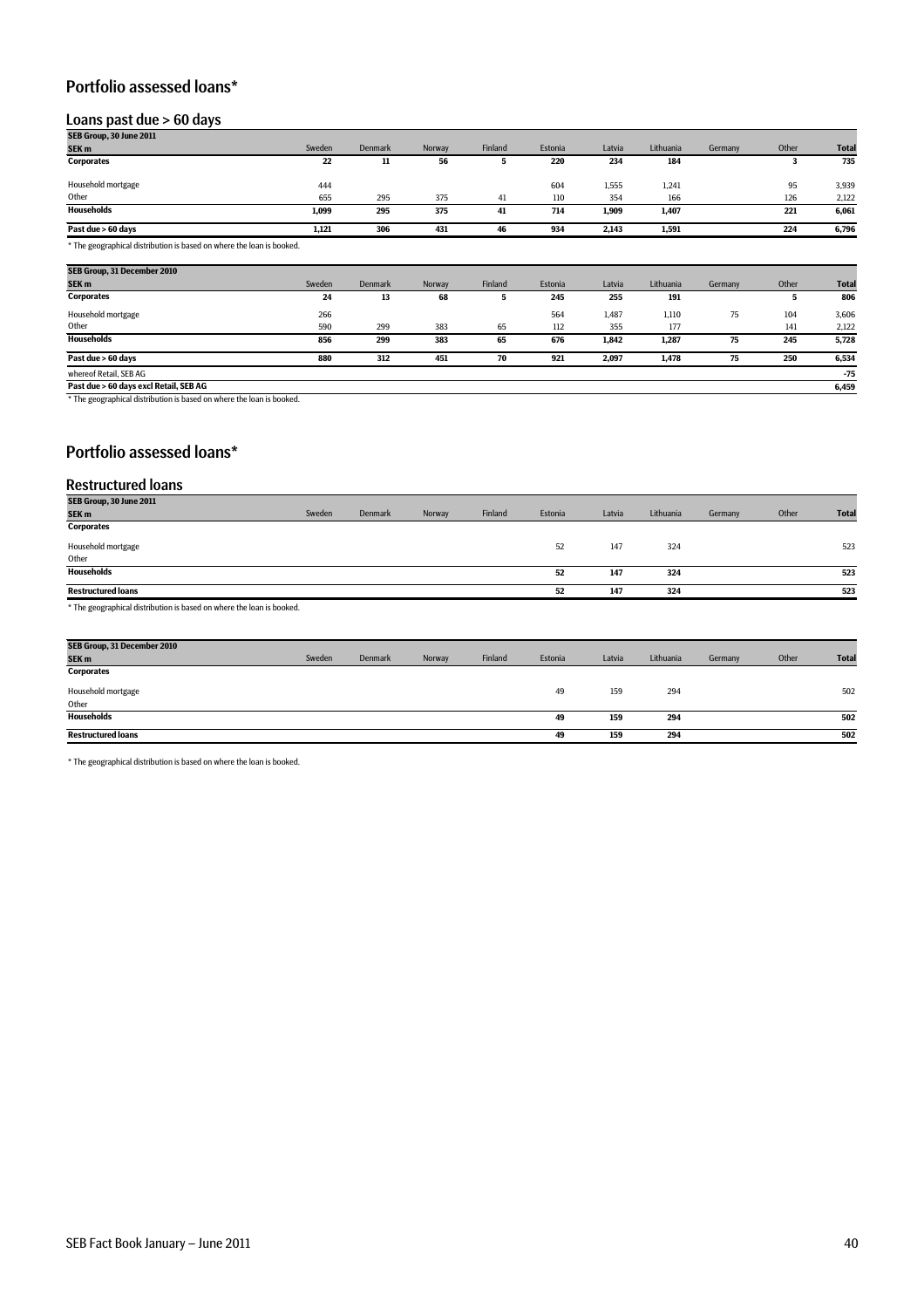## Portfolio assessed loans*

### Loans past due > 60 days

| SEB Group, 30 June 2011 | | | | | | | | | | |
|---|---|---|---|---|---|---|---|---|---|---|
| **SEK m** | Sweden | Denmark | Norway | Finland | Estonia | Latvia | Lithuania | Germany | Other | **Total** |
| **Corporates** | **22** | **11** | **56** | **5** | **220** | **234** | **184** | | **3** | **735** |
| Household mortgage | 444 | | | | 604 | 1,555 | 1,241 | | 95 | 3,939 |
| Other | 655 | 295 | 375 | 41 | 110 | 354 | 166 | | 126 | 2,122 |
| **Households** | **1,099** | **295** | **375** | **41** | **714** | **1,909** | **1,407** | | **221** | **6,061** |
| **Past due > 60 days** | **1,121** | **306** | **431** | **46** | **934** | **2,143** | **1,591** | | **224** | **6,796** |

* The geographical distribution is based on where the loan is booked.

| SEB Group, 31 December 2010 | | | | | | | | | | |
|---|---|---|---|---|---|---|---|---|---|---|
| **SEK m** | Sweden | Denmark | Norway | Finland | Estonia | Latvia | Lithuania | Germany | Other | **Total** |
| **Corporates** | **24** | **13** | **68** | **5** | **245** | **255** | **191** | | **5** | **806** |
| Household mortgage | 266 | | | | 564 | 1,487 | 1,110 | 75 | 104 | 3,606 |
| Other | 590 | 299 | 383 | 65 | 112 | 355 | 177 | | 141 | 2,122 |
| **Households** | **856** | **299** | **383** | **65** | **676** | **1,842** | **1,287** | **75** | **245** | **5,728** |
| **Past due > 60 days** | **880** | **312** | **451** | **70** | **921** | **2,097** | **1,478** | **75** | **250** | **6,534** |
| whereof Retail, SEB AG | | | | | | | | | | **-75** |
| **Past due > 60 days excl Retail, SEB AG** | | | | | | | | | | **6,459** |

* The geographical distribution is based on where the loan is booked.

## Portfolio assessed loans*

### Restructured loans

| SEB Group, 30 June 2011 | | | | | | | | | | |
|---|---|---|---|---|---|---|---|---|---|---|
| **SEK m** | Sweden | Denmark | Norway | Finland | Estonia | Latvia | Lithuania | Germany | Other | **Total** |
| **Corporates** | | | | | | | | | | |
| Household mortgage | | | | | 52 | 147 | 324 | | | 523 |
| Other | | | | | | | | | | |
| **Households** | | | | | **52** | **147** | **324** | | | **523** |
| **Restructured loans** | | | | | **52** | **147** | **324** | | | **523** |

* The geographical distribution is based on where the loan is booked.

| SEB Group, 31 December 2010 | | | | | | | | | | |
|---|---|---|---|---|---|---|---|---|---|---|
| **SEK m** | Sweden | Denmark | Norway | Finland | Estonia | Latvia | Lithuania | Germany | Other | **Total** |
| **Corporates** | | | | | | | | | | |
| Household mortgage | | | | | 49 | 159 | 294 | | | 502 |
| Other | | | | | | | | | | |
| **Households** | | | | | **49** | **159** | **294** | | | **502** |
| **Restructured loans** | | | | | **49** | **159** | **294** | | | **502** |

* The geographical distribution is based on where the loan is booked.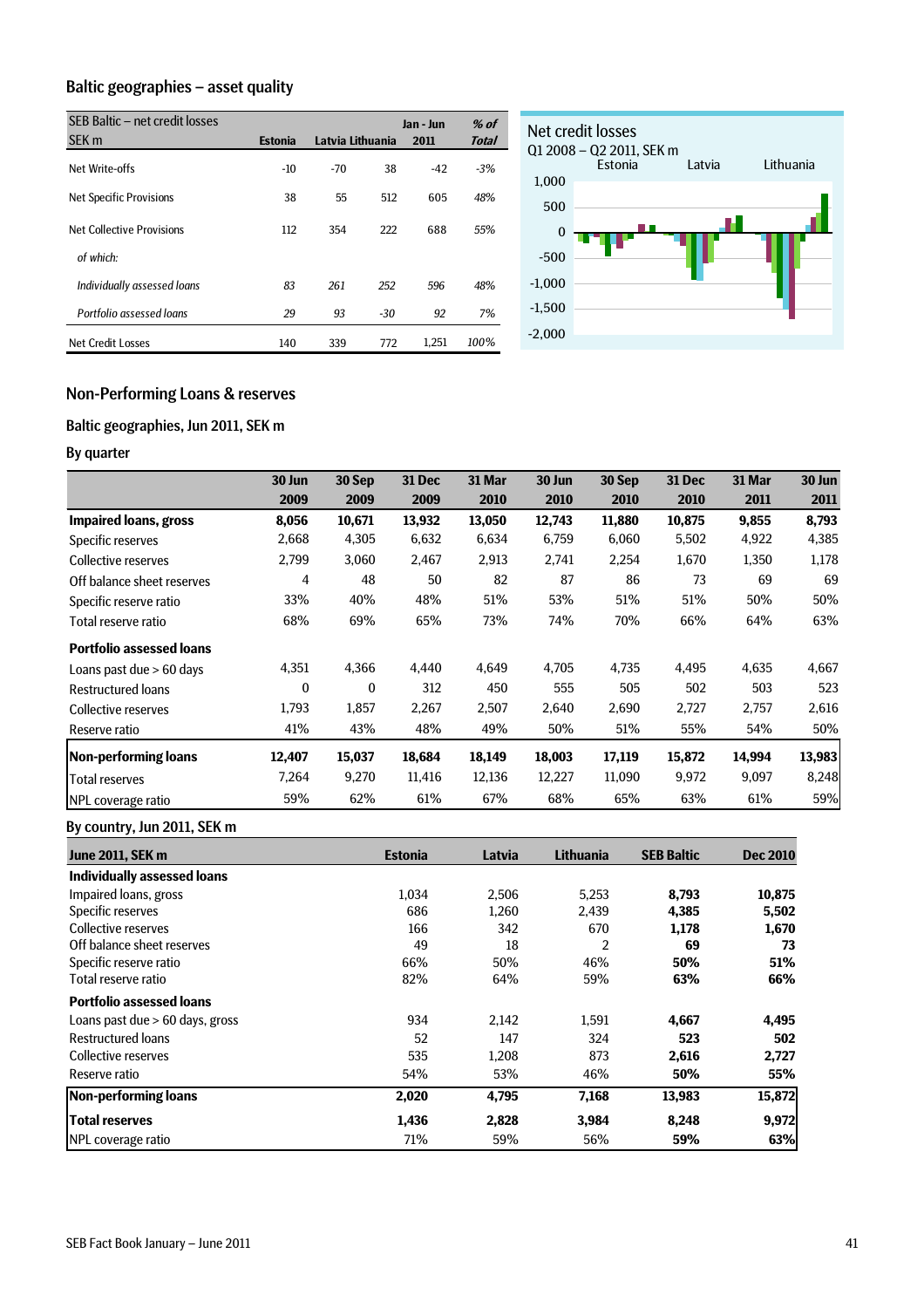## Baltic geographies – asset quality

| SEB Baltic – net credit losses SEK m | Estonia | Latvia | Lithuania | Jan - Jun 2011 | % of Total |
|---|---|---|---|---|---|
| Net Write-offs | -10 | -70 | 38 | -42 | -3% |
| Net Specific Provisions | 38 | 55 | 512 | 605 | 48% |
| Net Collective Provisions | 112 | 354 | 222 | 688 | 55% |
| *of which:* | | | | | |
| *Individually assessed loans* | *83* | *261* | *252* | *596* | *48%* |
| *Portfolio assessed loans* | *29* | *93* | *-30* | *92* | *7%* |
| Net Credit Losses | 140 | 339 | 772 | 1,251 | 100% |

Net credit losses
Q1 2008 – Q2 2011, SEK m

## Non-Performing Loans & reserves

### Baltic geographies, Jun 2011, SEK m

### By quarter

| | 30 Jun 2009 | 30 Sep 2009 | 31 Dec 2009 | 31 Mar 2010 | 30 Jun 2010 | 30 Sep 2010 | 31 Dec 2010 | 31 Mar 2011 | 30 Jun 2011 |
|---|---|---|---|---|---|---|---|---|---|
| **Impaired loans, gross** | **8,056** | **10,671** | **13,932** | **13,050** | **12,743** | **11,880** | **10,875** | **9,855** | **8,793** |
| Specific reserves | 2,668 | 4,305 | 6,632 | 6,634 | 6,759 | 6,060 | 5,502 | 4,922 | 4,385 |
| Collective reserves | 2,799 | 3,060 | 2,467 | 2,913 | 2,741 | 2,254 | 1,670 | 1,350 | 1,178 |
| Off balance sheet reserves | 4 | 48 | 50 | 82 | 87 | 86 | 73 | 69 | 69 |
| Specific reserve ratio | 33% | 40% | 48% | 51% | 53% | 51% | 51% | 50% | 50% |
| Total reserve ratio | 68% | 69% | 65% | 73% | 74% | 70% | 66% | 64% | 63% |
| **Portfolio assessed loans** | | | | | | | | | |
| Loans past due > 60 days | 4,351 | 4,366 | 4,440 | 4,649 | 4,705 | 4,735 | 4,495 | 4,635 | 4,667 |
| Restructured loans | 0 | 0 | 312 | 450 | 555 | 505 | 502 | 503 | 523 |
| Collective reserves | 1,793 | 1,857 | 2,267 | 2,507 | 2,640 | 2,690 | 2,727 | 2,757 | 2,616 |
| Reserve ratio | 41% | 43% | 48% | 49% | 50% | 51% | 55% | 54% | 50% |
| **Non-performing loans** | **12,407** | **15,037** | **18,684** | **18,149** | **18,003** | **17,119** | **15,872** | **14,994** | **13,983** |
| Total reserves | 7,264 | 9,270 | 11,416 | 12,136 | 12,227 | 11,090 | 9,972 | 9,097 | 8,248 |
| NPL coverage ratio | 59% | 62% | 61% | 67% | 68% | 65% | 63% | 61% | 59% |

### By country, Jun 2011, SEK m

| June 2011, SEK m | Estonia | Latvia | Lithuania | SEB Baltic | Dec 2010 |
|---|---|---|---|---|---|
| **Individually assessed loans** | | | | | |
| Impaired loans, gross | 1,034 | 2,506 | 5,253 | **8,793** | **10,875** |
| Specific reserves | 686 | 1,260 | 2,439 | **4,385** | **5,502** |
| Collective reserves | 166 | 342 | 670 | **1,178** | **1,670** |
| Off balance sheet reserves | 49 | 18 | 2 | **69** | **73** |
| Specific reserve ratio | 66% | 50% | 46% | **50%** | **51%** |
| Total reserve ratio | 82% | 64% | 59% | **63%** | **66%** |
| **Portfolio assessed loans** | | | | | |
| Loans past due > 60 days, gross | 934 | 2,142 | 1,591 | **4,667** | **4,495** |
| Restructured loans | 52 | 147 | 324 | **523** | **502** |
| Collective reserves | 535 | 1,208 | 873 | **2,616** | **2,727** |
| Reserve ratio | 54% | 53% | 46% | **50%** | **55%** |
| **Non-performing loans** | **2,020** | **4,795** | **7,168** | **13,983** | **15,872** |
| **Total reserves** | **1,436** | **2,828** | **3,984** | **8,248** | **9,972** |
| NPL coverage ratio | 71% | 59% | 56% | **59%** | **63%** |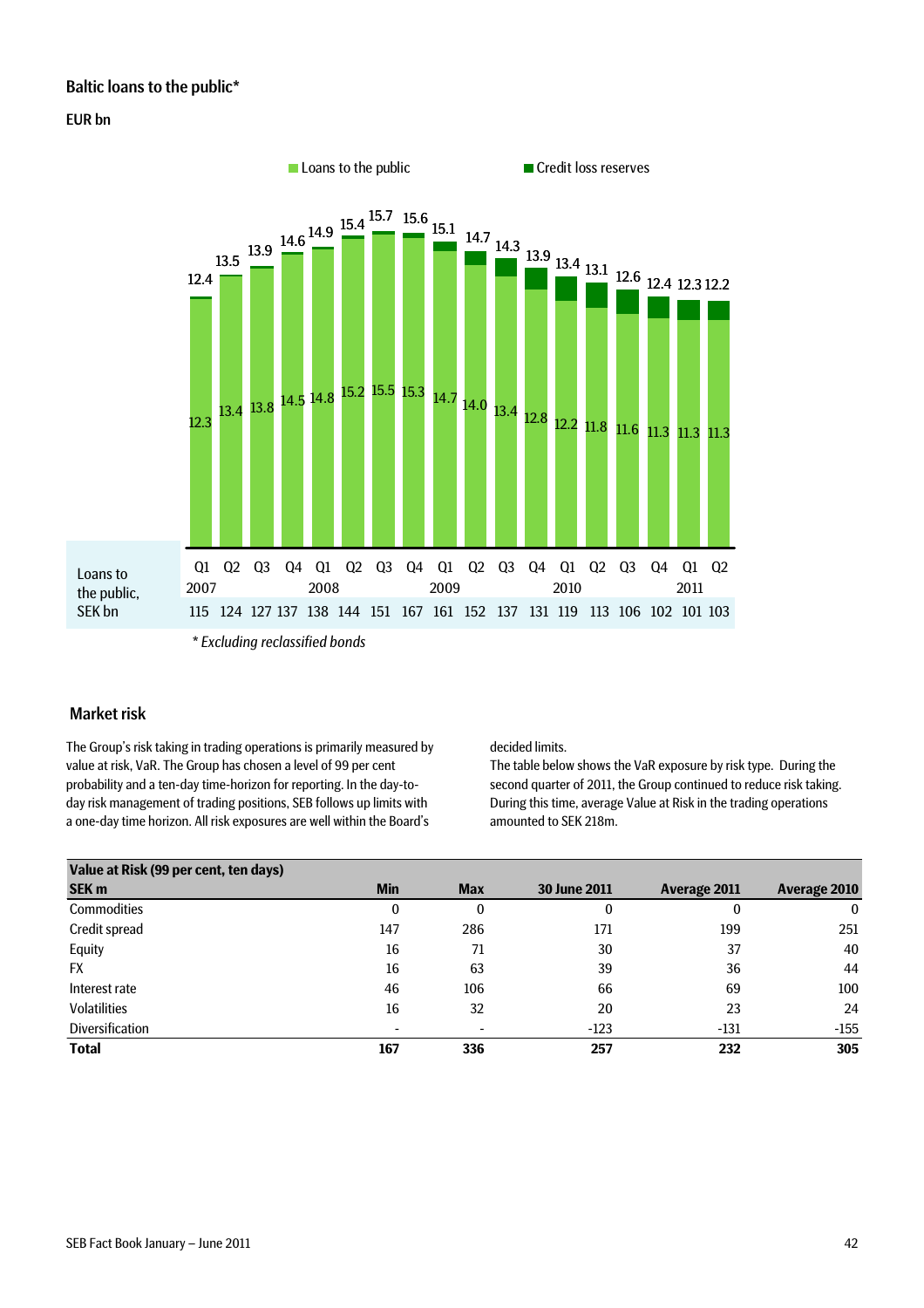## Baltic loans to the public*

EUR bn

| | Q1 2007 | Q2 | Q3 | Q4 | Q1 2008 | Q2 | Q3 | Q4 | Q1 2009 | Q2 | Q3 | Q4 | Q1 2010 | Q2 | Q3 | Q4 | Q1 2011 | Q2 |
|---|---|---|---|---|---|---|---|---|---|---|---|---|---|---|---|---|---|---|
| Total (incl. credit loss reserves) | 12.4 | 13.5 | 13.9 | 14.6 | 14.9 | 15.4 | 15.7 | 15.6 | 15.1 | 14.7 | 14.3 | 13.9 | 13.4 | 13.1 | 12.6 | 12.4 | 12.3 | 12.2 |
| Loans to the public | 12.3 | 13.4 | 13.8 | 14.5 | 14.8 | 15.2 | 15.5 | 15.3 | 14.7 | 14.0 | 13.4 | 12.8 | 12.2 | 11.8 | 11.6 | 11.3 | 11.3 | 11.3 |
| Loans to the public, SEK bn | 115 | 124 | 127 | 137 | 138 | 144 | 151 | 167 | 161 | 152 | 137 | 131 | 119 | 113 | 106 | 102 | 101 | 103 |

*\* Excluding reclassified bonds*

## Market risk

The Group's risk taking in trading operations is primarily measured by value at risk, VaR. The Group has chosen a level of 99 per cent probability and a ten-day time-horizon for reporting. In the day-to-day risk management of trading positions, SEB follows up limits with a one-day time horizon. All risk exposures are well within the Board's decided limits.

The table below shows the VaR exposure by risk type. During the second quarter of 2011, the Group continued to reduce risk taking. During this time, average Value at Risk in the trading operations amounted to SEK 218m.

| Value at Risk (99 per cent, ten days) | | | | | |
|---|---|---|---|---|---|
| **SEK m** | **Min** | **Max** | **30 June 2011** | **Average 2011** | **Average 2010** |
| Commodities | 0 | 0 | 0 | 0 | 0 |
| Credit spread | 147 | 286 | 171 | 199 | 251 |
| Equity | 16 | 71 | 30 | 37 | 40 |
| FX | 16 | 63 | 39 | 36 | 44 |
| Interest rate | 46 | 106 | 66 | 69 | 100 |
| Volatilities | 16 | 32 | 20 | 23 | 24 |
| Diversification | - | - | -123 | -131 | -155 |
| **Total** | **167** | **336** | **257** | **232** | **305** |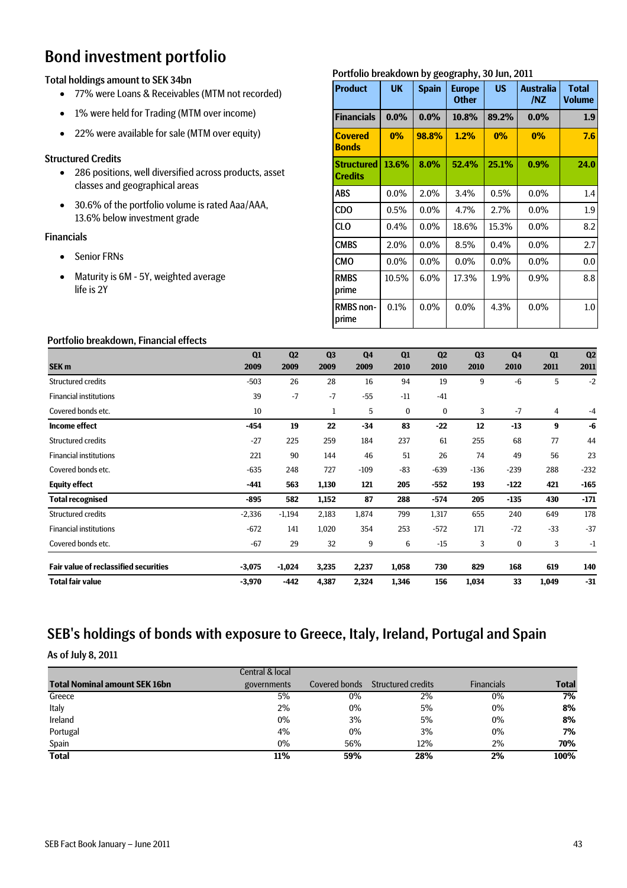# Bond investment portfolio

### Total holdings amount to SEK 34bn

- 77% were Loans & Receivables (MTM not recorded)
- 1% were held for Trading (MTM over income)
- 22% were available for sale (MTM over equity)

### Structured Credits

- 286 positions, well diversified across products, asset classes and geographical areas
- 30.6% of the portfolio volume is rated Aaa/AAA, 13.6% below investment grade

### Financials

- Senior FRNs
- Maturity is 6M - 5Y, weighted average life is 2Y

### Portfolio breakdown by geography, 30 Jun, 2011

| Product | UK | Spain | Europe Other | US | Australia /NZ | Total Volume |
|---|---|---|---|---|---|---|
| **Financials** | **0.0%** | **0.0%** | **10.8%** | **89.2%** | **0.0%** | **1.9** |
| **Covered Bonds** | **0%** | **98.8%** | **1.2%** | **0%** | **0%** | **7.6** |
| **Structured Credits** | **13.6%** | **8.0%** | **52.4%** | **25.1%** | **0.9%** | **24.0** |
| ABS | 0.0% | 2.0% | 3.4% | 0.5% | 0.0% | 1.4 |
| CDO | 0.5% | 0.0% | 4.7% | 2.7% | 0.0% | 1.9 |
| CLO | 0.4% | 0.0% | 18.6% | 15.3% | 0.0% | 8.2 |
| CMBS | 2.0% | 0.0% | 8.5% | 0.4% | 0.0% | 2.7 |
| CMO | 0.0% | 0.0% | 0.0% | 0.0% | 0.0% | 0.0 |
| RMBS prime | 10.5% | 6.0% | 17.3% | 1.9% | 0.9% | 8.8 |
| RMBS non-prime | 0.1% | 0.0% | 0.0% | 4.3% | 0.0% | 1.0 |

### Portfolio breakdown, Financial effects

| SEK m | Q1 2009 | Q2 2009 | Q3 2009 | Q4 2009 | Q1 2010 | Q2 2010 | Q3 2010 | Q4 2010 | Q1 2011 | Q2 2011 |
|---|---|---|---|---|---|---|---|---|---|---|
| Structured credits | -503 | 26 | 28 | 16 | 94 | 19 | 9 | -6 | 5 | -2 |
| Financial institutions | 39 | -7 | -7 | -55 | -11 | -41 | | | | |
| Covered bonds etc. | 10 | | 1 | 5 | 0 | 0 | 3 | -7 | 4 | -4 |
| **Income effect** | **-454** | **19** | **22** | **-34** | **83** | **-22** | **12** | **-13** | **9** | **-6** |
| Structured credits | -27 | 225 | 259 | 184 | 237 | 61 | 255 | 68 | 77 | 44 |
| Financial institutions | 221 | 90 | 144 | 46 | 51 | 26 | 74 | 49 | 56 | 23 |
| Covered bonds etc. | -635 | 248 | 727 | -109 | -83 | -639 | -136 | -239 | 288 | -232 |
| **Equity effect** | **-441** | **563** | **1,130** | **121** | **205** | **-552** | **193** | **-122** | **421** | **-165** |
| **Total recognised** | **-895** | **582** | **1,152** | **87** | **288** | **-574** | **205** | **-135** | **430** | **-171** |
| Structured credits | -2,336 | -1,194 | 2,183 | 1,874 | 799 | 1,317 | 655 | 240 | 649 | 178 |
| Financial institutions | -672 | 141 | 1,020 | 354 | 253 | -572 | 171 | -72 | -33 | -37 |
| Covered bonds etc. | -67 | 29 | 32 | 9 | 6 | -15 | 3 | 0 | 3 | -1 |
| **Fair value of reclassified securities** | **-3,075** | **-1,024** | **3,235** | **2,237** | **1,058** | **730** | **829** | **168** | **619** | **140** |
| **Total fair value** | **-3,970** | **-442** | **4,387** | **2,324** | **1,346** | **156** | **1,034** | **33** | **1,049** | **-31** |

## SEB's holdings of bonds with exposure to Greece, Italy, Ireland, Portugal and Spain

### As of July 8, 2011

| **Total Nominal amount SEK 16bn** | Central & local governments | Covered bonds | Structured credits | Financials | **Total** |
|---|---|---|---|---|---|
| Greece | 5% | 0% | 2% | 0% | **7%** |
| Italy | 2% | 0% | 5% | 0% | **8%** |
| Ireland | 0% | 3% | 5% | 0% | **8%** |
| Portugal | 4% | 0% | 3% | 0% | **7%** |
| Spain | 0% | 56% | 12% | 2% | **70%** |
| **Total** | **11%** | **59%** | **28%** | **2%** | **100%** |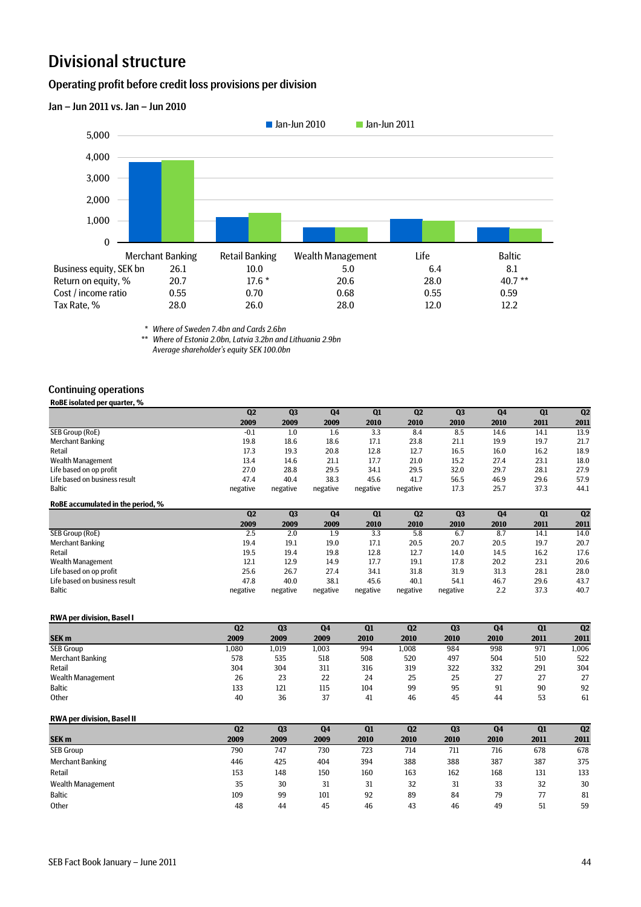# Divisional structure

## Operating profit before credit loss provisions per division

### Jan – Jun 2011 vs. Jan – Jun 2010

| | Merchant Banking | Retail Banking | Wealth Management | Life | Baltic |
|---|---|---|---|---|---|
| Business equity, SEK bn | 26.1 | 10.0 | 5.0 | 6.4 | 8.1 |
| Return on equity, % | 20.7 | 17.6 * | 20.6 | 28.0 | 40.7 ** |
| Cost / income ratio | 0.55 | 0.70 | 0.68 | 0.55 | 0.59 |
| Tax Rate, % | 28.0 | 26.0 | 28.0 | 12.0 | 12.2 |

*\* Where of Sweden 7.4bn and Cards 2.6bn*
*\*\* Where of Estonia 2.0bn, Latvia 3.2bn and Lithuania 2.9bn*
*Average shareholder's equity SEK 100.0bn*

## Continuing operations

**RoBE isolated per quarter, %**

| | Q2 2009 | Q3 2009 | Q4 2009 | Q1 2010 | Q2 2010 | Q3 2010 | Q4 2010 | Q1 2011 | Q2 2011 |
|---|---|---|---|---|---|---|---|---|---|
| SEB Group (RoE) | -0.1 | 1.0 | 1.6 | 3.3 | 8.4 | 8.5 | 14.6 | 14.1 | 13.9 |
| Merchant Banking | 19.8 | 18.6 | 18.6 | 17.1 | 23.8 | 21.1 | 19.9 | 19.7 | 21.7 |
| Retail | 17.3 | 19.3 | 20.8 | 12.8 | 12.7 | 16.5 | 16.0 | 16.2 | 18.9 |
| Wealth Management | 13.4 | 14.6 | 21.1 | 17.7 | 21.0 | 15.2 | 27.4 | 23.1 | 18.0 |
| Life based on op profit | 27.0 | 28.8 | 29.5 | 34.1 | 29.5 | 32.0 | 29.7 | 28.1 | 27.9 |
| Life based on business result | 47.4 | 40.4 | 38.3 | 45.6 | 41.7 | 56.5 | 46.9 | 29.6 | 57.9 |
| Baltic | negative | negative | negative | negative | negative | 17.3 | 25.7 | 37.3 | 44.1 |

**RoBE accumulated in the period, %**

| | Q2 2009 | Q3 2009 | Q4 2009 | Q1 2010 | Q2 2010 | Q3 2010 | Q4 2010 | Q1 2011 | Q2 2011 |
|---|---|---|---|---|---|---|---|---|---|
| SEB Group (RoE) | 2.5 | 2.0 | 1.9 | 3.3 | 5.8 | 6.7 | 8.7 | 14.1 | 14.0 |
| Merchant Banking | 19.4 | 19.1 | 19.0 | 17.1 | 20.5 | 20.7 | 20.5 | 19.7 | 20.7 |
| Retail | 19.5 | 19.4 | 19.8 | 12.8 | 12.7 | 14.0 | 14.5 | 16.2 | 17.6 |
| Wealth Management | 12.1 | 12.9 | 14.9 | 17.7 | 19.1 | 17.8 | 20.2 | 23.1 | 20.6 |
| Life based on op profit | 25.6 | 26.7 | 27.4 | 34.1 | 31.8 | 31.9 | 31.3 | 28.1 | 28.0 |
| Life based on business result | 47.8 | 40.0 | 38.1 | 45.6 | 40.1 | 54.1 | 46.7 | 29.6 | 43.7 |
| Baltic | negative | negative | negative | negative | negative | negative | 2.2 | 37.3 | 40.7 |

**RWA per division, Basel I**

| SEK m | Q2 2009 | Q3 2009 | Q4 2009 | Q1 2010 | Q2 2010 | Q3 2010 | Q4 2010 | Q1 2011 | Q2 2011 |
|---|---|---|---|---|---|---|---|---|---|
| SEB Group | 1,080 | 1,019 | 1,003 | 994 | 1,008 | 984 | 998 | 971 | 1,006 |
| Merchant Banking | 578 | 535 | 518 | 508 | 520 | 497 | 504 | 510 | 522 |
| Retail | 304 | 304 | 311 | 316 | 319 | 322 | 332 | 291 | 304 |
| Wealth Management | 26 | 23 | 22 | 24 | 25 | 25 | 27 | 27 | 27 |
| Baltic | 133 | 121 | 115 | 104 | 99 | 95 | 91 | 90 | 92 |
| Other | 40 | 36 | 37 | 41 | 46 | 45 | 44 | 53 | 61 |

**RWA per division, Basel II**

| SEK m | Q2 2009 | Q3 2009 | Q4 2009 | Q1 2010 | Q2 2010 | Q3 2010 | Q4 2010 | Q1 2011 | Q2 2011 |
|---|---|---|---|---|---|---|---|---|---|
| SEB Group | 790 | 747 | 730 | 723 | 714 | 711 | 716 | 678 | 678 |
| Merchant Banking | 446 | 425 | 404 | 394 | 388 | 388 | 387 | 387 | 375 |
| Retail | 153 | 148 | 150 | 160 | 163 | 162 | 168 | 131 | 133 |
| Wealth Management | 35 | 30 | 31 | 31 | 32 | 31 | 33 | 32 | 30 |
| Baltic | 109 | 99 | 101 | 92 | 89 | 84 | 79 | 77 | 81 |
| Other | 48 | 44 | 45 | 46 | 43 | 46 | 49 | 51 | 59 |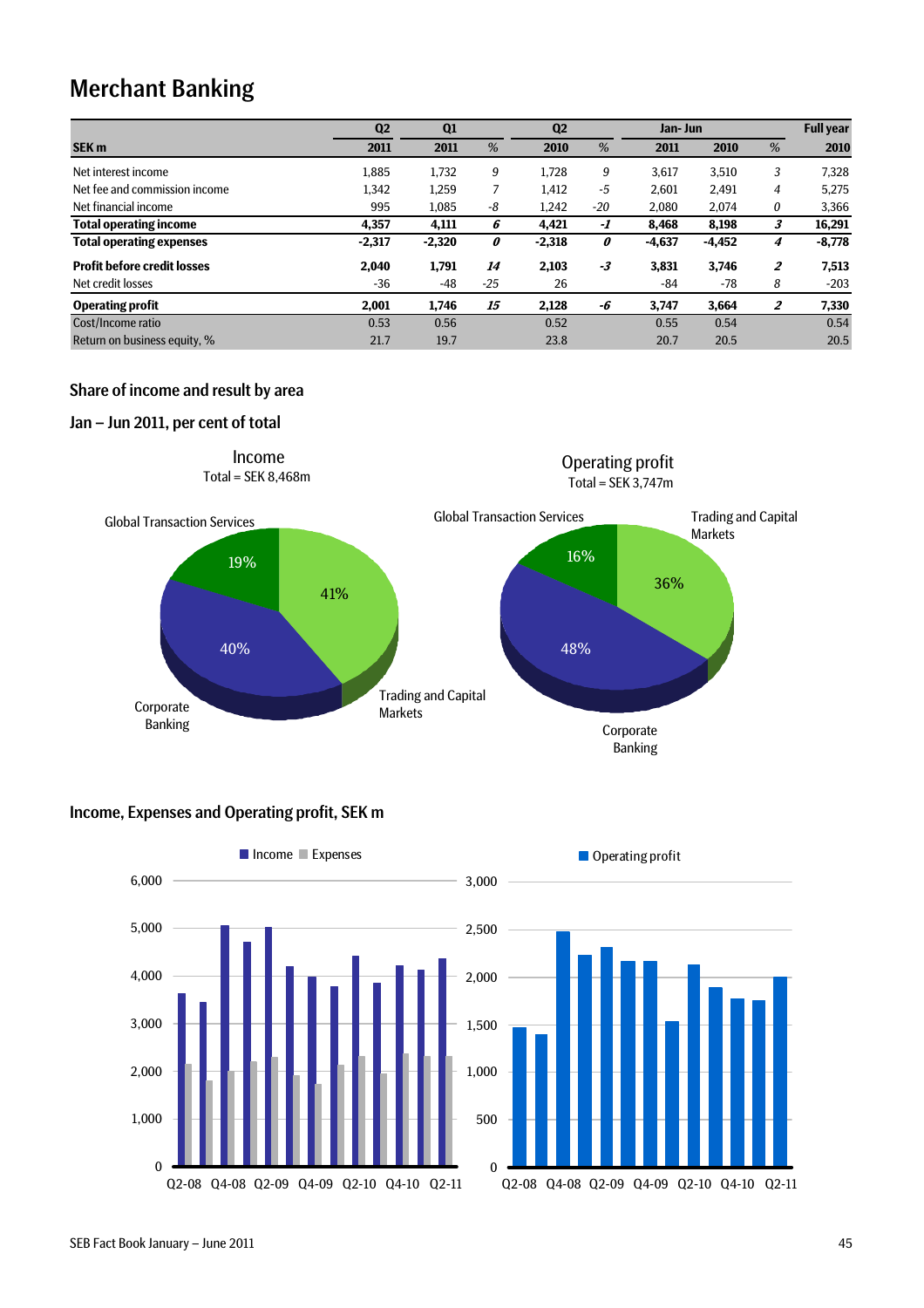# Merchant Banking

| SEK m | Q2 2011 | Q1 2011 | % | Q2 2010 | % | Jan- Jun 2011 | Jan- Jun 2010 | % | Full year 2010 |
|---|---|---|---|---|---|---|---|---|---|
| Net interest income | 1,885 | 1,732 | 9 | 1,728 | 9 | 3,617 | 3,510 | 3 | 7,328 |
| Net fee and commission income | 1,342 | 1,259 | 7 | 1,412 | -5 | 2,601 | 2,491 | 4 | 5,275 |
| Net financial income | 995 | 1,085 | -8 | 1,242 | -20 | 2,080 | 2,074 | 0 | 3,366 |
| **Total operating income** | **4,357** | **4,111** | **6** | **4,421** | **-1** | **8,468** | **8,198** | **3** | **16,291** |
| **Total operating expenses** | **-2,317** | **-2,320** | **0** | **-2,318** | **0** | **-4,637** | **-4,452** | **4** | **-8,778** |
| **Profit before credit losses** | **2,040** | **1,791** | **14** | **2,103** | **-3** | **3,831** | **3,746** | **2** | **7,513** |
| Net credit losses | -36 | -48 | -25 | 26 | | -84 | -78 | 8 | -203 |
| **Operating profit** | **2,001** | **1,746** | **15** | **2,128** | **-6** | **3,747** | **3,664** | **2** | **7,330** |
| Cost/Income ratio | 0.53 | 0.56 | | 0.52 | | 0.55 | 0.54 | | 0.54 |
| Return on business equity, % | 21.7 | 19.7 | | 23.8 | | 20.7 | 20.5 | | 20.5 |

## Share of income and result by area

### Jan – Jun 2011, per cent of total

**Income**
Total = SEK 8,468m

- Trading and Capital Markets: 41%
- Corporate Banking: 40%
- Global Transaction Services: 19%

**Operating profit**
Total = SEK 3,747m

- Trading and Capital Markets: 36%
- Corporate Banking: 48%
- Global Transaction Services: 16%

## Income, Expenses and Operating profit, SEK m

Income / Expenses (quarterly, Q2-08 – Q2-11)

Operating profit (quarterly, Q2-08 – Q2-11)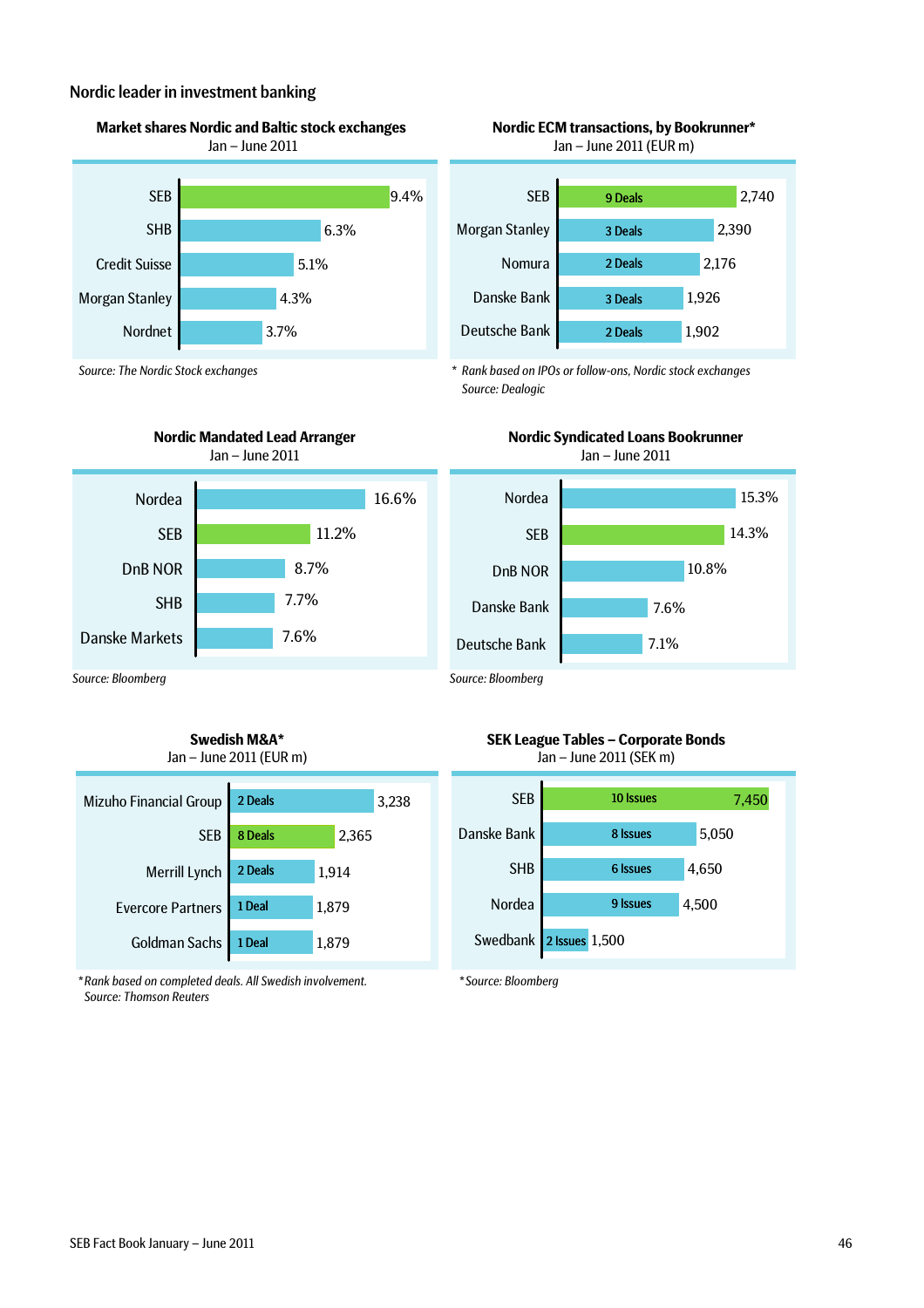## Nordic leader in investment banking

### Market shares Nordic and Baltic stock exchanges
Jan – June 2011

| | Market share |
|---|---|
| SEB | 9.4% |
| SHB | 6.3% |
| Credit Suisse | 5.1% |
| Morgan Stanley | 4.3% |
| Nordnet | 3.7% |

*Source: The Nordic Stock exchanges*

### Nordic ECM transactions, by Bookrunner*
Jan – June 2011 (EUR m)

| | Deals | EUR m |
|---|---|---|
| SEB | 9 Deals | 2,740 |
| Morgan Stanley | 3 Deals | 2,390 |
| Nomura | 2 Deals | 2,176 |
| Danske Bank | 3 Deals | 1,926 |
| Deutsche Bank | 2 Deals | 1,902 |

*\* Rank based on IPOs or follow-ons, Nordic stock exchanges*
*Source: Dealogic*

### Nordic Mandated Lead Arranger
Jan – June 2011

| | Share |
|---|---|
| Nordea | 16.6% |
| SEB | 11.2% |
| DnB NOR | 8.7% |
| SHB | 7.7% |
| Danske Markets | 7.6% |

*Source: Bloomberg*

### Nordic Syndicated Loans Bookrunner
Jan – June 2011

| | Share |
|---|---|
| Nordea | 15.3% |
| SEB | 14.3% |
| DnB NOR | 10.8% |
| Danske Bank | 7.6% |
| Deutsche Bank | 7.1% |

*Source: Bloomberg*

### Swedish M&A*
Jan – June 2011 (EUR m)

| | Deals | EUR m |
|---|---|---|
| Mizuho Financial Group | 2 Deals | 3,238 |
| SEB | 8 Deals | 2,365 |
| Merrill Lynch | 2 Deals | 1,914 |
| Evercore Partners | 1 Deal | 1,879 |
| Goldman Sachs | 1 Deal | 1,879 |

*\*Rank based on completed deals. All Swedish involvement.*
*Source: Thomson Reuters*

### SEK League Tables – Corporate Bonds
Jan – June 2011 (SEK m)

| | Issues | SEK m |
|---|---|---|
| SEB | 10 Issues | 7,450 |
| Danske Bank | 8 Issues | 5,050 |
| SHB | 6 Issues | 4,650 |
| Nordea | 9 Issues | 4,500 |
| Swedbank | 2 Issues | 1,500 |

*\*Source: Bloomberg*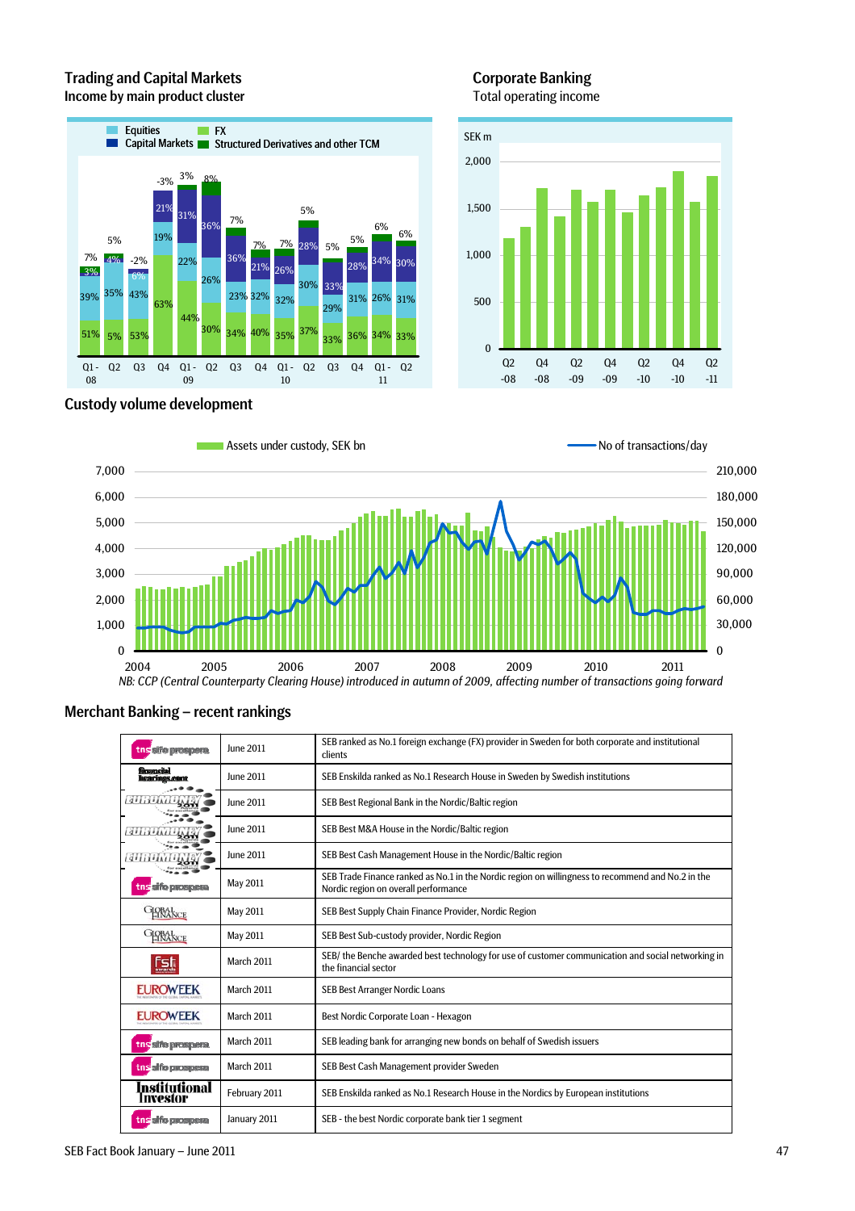## Trading and Capital Markets

Income by main product cluster

## Corporate Banking

Total operating income

## Custody volume development

NB: CCP (Central Counterparty Clearing House) introduced in autumn of 2009, affecting number of transactions going forward

## Merchant Banking – recent rankings

| Source | Date | Ranking |
|---|---|---|
| tns sifo prospera | June 2011 | SEB ranked as No.1 foreign exchange (FX) provider in Sweden for both corporate and institutional clients |
| financial hearings.com | June 2011 | SEB Enskilda ranked as No.1 Research House in Sweden by Swedish institutions |
| Euromoney | June 2011 | SEB Best Regional Bank in the Nordic/Baltic region |
| Euromoney | June 2011 | SEB Best M&A House in the Nordic/Baltic region |
| Euromoney | June 2011 | SEB Best Cash Management House in the Nordic/Baltic region |
| tns sifo prospera | May 2011 | SEB Trade Finance ranked as No.1 in the Nordic region on willingness to recommend and No.2 in the Nordic region on overall performance |
| Global Finance | May 2011 | SEB Best Supply Chain Finance Provider, Nordic Region |
| Global Finance | May 2011 | SEB Best Sub-custody provider, Nordic Region |
| fst awards | March 2011 | SEB/ the Benche awarded best technology for use of customer communication and social networking in the financial sector |
| Euroweek | March 2011 | SEB Best Arranger Nordic Loans |
| Euroweek | March 2011 | Best Nordic Corporate Loan - Hexagon |
| tns sifo prospera | March 2011 | SEB leading bank for arranging new bonds on behalf of Swedish issuers |
| tns sifo prospera | March 2011 | SEB Best Cash Management provider Sweden |
| Institutional Investor | February 2011 | SEB Enskilda ranked as No.1 Research House in the Nordics by European institutions |
| tns sifo prospera | January 2011 | SEB - the best Nordic corporate bank tier 1 segment |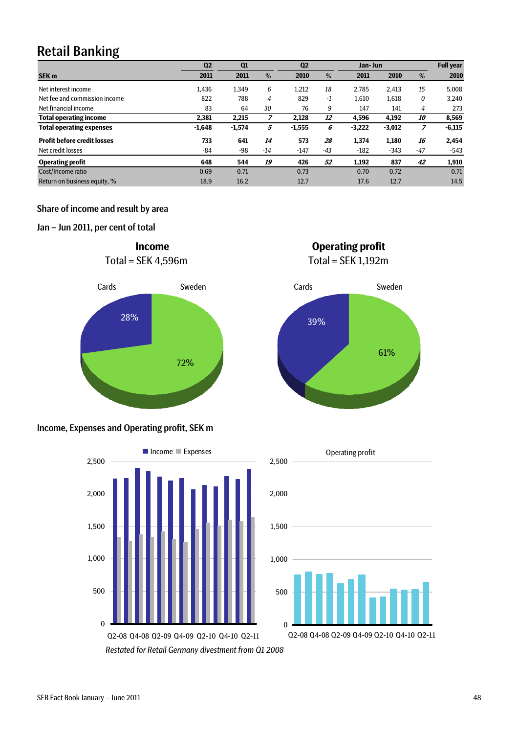# Retail Banking

| SEK m | Q2 2011 | Q1 2011 | % | Q2 2010 | % | Jan- Jun 2011 | Jan- Jun 2010 | % | Full year 2010 |
|---|---|---|---|---|---|---|---|---|---|
| Net interest income | 1,436 | 1,349 | *6* | 1,212 | *18* | 2,785 | 2,413 | *15* | 5,008 |
| Net fee and commission income | 822 | 788 | *4* | 829 | *-1* | 1,610 | 1,618 | *0* | 3,240 |
| Net financial income | 83 | 64 | *30* | 76 | *9* | 147 | 141 | *4* | 273 |
| **Total operating income** | **2,381** | **2,215** | ***7*** | **2,128** | ***12*** | **4,596** | **4,192** | ***10*** | **8,569** |
| **Total operating expenses** | **-1,648** | **-1,574** | ***5*** | **-1,555** | ***6*** | **-3,222** | **-3,012** | ***7*** | **-6,115** |
| **Profit before credit losses** | **733** | **641** | ***14*** | **573** | ***28*** | **1,374** | **1,180** | ***16*** | **2,454** |
| Net credit losses | -84 | -98 | *-14* | -147 | *-43* | -182 | -343 | *-47* | -543 |
| **Operating profit** | **648** | **544** | ***19*** | **426** | ***52*** | **1,192** | **837** | ***42*** | **1,910** |
| Cost/Income ratio | 0.69 | 0.71 | | 0.73 | | 0.70 | 0.72 | | 0.71 |
| Return on business equity, % | 18.9 | 16.2 | | 12.7 | | 17.6 | 12.7 | | 14.5 |

## Share of income and result by area

## Jan – Jun 2011, per cent of total

**Income**
Total = SEK 4,596m

Cards 28%, Sweden 72%

**Operating profit**
Total = SEK 1,192m

Cards 39%, Sweden 61%

## Income, Expenses and Operating profit, SEK m

*Restated for Retail Germany divestment from Q1 2008*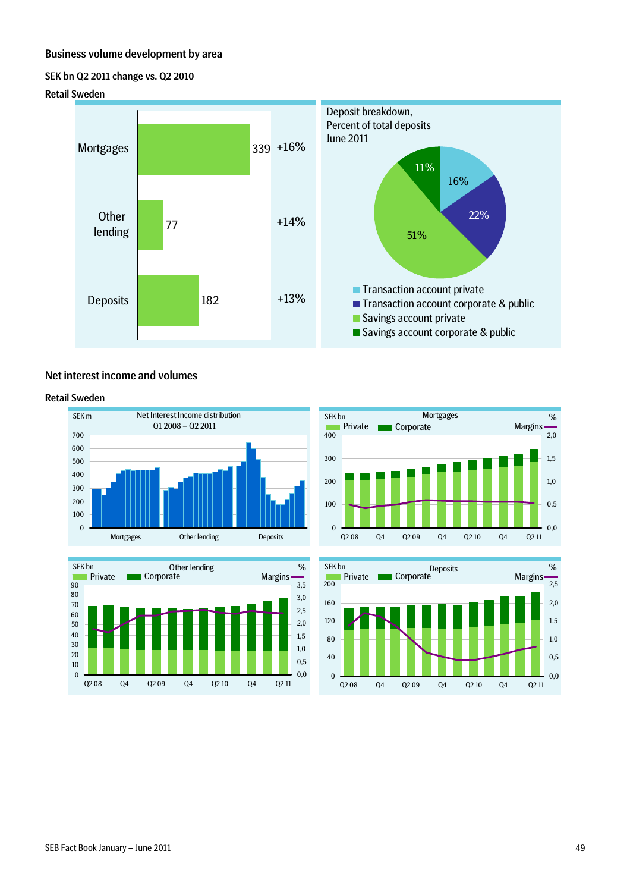## Business volume development by area

### SEK bn Q2 2011 change vs. Q2 2010

### Retail Sweden

| | SEK bn | Change |
|---|---|---|
| Mortgages | 339 | +16% |
| Other lending | 77 | +14% |
| Deposits | 182 | +13% |

Deposit breakdown, Percent of total deposits June 2011

| | % |
|---|---|
| Transaction account private | 16% |
| Transaction account corporate & public | 22% |
| Savings account private | 51% |
| Savings account corporate & public | 11% |

## Net interest income and volumes

### Retail Sweden

Net Interest Income distribution Q1 2008 – Q2 2011 (SEK m): Mortgages, Other lending, Deposits

Mortgages (SEK bn): Private, Corporate; Margins (%)

Other lending (SEK bn): Private, Corporate; Margins (%)

Deposits (SEK bn): Private, Corporate; Margins (%)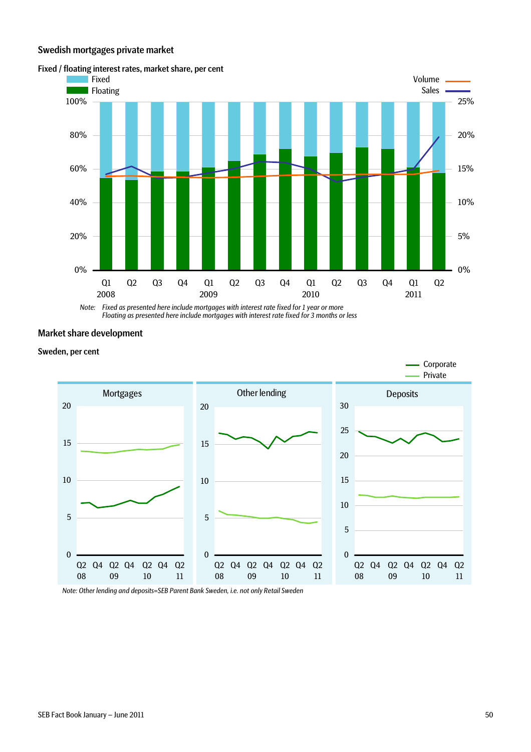## Swedish mortgages private market

### Fixed / floating interest rates, market share, per cent

Fixed
Floating

Volume
Sales

100% 80% 60% 40% 20% 0%

25% 20% 15% 10% 5% 0%

Q1 2008, Q2, Q3, Q4, Q1 2009, Q2, Q3, Q4, Q1 2010, Q2, Q3, Q4, Q1 2011, Q2

*Note: Fixed as presented here include mortgages with interest rate fixed for 1 year or more*
*Floating as presented here include mortgages with interest rate fixed for 3 months or less*

## Market share development

### Sweden, per cent

Corporate
Private

**Mortgages**

**Other lending**

**Deposits**

Q2 08, Q4, Q2 09, Q4, Q2 10, Q4, Q2 11

*Note: Other lending and deposits=SEB Parent Bank Sweden, i.e. not only Retail Sweden*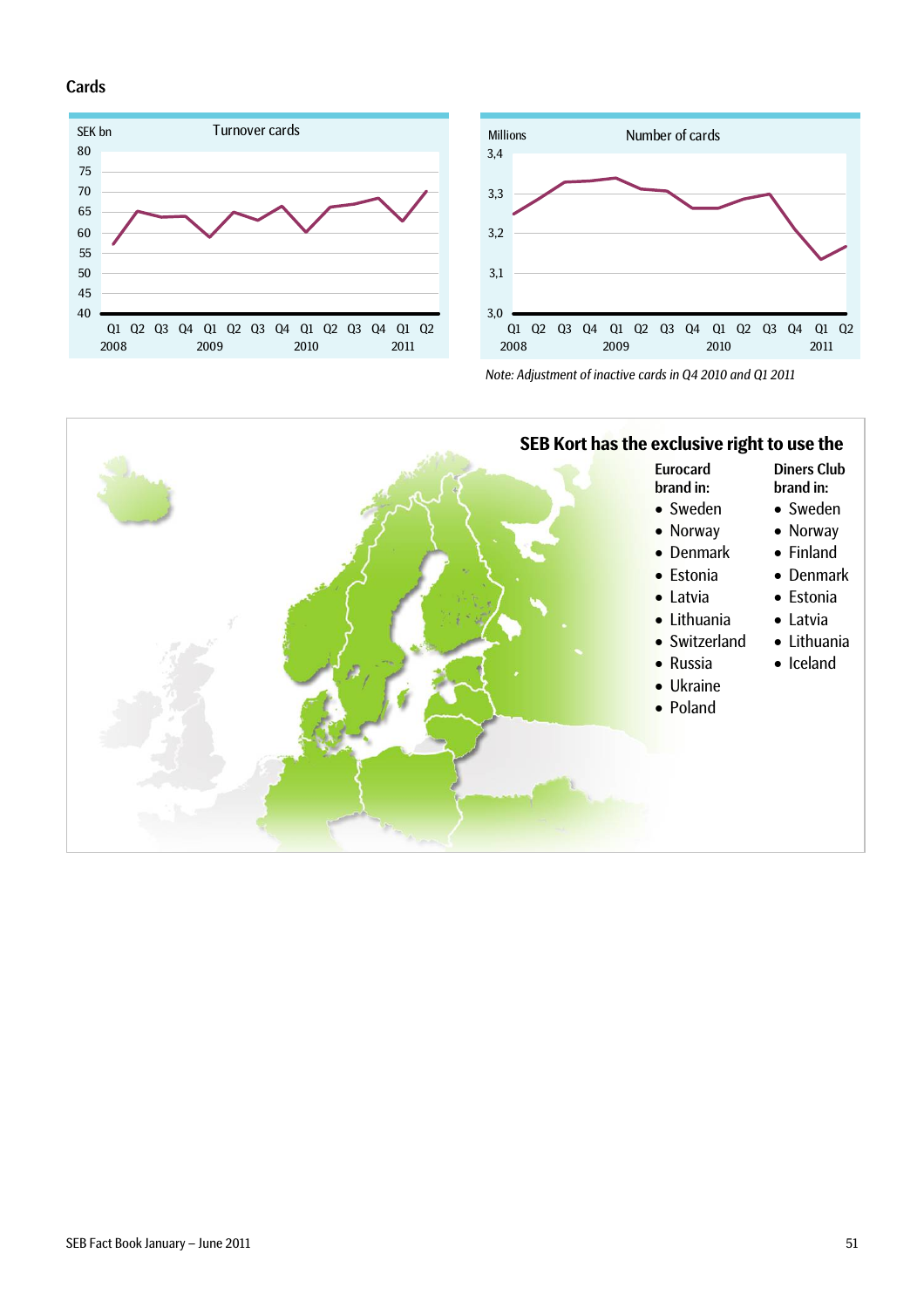## Cards

**Turnover cards**

SEK bn

**Number of cards**

Millions

*Note: Adjustment of inactive cards in Q4 2010 and Q1 2011*

**SEB Kort has the exclusive right to use the**

**Eurocard brand in:**

- Sweden
- Norway
- Denmark
- Estonia
- Latvia
- Lithuania
- Switzerland
- Russia
- Ukraine
- Poland

**Diners Club brand in:**

- Sweden
- Norway
- Finland
- Denmark
- Estonia
- Latvia
- Lithuania
- Iceland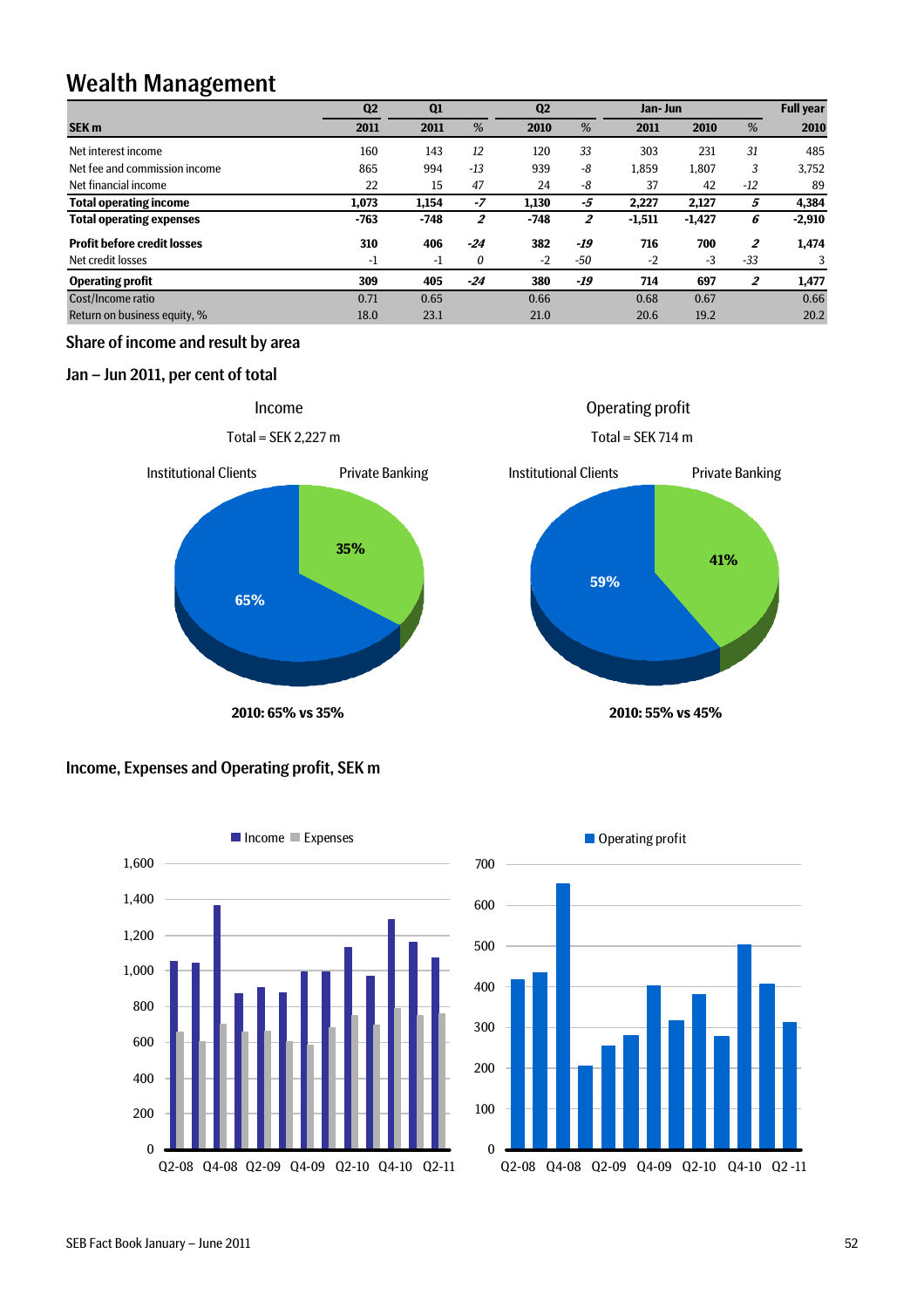# Wealth Management

| SEK m | Q2 2011 | Q1 2011 | % | Q2 2010 | % | Jan-Jun 2011 | Jan-Jun 2010 | % | Full year 2010 |
|---|---|---|---|---|---|---|---|---|---|
| Net interest income | 160 | 143 | *12* | 120 | *33* | 303 | 231 | *31* | 485 |
| Net fee and commission income | 865 | 994 | *-13* | 939 | *-8* | 1,859 | 1,807 | *3* | 3,752 |
| Net financial income | 22 | 15 | *47* | 24 | *-8* | 37 | 42 | *-12* | 89 |
| **Total operating income** | **1,073** | **1,154** | ***-7*** | **1,130** | ***-5*** | **2,227** | **2,127** | ***5*** | **4,384** |
| **Total operating expenses** | **-763** | **-748** | ***2*** | **-748** | ***2*** | **-1,511** | **-1,427** | ***6*** | **-2,910** |
| **Profit before credit losses** | **310** | **406** | ***-24*** | **382** | ***-19*** | **716** | **700** | ***2*** | **1,474** |
| Net credit losses | -1 | -1 | *0* | -2 | *-50* | -2 | -3 | *-33* | 3 |
| **Operating profit** | **309** | **405** | ***-24*** | **380** | ***-19*** | **714** | **697** | ***2*** | **1,477** |
| Cost/Income ratio | 0.71 | 0.65 | | 0.66 | | 0.68 | 0.67 | | 0.66 |
| Return on business equity, % | 18.0 | 23.1 | | 21.0 | | 20.6 | 19.2 | | 20.2 |

## Share of income and result by area

### Jan – Jun 2011, per cent of total

Income

Total = SEK 2,227 m

Institutional Clients 65%, Private Banking 35%

**2010: 65% vs 35%**

Operating profit

Total = SEK 714 m

Institutional Clients 59%, Private Banking 41%

**2010: 55% vs 45%**

## Income, Expenses and Operating profit, SEK m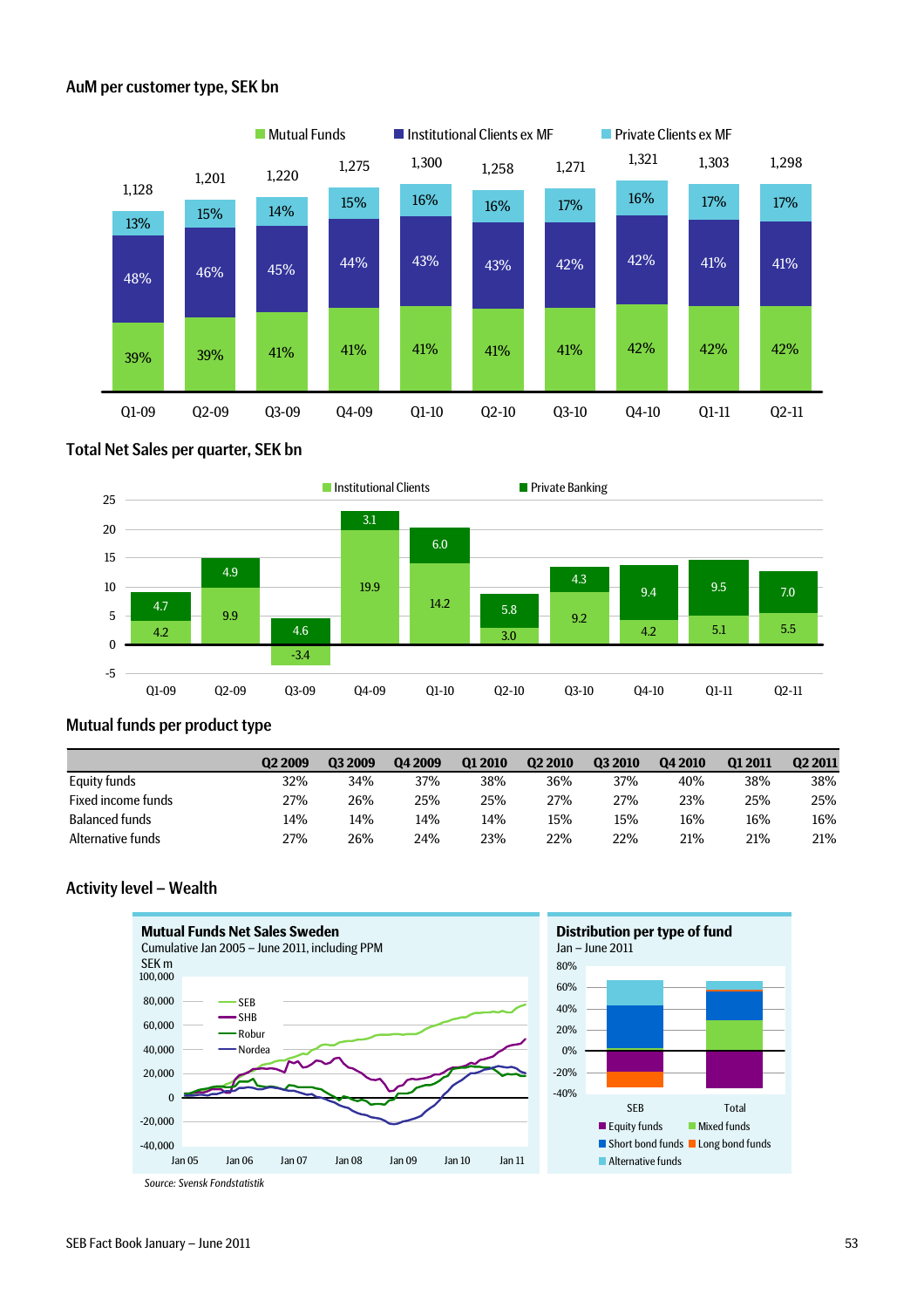## AuM per customer type, SEK bn

| | Q1-09 | Q2-09 | Q3-09 | Q4-09 | Q1-10 | Q2-10 | Q3-10 | Q4-10 | Q1-11 | Q2-11 |
|---|---|---|---|---|---|---|---|---|---|---|
| Total | 1,128 | 1,201 | 1,220 | 1,275 | 1,300 | 1,258 | 1,271 | 1,321 | 1,303 | 1,298 |
| Private Clients ex MF | 13% | 15% | 14% | 15% | 16% | 16% | 17% | 16% | 17% | 17% |
| Institutional Clients ex MF | 48% | 46% | 45% | 44% | 43% | 43% | 42% | 42% | 41% | 41% |
| Mutual Funds | 39% | 39% | 41% | 41% | 41% | 41% | 41% | 42% | 42% | 42% |

## Total Net Sales per quarter, SEK bn

| | Q1-09 | Q2-09 | Q3-09 | Q4-09 | Q1-10 | Q2-10 | Q3-10 | Q4-10 | Q1-11 | Q2-11 |
|---|---|---|---|---|---|---|---|---|---|---|
| Institutional Clients | 4.2 | 9.9 | -3.4 | 19.9 | 14.2 | 3.0 | 9.2 | 4.2 | 5.1 | 5.5 |
| Private Banking | 4.7 | 4.9 | 4.6 | 3.1 | 6.0 | 5.8 | 4.3 | 9.4 | 9.5 | 7.0 |

## Mutual funds per product type

| | Q2 2009 | Q3 2009 | Q4 2009 | Q1 2010 | Q2 2010 | Q3 2010 | Q4 2010 | Q1 2011 | Q2 2011 |
|---|---|---|---|---|---|---|---|---|---|
| Equity funds | 32% | 34% | 37% | 38% | 36% | 37% | 40% | 38% | 38% |
| Fixed income funds | 27% | 26% | 25% | 25% | 27% | 27% | 23% | 25% | 25% |
| Balanced funds | 14% | 14% | 14% | 14% | 15% | 15% | 16% | 16% | 16% |
| Alternative funds | 27% | 26% | 24% | 23% | 22% | 22% | 21% | 21% | 21% |

## Activity level – Wealth

**Mutual Funds Net Sales Sweden**
Cumulative Jan 2005 – June 2011, including PPM
SEK m

Series: SEB, SHB, Robur, Nordea (Jan 05 – Jan 11)

**Distribution per type of fund**
Jan – June 2011

Categories: SEB, Total — Equity funds, Mixed funds, Short bond funds, Long bond funds, Alternative funds

*Source: Svensk Fondstatistik*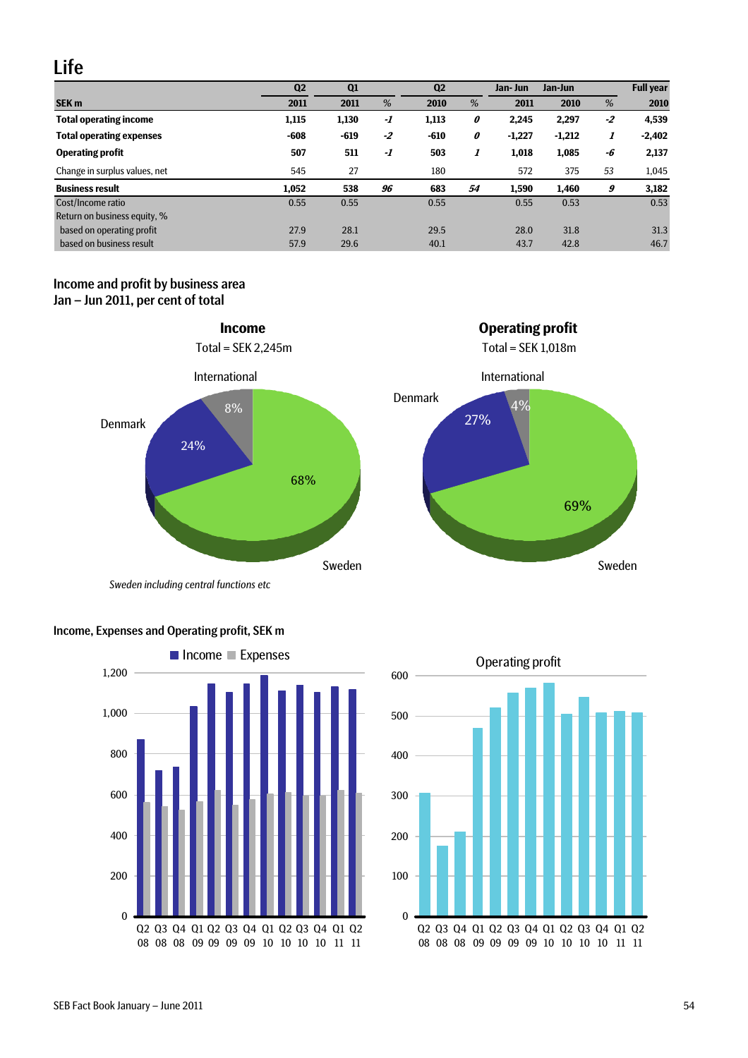# Life

| SEK m | Q2 2011 | Q1 2011 | % | Q2 2010 | % | Jan- Jun 2011 | Jan-Jun 2010 | % | Full year 2010 |
|---|---|---|---|---|---|---|---|---|---|
| **Total operating income** | **1,115** | **1,130** | ***-1*** | **1,113** | ***0*** | **2,245** | **2,297** | ***-2*** | **4,539** |
| **Total operating expenses** | **-608** | **-619** | ***-2*** | **-610** | ***0*** | **-1,227** | **-1,212** | ***1*** | **-2,402** |
| **Operating profit** | **507** | **511** | ***-1*** | **503** | ***1*** | **1,018** | **1,085** | ***-6*** | **2,137** |
| Change in surplus values, net | 545 | 27 | | 180 | | 572 | 375 | 53 | 1,045 |
| **Business result** | **1,052** | **538** | ***96*** | **683** | ***54*** | **1,590** | **1,460** | ***9*** | **3,182** |
| Cost/Income ratio | 0.55 | 0.55 | | 0.55 | | 0.55 | 0.53 | | 0.53 |
| Return on business equity, % | | | | | | | | | |
| based on operating profit | 27.9 | 28.1 | | 29.5 | | 28.0 | 31.8 | | 31.3 |
| based on business result | 57.9 | 29.6 | | 40.1 | | 43.7 | 42.8 | | 46.7 |

## Income and profit by business area
## Jan – Jun 2011, per cent of total

**Income**
Total = SEK 2,245m

International 8%, Denmark 24%, Sweden 68%

**Operating profit**
Total = SEK 1,018m

International 4%, Denmark 27%, Sweden 69%

*Sweden including central functions etc*

## Income, Expenses and Operating profit, SEK m

Income / Expenses

| Quarter | Q2 08 | Q3 08 | Q4 08 | Q1 09 | Q2 09 | Q3 09 | Q4 09 | Q1 10 | Q2 10 | Q3 10 | Q4 10 | Q1 11 | Q2 11 |
|---|---|---|---|---|---|---|---|---|---|---|---|---|---|

Operating profit

| Quarter | Q2 08 | Q3 08 | Q4 08 | Q1 09 | Q2 09 | Q3 09 | Q4 09 | Q1 10 | Q2 10 | Q3 10 | Q4 10 | Q1 11 | Q2 11 |
|---|---|---|---|---|---|---|---|---|---|---|---|---|---|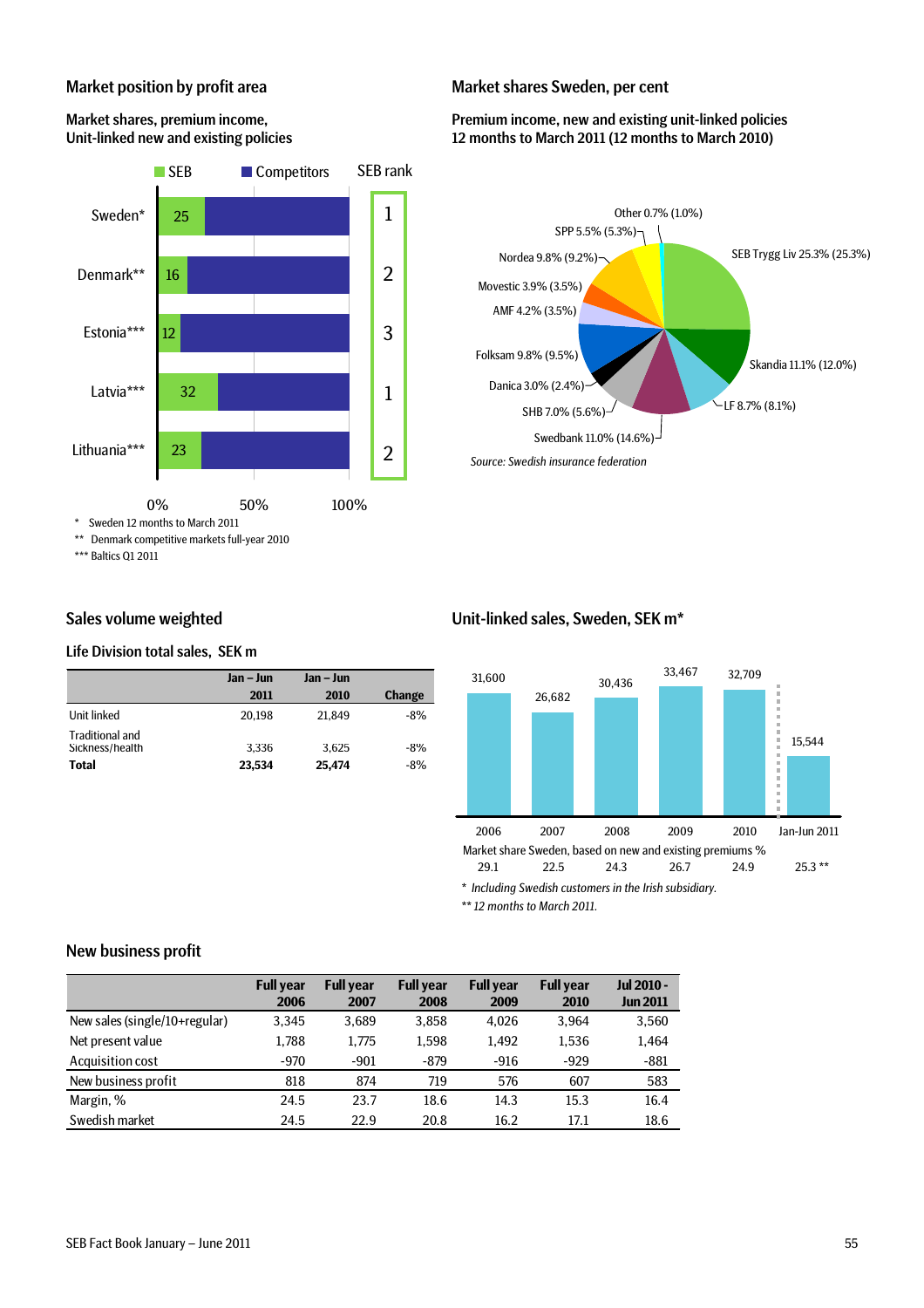## Market position by profit area

### Market shares, premium income, Unit-linked new and existing policies

| | SEB | SEB rank |
|---|---|---|
| Sweden* | 25 | 1 |
| Denmark** | 16 | 2 |
| Estonia*** | 12 | 3 |
| Latvia*** | 32 | 1 |
| Lithuania*** | 23 | 2 |

\* Sweden 12 months to March 2011
\** Denmark competitive markets full-year 2010
\*** Baltics Q1 2011

## Market shares Sweden, per cent

### Premium income, new and existing unit-linked policies 12 months to March 2011 (12 months to March 2010)

- SEB Trygg Liv 25.3% (25.3%)
- Skandia 11.1% (12.0%)
- LF 8.7% (8.1%)
- Swedbank 11.0% (14.6%)
- SHB 7.0% (5.6%)
- Danica 3.0% (2.4%)
- Folksam 9.8% (9.5%)
- AMF 4.2% (3.5%)
- Movestic 3.9% (3.5%)
- Nordea 9.8% (9.2%)
- SPP 5.5% (5.3%)
- Other 0.7% (1.0%)

*Source: Swedish insurance federation*

## Sales volume weighted

### Life Division total sales, SEK m

| | Jan – Jun 2011 | Jan – Jun 2010 | Change |
|---|---|---|---|
| Unit linked | 20,198 | 21,849 | -8% |
| Traditional and Sickness/health | 3,336 | 3,625 | -8% |
| **Total** | **23,534** | **25,474** | -8% |

## Unit-linked sales, Sweden, SEK m*

| | 2006 | 2007 | 2008 | 2009 | 2010 | Jan-Jun 2011 |
|---|---|---|---|---|---|---|
| Sales | 31,600 | 26,682 | 30,436 | 33,467 | 32,709 | 15,544 |
| Market share Sweden, based on new and existing premiums % | 29.1 | 22.5 | 24.3 | 26.7 | 24.9 | 25.3 ** |

*\* Including Swedish customers in the Irish subsidiary.*
*\** 12 months to March 2011.*

## New business profit

| | Full year 2006 | Full year 2007 | Full year 2008 | Full year 2009 | Full year 2010 | Jul 2010 - Jun 2011 |
|---|---|---|---|---|---|---|
| New sales (single/10+regular) | 3,345 | 3,689 | 3,858 | 4,026 | 3,964 | 3,560 |
| Net present value | 1,788 | 1,775 | 1,598 | 1,492 | 1,536 | 1,464 |
| Acquisition cost | -970 | -901 | -879 | -916 | -929 | -881 |
| New business profit | 818 | 874 | 719 | 576 | 607 | 583 |
| Margin, % | 24.5 | 23.7 | 18.6 | 14.3 | 15.3 | 16.4 |
| Swedish market | 24.5 | 22.9 | 20.8 | 16.2 | 17.1 | 18.6 |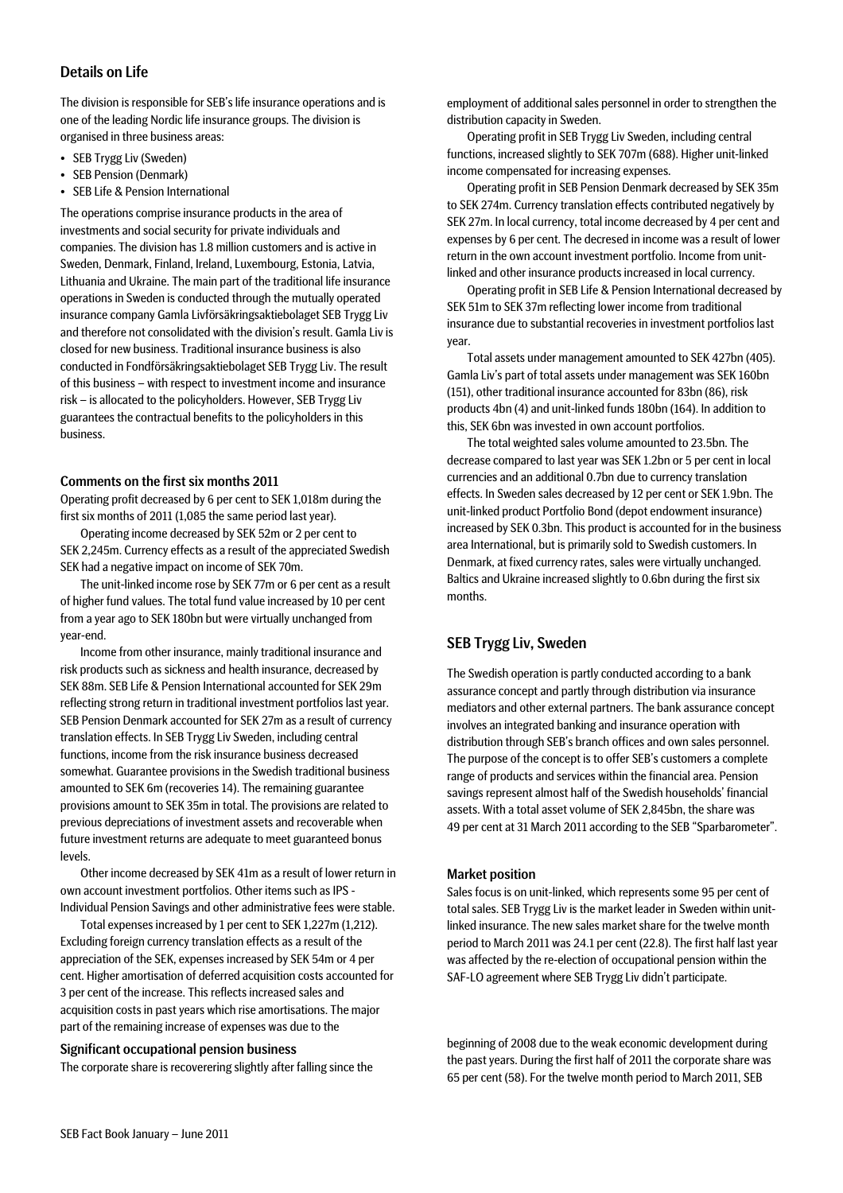## Details on Life

The division is responsible for SEB's life insurance operations and is one of the leading Nordic life insurance groups. The division is organised in three business areas:

- SEB Trygg Liv (Sweden)
- SEB Pension (Denmark)
- SEB Life & Pension International

The operations comprise insurance products in the area of investments and social security for private individuals and companies. The division has 1.8 million customers and is active in Sweden, Denmark, Finland, Ireland, Luxembourg, Estonia, Latvia, Lithuania and Ukraine. The main part of the traditional life insurance operations in Sweden is conducted through the mutually operated insurance company Gamla Livförsäkringsaktiebolaget SEB Trygg Liv and therefore not consolidated with the division's result. Gamla Liv is closed for new business. Traditional insurance business is also conducted in Fondförsäkringsaktiebolaget SEB Trygg Liv. The result of this business – with respect to investment income and insurance risk – is allocated to the policyholders. However, SEB Trygg Liv guarantees the contractual benefits to the policyholders in this business.

### Comments on the first six months 2011

Operating profit decreased by 6 per cent to SEK 1,018m during the first six months of 2011 (1,085 the same period last year).

Operating income decreased by SEK 52m or 2 per cent to SEK 2,245m. Currency effects as a result of the appreciated Swedish SEK had a negative impact on income of SEK 70m.

The unit-linked income rose by SEK 77m or 6 per cent as a result of higher fund values. The total fund value increased by 10 per cent from a year ago to SEK 180bn but were virtually unchanged from year-end.

Income from other insurance, mainly traditional insurance and risk products such as sickness and health insurance, decreased by SEK 88m. SEB Life & Pension International accounted for SEK 29m reflecting strong return in traditional investment portfolios last year. SEB Pension Denmark accounted for SEK 27m as a result of currency translation effects. In SEB Trygg Liv Sweden, including central functions, income from the risk insurance business decreased somewhat. Guarantee provisions in the Swedish traditional business amounted to SEK 6m (recoveries 14). The remaining guarantee provisions amount to SEK 35m in total. The provisions are related to previous depreciations of investment assets and recoverable when future investment returns are adequate to meet guaranteed bonus levels.

Other income decreased by SEK 41m as a result of lower return in own account investment portfolios. Other items such as IPS - Individual Pension Savings and other administrative fees were stable.

Total expenses increased by 1 per cent to SEK 1,227m (1,212). Excluding foreign currency translation effects as a result of the appreciation of the SEK, expenses increased by SEK 54m or 4 per cent. Higher amortisation of deferred acquisition costs accounted for 3 per cent of the increase. This reflects increased sales and acquisition costs in past years which rise amortisations. The major part of the remaining increase of expenses was due to the employment of additional sales personnel in order to strengthen the distribution capacity in Sweden.

Operating profit in SEB Trygg Liv Sweden, including central functions, increased slightly to SEK 707m (688). Higher unit-linked income compensated for increasing expenses.

Operating profit in SEB Pension Denmark decreased by SEK 35m to SEK 274m. Currency translation effects contributed negatively by SEK 27m. In local currency, total income decreased by 4 per cent and expenses by 6 per cent. The decresed in income was a result of lower return in the own account investment portfolio. Income from unit-linked and other insurance products increased in local currency.

Operating profit in SEB Life & Pension International decreased by SEK 51m to SEK 37m reflecting lower income from traditional insurance due to substantial recoveries in investment portfolios last year.

Total assets under management amounted to SEK 427bn (405). Gamla Liv's part of total assets under management was SEK 160bn (151), other traditional insurance accounted for 83bn (86), risk products 4bn (4) and unit-linked funds 180bn (164). In addition to this, SEK 6bn was invested in own account portfolios.

The total weighted sales volume amounted to 23.5bn. The decrease compared to last year was SEK 1.2bn or 5 per cent in local currencies and an additional 0.7bn due to currency translation effects. In Sweden sales decreased by 12 per cent or SEK 1.9bn. The unit-linked product Portfolio Bond (depot endowment insurance) increased by SEK 0.3bn. This product is accounted for in the business area International, but is primarily sold to Swedish customers. In Denmark, at fixed currency rates, sales were virtually unchanged. Baltics and Ukraine increased slightly to 0.6bn during the first six months.

## SEB Trygg Liv, Sweden

The Swedish operation is partly conducted according to a bank assurance concept and partly through distribution via insurance mediators and other external partners. The bank assurance concept involves an integrated banking and insurance operation with distribution through SEB's branch offices and own sales personnel. The purpose of the concept is to offer SEB's customers a complete range of products and services within the financial area. Pension savings represent almost half of the Swedish households' financial assets. With a total asset volume of SEK 2,845bn, the share was 49 per cent at 31 March 2011 according to the SEB "Sparbarometer".

### Market position

Sales focus is on unit-linked, which represents some 95 per cent of total sales. SEB Trygg Liv is the market leader in Sweden within unit-linked insurance. The new sales market share for the twelve month period to March 2011 was 24.1 per cent (22.8). The first half last year was affected by the re-election of occupational pension within the SAF-LO agreement where SEB Trygg Liv didn't participate.

### Significant occupational pension business

The corporate share is recoverering slightly after falling since the beginning of 2008 due to the weak economic development during the past years. During the first half of 2011 the corporate share was 65 per cent (58). For the twelve month period to March 2011, SEB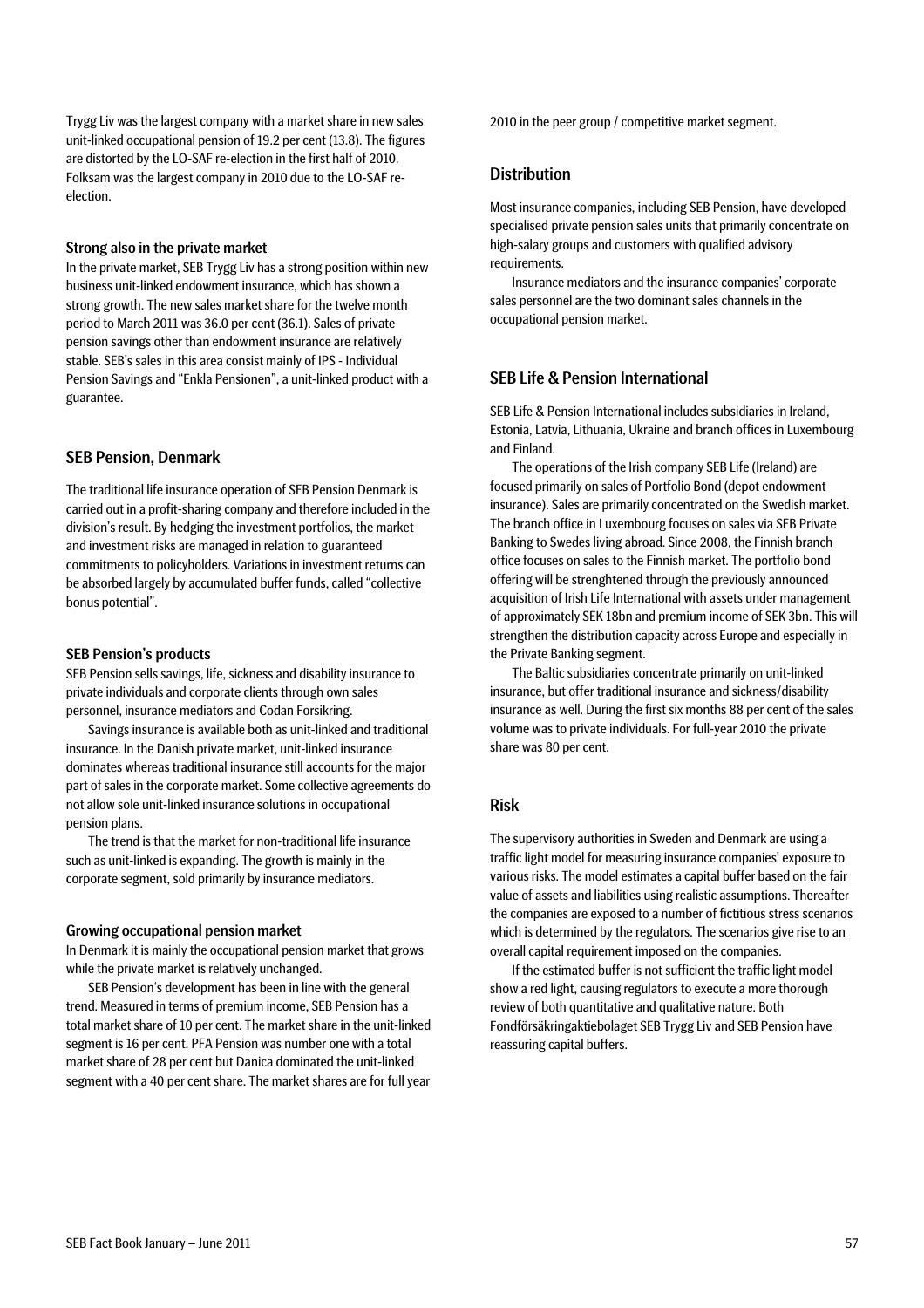Trygg Liv was the largest company with a market share in new sales unit-linked occupational pension of 19.2 per cent (13.8). The figures are distorted by the LO-SAF re-election in the first half of 2010. Folksam was the largest company in 2010 due to the LO-SAF re-election.

### Strong also in the private market

In the private market, SEB Trygg Liv has a strong position within new business unit-linked endowment insurance, which has shown a strong growth. The new sales market share for the twelve month period to March 2011 was 36.0 per cent (36.1). Sales of private pension savings other than endowment insurance are relatively stable. SEB's sales in this area consist mainly of IPS - Individual Pension Savings and "Enkla Pensionen", a unit-linked product with a guarantee.

## SEB Pension, Denmark

The traditional life insurance operation of SEB Pension Denmark is carried out in a profit-sharing company and therefore included in the division's result. By hedging the investment portfolios, the market and investment risks are managed in relation to guaranteed commitments to policyholders. Variations in investment returns can be absorbed largely by accumulated buffer funds, called "collective bonus potential".

### SEB Pension's products

SEB Pension sells savings, life, sickness and disability insurance to private individuals and corporate clients through own sales personnel, insurance mediators and Codan Forsikring.

Savings insurance is available both as unit-linked and traditional insurance. In the Danish private market, unit-linked insurance dominates whereas traditional insurance still accounts for the major part of sales in the corporate market. Some collective agreements do not allow sole unit-linked insurance solutions in occupational pension plans.

The trend is that the market for non-traditional life insurance such as unit-linked is expanding. The growth is mainly in the corporate segment, sold primarily by insurance mediators.

### Growing occupational pension market

In Denmark it is mainly the occupational pension market that grows while the private market is relatively unchanged.

SEB Pension's development has been in line with the general trend. Measured in terms of premium income, SEB Pension has a total market share of 10 per cent. The market share in the unit-linked segment is 16 per cent. PFA Pension was number one with a total market share of 28 per cent but Danica dominated the unit-linked segment with a 40 per cent share. The market shares are for full year 2010 in the peer group / competitive market segment.

## Distribution

Most insurance companies, including SEB Pension, have developed specialised private pension sales units that primarily concentrate on high-salary groups and customers with qualified advisory requirements.

Insurance mediators and the insurance companies' corporate sales personnel are the two dominant sales channels in the occupational pension market.

## SEB Life & Pension International

SEB Life & Pension International includes subsidiaries in Ireland, Estonia, Latvia, Lithuania, Ukraine and branch offices in Luxembourg and Finland.

The operations of the Irish company SEB Life (Ireland) are focused primarily on sales of Portfolio Bond (depot endowment insurance). Sales are primarily concentrated on the Swedish market. The branch office in Luxembourg focuses on sales via SEB Private Banking to Swedes living abroad. Since 2008, the Finnish branch office focuses on sales to the Finnish market. The portfolio bond offering will be strenghtened through the previously announced acquisition of Irish Life International with assets under management of approximately SEK 18bn and premium income of SEK 3bn. This will strengthen the distribution capacity across Europe and especially in the Private Banking segment.

The Baltic subsidiaries concentrate primarily on unit-linked insurance, but offer traditional insurance and sickness/disability insurance as well. During the first six months 88 per cent of the sales volume was to private individuals. For full-year 2010 the private share was 80 per cent.

## Risk

The supervisory authorities in Sweden and Denmark are using a traffic light model for measuring insurance companies' exposure to various risks. The model estimates a capital buffer based on the fair value of assets and liabilities using realistic assumptions. Thereafter the companies are exposed to a number of fictitious stress scenarios which is determined by the regulators. The scenarios give rise to an overall capital requirement imposed on the companies.

If the estimated buffer is not sufficient the traffic light model show a red light, causing regulators to execute a more thorough review of both quantitative and qualitative nature. Both Fondförsäkringaktiebolaget SEB Trygg Liv and SEB Pension have reassuring capital buffers.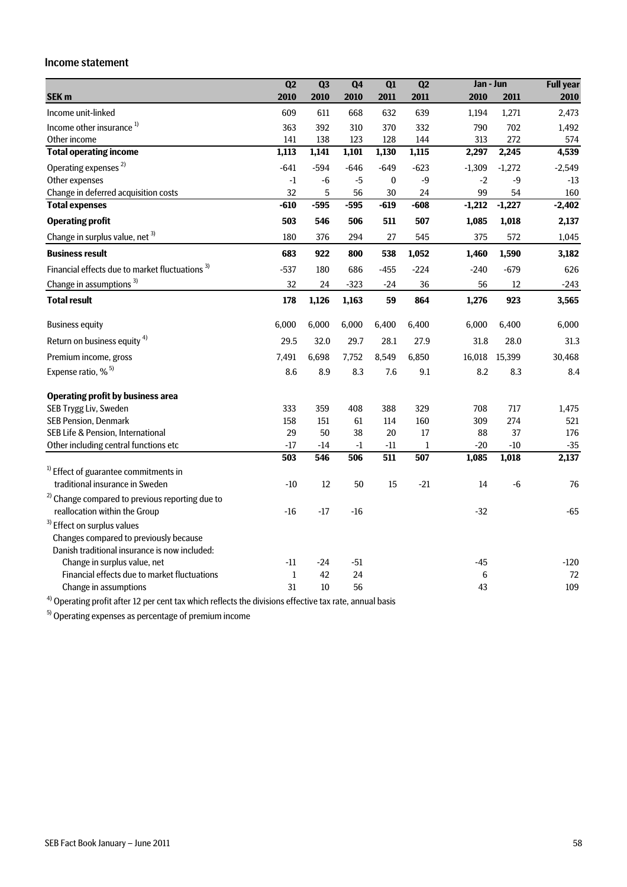## Income statement

| SEK m | Q2 2010 | Q3 2010 | Q4 2010 | Q1 2011 | Q2 2011 | Jan - Jun 2010 | Jan - Jun 2011 | Full year 2010 |
|---|---|---|---|---|---|---|---|---|
| Income unit-linked | 609 | 611 | 668 | 632 | 639 | 1,194 | 1,271 | 2,473 |
| Income other insurance [1] | 363 | 392 | 310 | 370 | 332 | 790 | 702 | 1,492 |
| Other income | 141 | 138 | 123 | 128 | 144 | 313 | 272 | 574 |
| **Total operating income** | **1,113** | **1,141** | **1,101** | **1,130** | **1,115** | **2,297** | **2,245** | **4,539** |
| Operating expenses [2] | -641 | -594 | -646 | -649 | -623 | -1,309 | -1,272 | -2,549 |
| Other expenses | -1 | -6 | -5 | 0 | -9 | -2 | -9 | -13 |
| Change in deferred acquisition costs | 32 | 5 | 56 | 30 | 24 | 99 | 54 | 160 |
| **Total expenses** | **-610** | **-595** | **-595** | **-619** | **-608** | **-1,212** | **-1,227** | **-2,402** |
| **Operating profit** | **503** | **546** | **506** | **511** | **507** | **1,085** | **1,018** | **2,137** |
| Change in surplus value, net [3] | 180 | 376 | 294 | 27 | 545 | 375 | 572 | 1,045 |
| **Business result** | **683** | **922** | **800** | **538** | **1,052** | **1,460** | **1,590** | **3,182** |
| Financial effects due to market fluctuations [3] | -537 | 180 | 686 | -455 | -224 | -240 | -679 | 626 |
| Change in assumptions [3] | 32 | 24 | -323 | -24 | 36 | 56 | 12 | -243 |
| **Total result** | **178** | **1,126** | **1,163** | **59** | **864** | **1,276** | **923** | **3,565** |
| Business equity | 6,000 | 6,000 | 6,000 | 6,400 | 6,400 | 6,000 | 6,400 | 6,000 |
| Return on business equity [4] | 29.5 | 32.0 | 29.7 | 28.1 | 27.9 | 31.8 | 28.0 | 31.3 |
| Premium income, gross | 7,491 | 6,698 | 7,752 | 8,549 | 6,850 | 16,018 | 15,399 | 30,468 |
| Expense ratio, % [5] | 8.6 | 8.9 | 8.3 | 7.6 | 9.1 | 8.2 | 8.3 | 8.4 |
| **Operating profit by business area** | | | | | | | | |
| SEB Trygg Liv, Sweden | 333 | 359 | 408 | 388 | 329 | 708 | 717 | 1,475 |
| SEB Pension, Denmark | 158 | 151 | 61 | 114 | 160 | 309 | 274 | 521 |
| SEB Life & Pension, International | 29 | 50 | 38 | 20 | 17 | 88 | 37 | 176 |
| Other including central functions etc | -17 | -14 | -1 | -11 | 1 | -20 | -10 | -35 |
| | **503** | **546** | **506** | **511** | **507** | **1,085** | **1,018** | **2,137** |
| [1] Effect of guarantee commitments in traditional insurance in Sweden | -10 | 12 | 50 | 15 | -21 | 14 | -6 | 76 |
| [2] Change compared to previous reporting due to reallocation within the Group | -16 | -17 | -16 | | | -32 | | -65 |
| [3] Effect on surplus values. Changes compared to previously because Danish traditional insurance is now included: | | | | | | | | |
| Change in surplus value, net | -11 | -24 | -51 | | | -45 | | -120 |
| Financial effects due to market fluctuations | 1 | 42 | 24 | | | 6 | | 72 |
| Change in assumptions | 31 | 10 | 56 | | | 43 | | 109 |

[4] Operating profit after 12 per cent tax which reflects the divisions effective tax rate, annual basis

[5] Operating expenses as percentage of premium income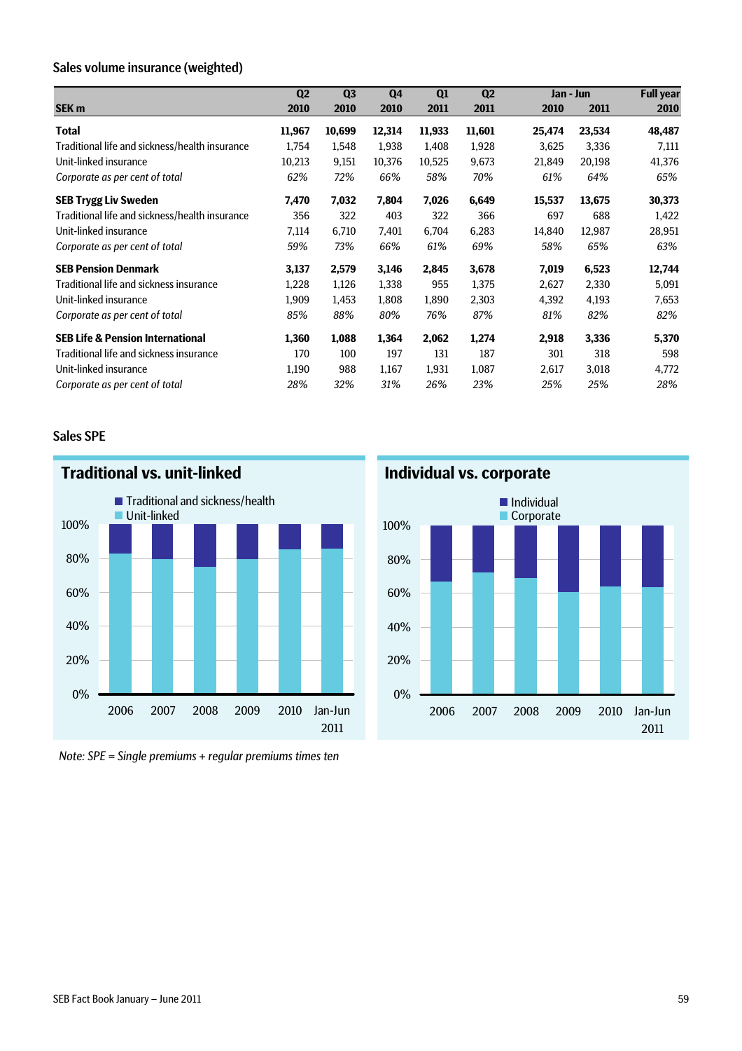## Sales volume insurance (weighted)

| SEK m | Q2 2010 | Q3 2010 | Q4 2010 | Q1 2011 | Q2 2011 | Jan - Jun 2010 | Jan - Jun 2011 | Full year 2010 |
|---|---|---|---|---|---|---|---|---|
| **Total** | **11,967** | **10,699** | **12,314** | **11,933** | **11,601** | **25,474** | **23,534** | **48,487** |
| Traditional life and sickness/health insurance | 1,754 | 1,548 | 1,938 | 1,408 | 1,928 | 3,625 | 3,336 | 7,111 |
| Unit-linked insurance | 10,213 | 9,151 | 10,376 | 10,525 | 9,673 | 21,849 | 20,198 | 41,376 |
| *Corporate as per cent of total* | *62%* | *72%* | *66%* | *58%* | *70%* | *61%* | *64%* | *65%* |
| **SEB Trygg Liv Sweden** | **7,470** | **7,032** | **7,804** | **7,026** | **6,649** | **15,537** | **13,675** | **30,373** |
| Traditional life and sickness/health insurance | 356 | 322 | 403 | 322 | 366 | 697 | 688 | 1,422 |
| Unit-linked insurance | 7,114 | 6,710 | 7,401 | 6,704 | 6,283 | 14,840 | 12,987 | 28,951 |
| *Corporate as per cent of total* | *59%* | *73%* | *66%* | *61%* | *69%* | *58%* | *65%* | *63%* |
| **SEB Pension Denmark** | **3,137** | **2,579** | **3,146** | **2,845** | **3,678** | **7,019** | **6,523** | **12,744** |
| Traditional life and sickness insurance | 1,228 | 1,126 | 1,338 | 955 | 1,375 | 2,627 | 2,330 | 5,091 |
| Unit-linked insurance | 1,909 | 1,453 | 1,808 | 1,890 | 2,303 | 4,392 | 4,193 | 7,653 |
| *Corporate as per cent of total* | *85%* | *88%* | *80%* | *76%* | *87%* | *81%* | *82%* | *82%* |
| **SEB Life & Pension International** | **1,360** | **1,088** | **1,364** | **2,062** | **1,274** | **2,918** | **3,336** | **5,370** |
| Traditional life and sickness insurance | 170 | 100 | 197 | 131 | 187 | 301 | 318 | 598 |
| Unit-linked insurance | 1,190 | 988 | 1,167 | 1,931 | 1,087 | 2,617 | 3,018 | 4,772 |
| *Corporate as per cent of total* | *28%* | *32%* | *31%* | *26%* | *23%* | *25%* | *25%* | *28%* |

## Sales SPE

### Traditional vs. unit-linked

### Individual vs. corporate

*Note: SPE = Single premiums + regular premiums times ten*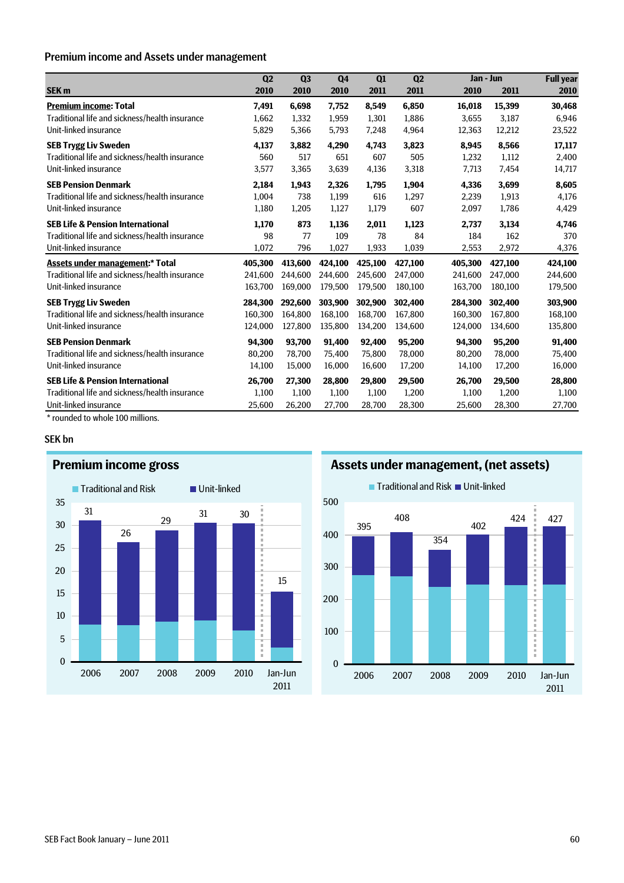## Premium income and Assets under management

| SEK m | Q2 2010 | Q3 2010 | Q4 2010 | Q1 2011 | Q2 2011 | Jan - Jun 2010 | Jan - Jun 2011 | Full year 2010 |
|---|---|---|---|---|---|---|---|---|
| **Premium income: Total** | **7,491** | **6,698** | **7,752** | **8,549** | **6,850** | **16,018** | **15,399** | **30,468** |
| Traditional life and sickness/health insurance | 1,662 | 1,332 | 1,959 | 1,301 | 1,886 | 3,655 | 3,187 | 6,946 |
| Unit-linked insurance | 5,829 | 5,366 | 5,793 | 7,248 | 4,964 | 12,363 | 12,212 | 23,522 |
| **SEB Trygg Liv Sweden** | **4,137** | **3,882** | **4,290** | **4,743** | **3,823** | **8,945** | **8,566** | **17,117** |
| Traditional life and sickness/health insurance | 560 | 517 | 651 | 607 | 505 | 1,232 | 1,112 | 2,400 |
| Unit-linked insurance | 3,577 | 3,365 | 3,639 | 4,136 | 3,318 | 7,713 | 7,454 | 14,717 |
| **SEB Pension Denmark** | **2,184** | **1,943** | **2,326** | **1,795** | **1,904** | **4,336** | **3,699** | **8,605** |
| Traditional life and sickness/health insurance | 1,004 | 738 | 1,199 | 616 | 1,297 | 2,239 | 1,913 | 4,176 |
| Unit-linked insurance | 1,180 | 1,205 | 1,127 | 1,179 | 607 | 2,097 | 1,786 | 4,429 |
| **SEB Life & Pension International** | **1,170** | **873** | **1,136** | **2,011** | **1,123** | **2,737** | **3,134** | **4,746** |
| Traditional life and sickness/health insurance | 98 | 77 | 109 | 78 | 84 | 184 | 162 | 370 |
| Unit-linked insurance | 1,072 | 796 | 1,027 | 1,933 | 1,039 | 2,553 | 2,972 | 4,376 |
| **Assets under management:* Total** | **405,300** | **413,600** | **424,100** | **425,100** | **427,100** | **405,300** | **427,100** | **424,100** |
| Traditional life and sickness/health insurance | 241,600 | 244,600 | 244,600 | 245,600 | 247,000 | 241,600 | 247,000 | 244,600 |
| Unit-linked insurance | 163,700 | 169,000 | 179,500 | 179,500 | 180,100 | 163,700 | 180,100 | 179,500 |
| **SEB Trygg Liv Sweden** | **284,300** | **292,600** | **303,900** | **302,900** | **302,400** | **284,300** | **302,400** | **303,900** |
| Traditional life and sickness/health insurance | 160,300 | 164,800 | 168,100 | 168,700 | 167,800 | 160,300 | 167,800 | 168,100 |
| Unit-linked insurance | 124,000 | 127,800 | 135,800 | 134,200 | 134,600 | 124,000 | 134,600 | 135,800 |
| **SEB Pension Denmark** | **94,300** | **93,700** | **91,400** | **92,400** | **95,200** | **94,300** | **95,200** | **91,400** |
| Traditional life and sickness/health insurance | 80,200 | 78,700 | 75,400 | 75,800 | 78,000 | 80,200 | 78,000 | 75,400 |
| Unit-linked insurance | 14,100 | 15,000 | 16,000 | 16,600 | 17,200 | 14,100 | 17,200 | 16,000 |
| **SEB Life & Pension International** | **26,700** | **27,300** | **28,800** | **29,800** | **29,500** | **26,700** | **29,500** | **28,800** |
| Traditional life and sickness/health insurance | 1,100 | 1,100 | 1,100 | 1,100 | 1,200 | 1,100 | 1,200 | 1,100 |
| Unit-linked insurance | 25,600 | 26,200 | 27,700 | 28,700 | 28,300 | 25,600 | 28,300 | 27,700 |

* rounded to whole 100 millions.

SEK bn

### Premium income gross

Traditional and Risk / Unit-linked

| | 2006 | 2007 | 2008 | 2009 | 2010 | Jan-Jun 2011 |
|---|---|---|---|---|---|---|
| Total | 31 | 26 | 29 | 31 | 30 | 15 |

### Assets under management, (net assets)

Traditional and Risk / Unit-linked

| | 2006 | 2007 | 2008 | 2009 | 2010 | Jan-Jun 2011 |
|---|---|---|---|---|---|---|
| Total | 395 | 408 | 354 | 402 | 424 | 427 |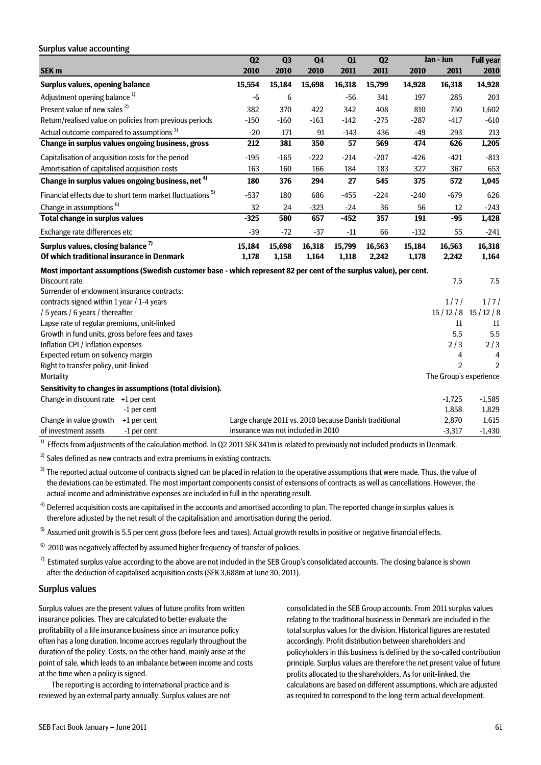### Surplus value accounting

| SEK m | Q2 2010 | Q3 2010 | Q4 2010 | Q1 2011 | Q2 2011 | Jan - Jun 2010 | Jan - Jun 2011 | Full year 2010 |
|---|---|---|---|---|---|---|---|---|
| **Surplus values, opening balance** | **15,554** | **15,184** | **15,698** | **16,318** | **15,799** | **14,928** | **16,318** | **14,928** |
| Adjustment opening balance [1] | -6 | 6 | | -56 | 341 | 197 | 285 | 203 |
| Present value of new sales [2] | 382 | 370 | 422 | 342 | 408 | 810 | 750 | 1,602 |
| Return/realised value on policies from previous periods | -150 | -160 | -163 | -142 | -275 | -287 | -417 | -610 |
| Actual outcome compared to assumptions [3] | -20 | 171 | 91 | -143 | 436 | -49 | 293 | 213 |
| **Change in surplus values ongoing business, gross** | **212** | **381** | **350** | **57** | **569** | **474** | **626** | **1,205** |
| Capitalisation of acquisition costs for the period | -195 | -165 | -222 | -214 | -207 | -426 | -421 | -813 |
| Amortisation of capitalised acquisition costs | 163 | 160 | 166 | 184 | 183 | 327 | 367 | 653 |
| **Change in surplus values ongoing business, net [4]** | **180** | **376** | **294** | **27** | **545** | **375** | **572** | **1,045** |
| Financial effects due to short term market fluctuations [5] | -537 | 180 | 686 | -455 | -224 | -240 | -679 | 626 |
| Change in assumptions [6] | 32 | 24 | -323 | -24 | 36 | 56 | 12 | -243 |
| **Total change in surplus values** | **-325** | **580** | **657** | **-452** | **357** | **191** | **-95** | **1,428** |
| Exchange rate differences etc | -39 | -72 | -37 | -11 | 66 | -132 | 55 | -241 |
| **Surplus values, closing balance [7]** | **15,184** | **15,698** | **16,318** | **15,799** | **16,563** | **15,184** | **16,563** | **16,318** |
| **Of which traditional insurance in Denmark** | **1,178** | **1,158** | **1,164** | **1,118** | **2,242** | **1,178** | **2,242** | **1,164** |

**Most important assumptions (Swedish customer base - which represent 82 per cent of the surplus value), per cent.**

| | 2011 | 2010 |
|---|---|---|
| Discount rate | 7.5 | 7.5 |
| Surrender of endowment insurance contracts: | | |
| contracts signed within 1 year / 1-4 years | 1 / 7 / | 1 / 7 / |
| / 5 years / 6 years / thereafter | 15 / 12 / 8 | 15 / 12 / 8 |
| Lapse rate of regular premiums, unit-linked | 11 | 11 |
| Growth in fund units, gross before fees and taxes | 5.5 | 5.5 |
| Inflation CPI / Inflation expenses | 2 / 3 | 2 / 3 |
| Expected return on solvency margin | 4 | 4 |
| Right to transfer policy, unit-linked | 2 | 2 |
| Mortality | The Group's experience | |

**Sensitivity to changes in assumptions (total division).**

| | | | 2011 | 2010 |
|---|---|---|---|---|
| Change in discount rate | +1 per cent | | -1,725 | -1,585 |
| " | -1 per cent | | 1,858 | 1,829 |
| Change in value growth | +1 per cent | Large change 2011 vs. 2010 because Danish traditional | 2,870 | 1,615 |
| of investment assets | -1 per cent | insurance was not included in 2010 | -3,317 | -1,430 |

[1] Effects from adjustments of the calculation method. In Q2 2011 SEK 341m is related to previously not included products in Denmark.

[2] Sales defined as new contracts and extra premiums in existing contracts.

[3] The reported actual outcome of contracts signed can be placed in relation to the operative assumptions that were made. Thus, the value of the deviations can be estimated. The most important components consist of extensions of contracts as well as cancellations. However, the actual income and administrative expenses are included in full in the operating result.

[4] Deferred acquisition costs are capitalised in the accounts and amortised according to plan. The reported change in surplus values is therefore adjusted by the net result of the capitalisation and amortisation during the period.

[5] Assumed unit growth is 5.5 per cent gross (before fees and taxes). Actual growth results in positive or negative financial effects.

[6] 2010 was negatively affected by assumed higher frequency of transfer of policies.

[7] Estimated surplus value according to the above are not included in the SEB Group's consolidated accounts. The closing balance is shown after the deduction of capitalised acquisition costs (SEK 3,688m at June 30, 2011).

## Surplus values

Surplus values are the present values of future profits from written insurance policies. They are calculated to better evaluate the profitability of a life insurance business since an insurance policy often has a long duration. Income accrues regularly throughout the duration of the policy. Costs, on the other hand, mainly arise at the point of sale, which leads to an imbalance between income and costs at the time when a policy is signed.

The reporting is according to international practice and is reviewed by an external party annually. Surplus values are not consolidated in the SEB Group accounts. From 2011 surplus values relating to the traditional business in Denmark are included in the total surplus values for the division. Historical figures are restated accordingly. Profit distribution between shareholders and policyholders in this business is defined by the so-called contribution principle. Surplus values are therefore the net present value of future profits allocated to the shareholders. As for unit-linked, the calculations are based on different assumptions, which are adjusted as required to correspond to the long-term actual development.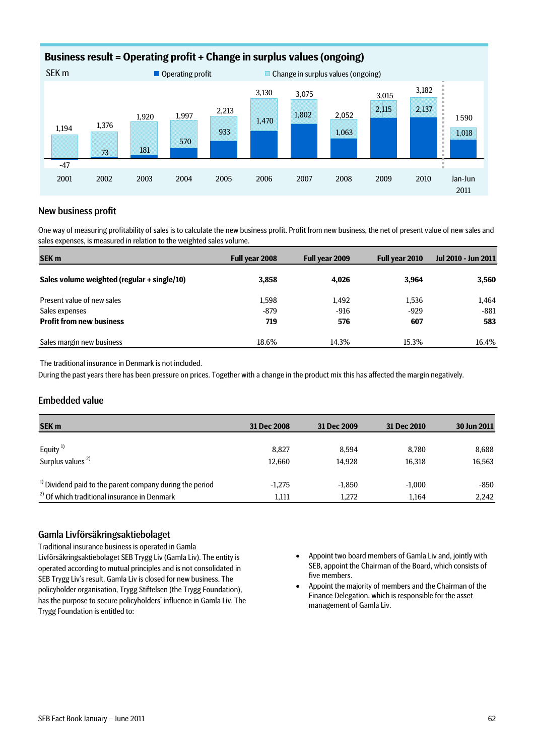## Business result = Operating profit + Change in surplus values (ongoing)

SEK m

| | 2001 | 2002 | 2003 | 2004 | 2005 | 2006 | 2007 | 2008 | 2009 | 2010 | Jan-Jun 2011 |
|---|---|---|---|---|---|---|---|---|---|---|---|
| Business result | 1,194 | 1,376 | 1,920 | 1,997 | 2,213 | 3,130 | 3,075 | 2,052 | 3,015 | 3,182 | 1590 |
| Operating profit | -47 | 73 | 181 | 570 | 933 | 1,470 | 1,802 | 1,063 | 2,115 | 2,137 | 1,018 |

## New business profit

One way of measuring profitability of sales is to calculate the new business profit. Profit from new business, the net of present value of new sales and sales expenses, is measured in relation to the weighted sales volume.

| SEK m | Full year 2008 | Full year 2009 | Full year 2010 | Jul 2010 - Jun 2011 |
|---|---|---|---|---|
| **Sales volume weighted (regular + single/10)** | **3,858** | **4,026** | **3,964** | **3,560** |
| Present value of new sales | 1,598 | 1,492 | 1,536 | 1,464 |
| Sales expenses | -879 | -916 | -929 | -881 |
| **Profit from new business** | **719** | **576** | **607** | **583** |
| Sales margin new business | 18.6% | 14.3% | 15.3% | 16.4% |

The traditional insurance in Denmark is not included.

During the past years there has been pressure on prices. Together with a change in the product mix this has affected the margin negatively.

## Embedded value

| SEK m | 31 Dec 2008 | 31 Dec 2009 | 31 Dec 2010 | 30 Jun 2011 |
|---|---|---|---|---|
| Equity [1] | 8,827 | 8,594 | 8,780 | 8,688 |
| Surplus values [2] | 12,660 | 14,928 | 16,318 | 16,563 |
| [1] Dividend paid to the parent company during the period | -1,275 | -1,850 | -1,000 | -850 |
| [2] Of which traditional insurance in Denmark | 1,111 | 1,272 | 1,164 | 2,242 |

## Gamla Livförsäkringsaktiebolaget

Traditional insurance business is operated in Gamla Livförsäkringsaktiebolaget SEB Trygg Liv (Gamla Liv). The entity is operated according to mutual principles and is not consolidated in SEB Trygg Liv's result. Gamla Liv is closed for new business. The policyholder organisation, Trygg Stiftelsen (the Trygg Foundation), has the purpose to secure policyholders' influence in Gamla Liv. The Trygg Foundation is entitled to:

- Appoint two board members of Gamla Liv and, jointly with SEB, appoint the Chairman of the Board, which consists of five members.
- Appoint the majority of members and the Chairman of the Finance Delegation, which is responsible for the asset management of Gamla Liv.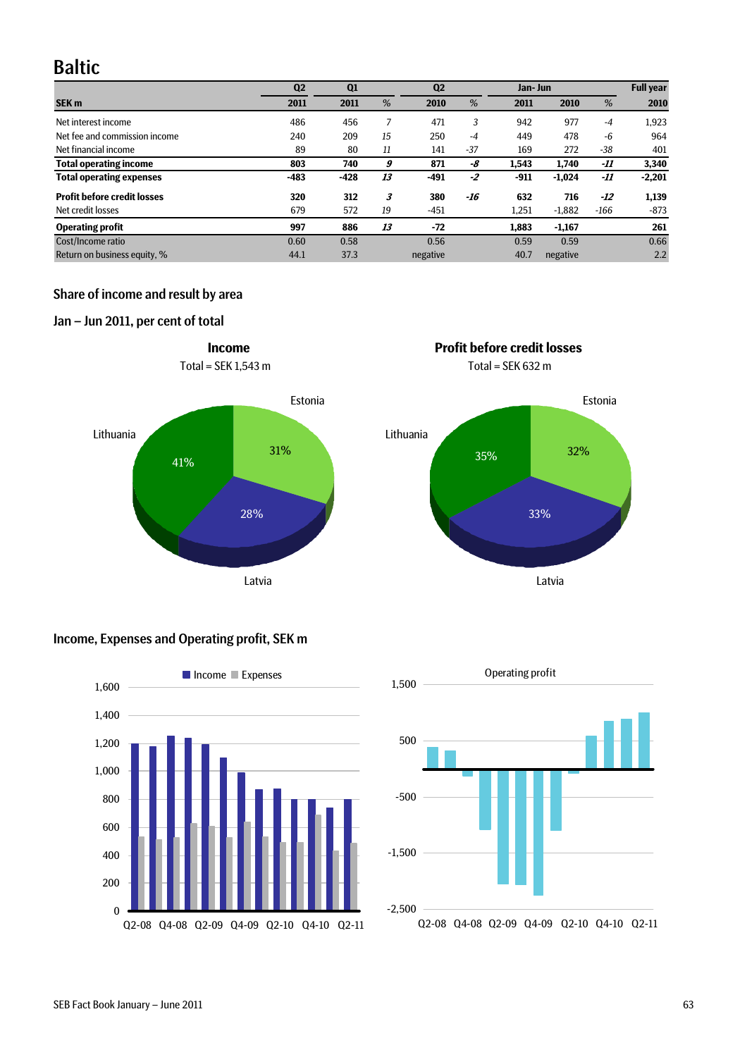# Baltic

| SEK m | Q2 2011 | Q1 2011 | % | Q2 2010 | % | Jan- Jun 2011 | Jan- Jun 2010 | % | Full year 2010 |
|---|---|---|---|---|---|---|---|---|---|
| Net interest income | 486 | 456 | 7 | 471 | 3 | 942 | 977 | -4 | 1,923 |
| Net fee and commission income | 240 | 209 | 15 | 250 | -4 | 449 | 478 | -6 | 964 |
| Net financial income | 89 | 80 | 11 | 141 | -37 | 169 | 272 | -38 | 401 |
| **Total operating income** | **803** | **740** | ***9*** | **871** | ***-8*** | **1,543** | **1,740** | ***-11*** | **3,340** |
| **Total operating expenses** | **-483** | **-428** | ***13*** | **-491** | ***-2*** | **-911** | **-1,024** | ***-11*** | **-2,201** |
| **Profit before credit losses** | **320** | **312** | ***3*** | **380** | ***-16*** | **632** | **716** | ***-12*** | **1,139** |
| Net credit losses | 679 | 572 | 19 | -451 | | 1,251 | -1,882 | -166 | -873 |
| **Operating profit** | **997** | **886** | ***13*** | **-72** | | **1,883** | **-1,167** | | **261** |
| Cost/Income ratio | 0.60 | 0.58 | | 0.56 | | 0.59 | 0.59 | | 0.66 |
| Return on business equity, % | 44.1 | 37.3 | | negative | | 40.7 | negative | | 2.2 |

## Share of income and result by area

## Jan – Jun 2011, per cent of total

**Income**
Total = SEK 1,543 m

Estonia 31%, Latvia 28%, Lithuania 41%

**Profit before credit losses**
Total = SEK 632 m

Estonia 32%, Latvia 33%, Lithuania 35%

## Income, Expenses and Operating profit, SEK m

Income / Expenses

Operating profit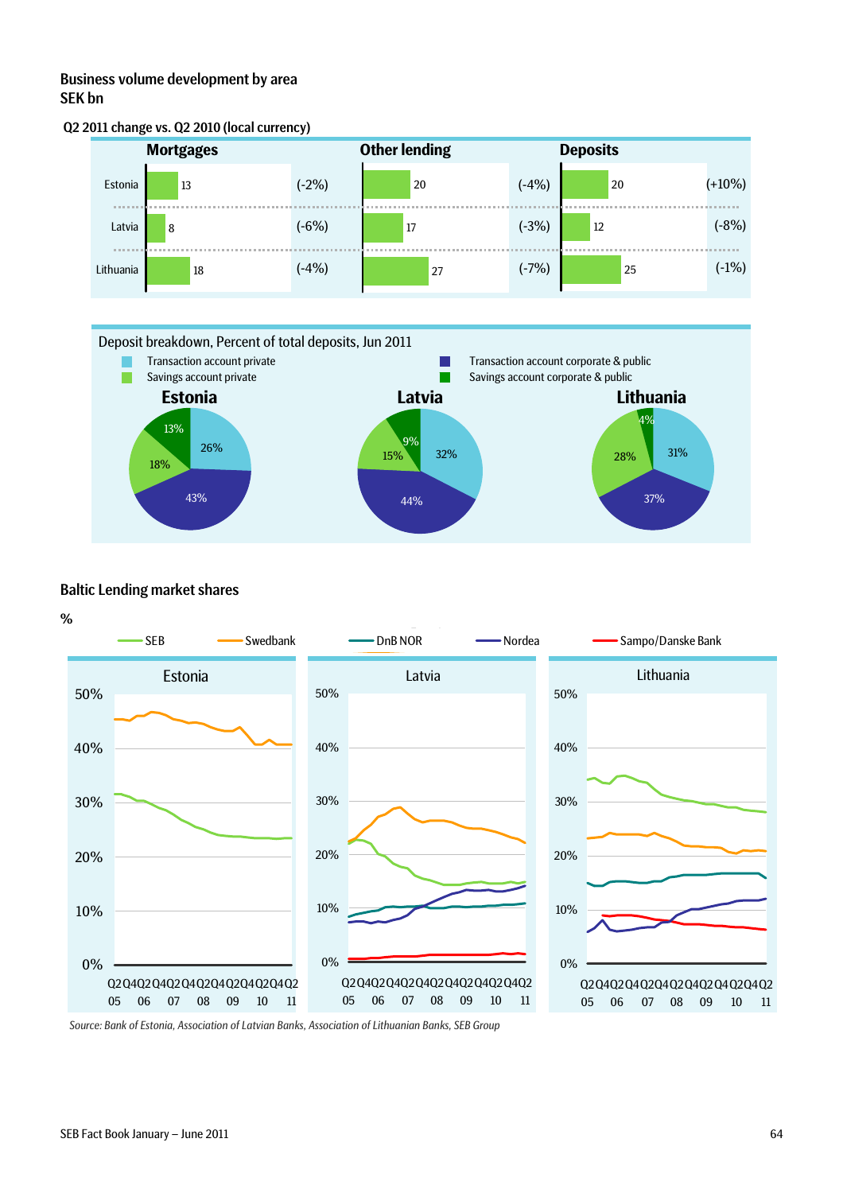## Business volume development by area
SEK bn

Q2 2011 change vs. Q2 2010 (local currency)

| | Mortgages | | Other lending | | Deposits | |
|---|---|---|---|---|---|---|
| Estonia | 13 | (-2%) | 20 | (-4%) | 20 | (+10%) |
| Latvia | 8 | (-6%) | 17 | (-3%) | 12 | (-8%) |
| Lithuania | 18 | (-4%) | 27 | (-7%) | 25 | (-1%) |

Deposit breakdown, Percent of total deposits, Jun 2011

| | Estonia | Latvia | Lithuania |
|---|---|---|---|
| Transaction account private | 26% | 32% | 31% |
| Savings account private | 18% | 15% | 28% |
| Transaction account corporate & public | 43% | 44% | 37% |
| Savings account corporate & public | 13% | 9% | 4% |

## Baltic Lending market shares

%

SEB, Swedbank, DnB NOR, Nordea, Sampo/Danske Bank

Estonia | Latvia | Lithuania

Q2 Q4 Q2 Q4 Q2 Q4 Q2 Q4 Q2 Q4 Q2 Q4 Q2
05 06 07 08 09 10 11

*Source: Bank of Estonia, Association of Latvian Banks, Association of Lithuanian Banks, SEB Group*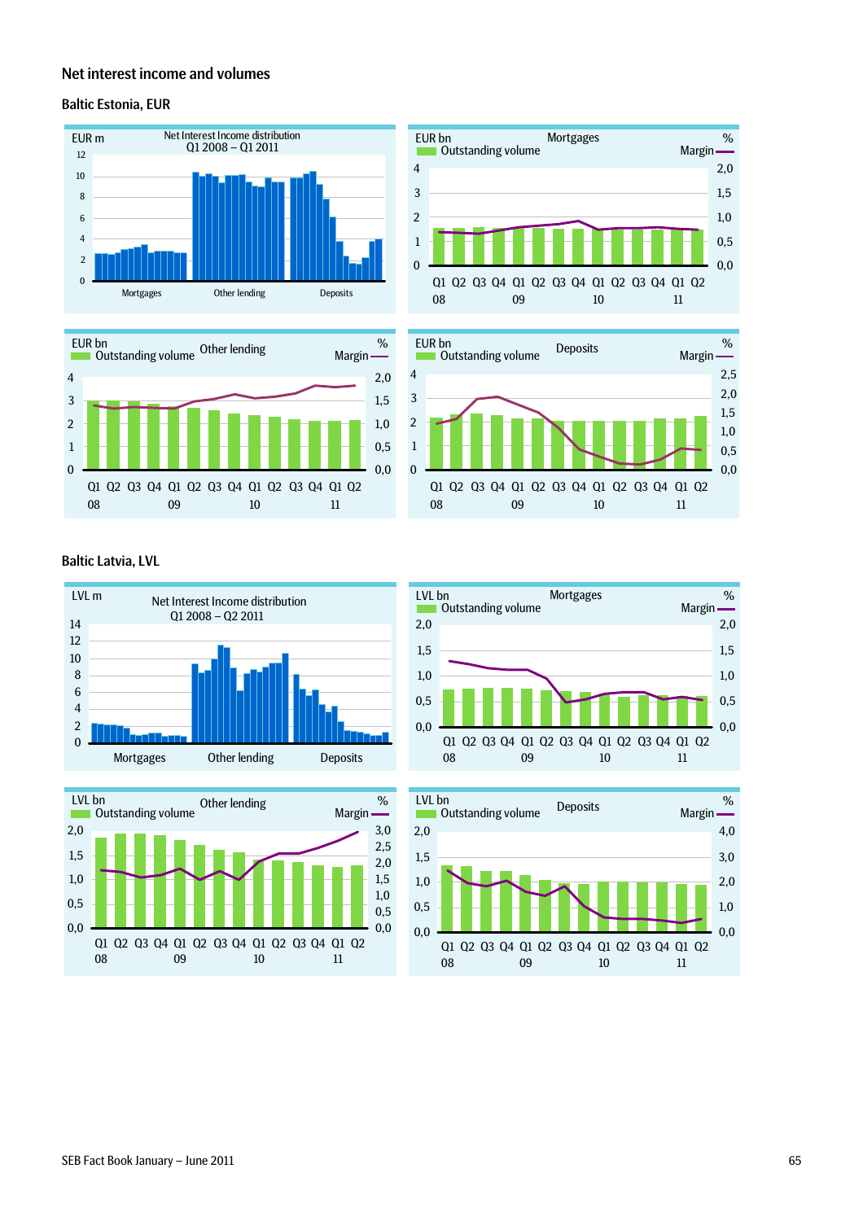## Net interest income and volumes

### Baltic Estonia, EUR

EUR m — Net Interest Income distribution Q1 2008 – Q1 2011

Mortgages | Other lending | Deposits

EUR bn — Mortgages — Outstanding volume / Margin %

EUR bn — Other lending — Outstanding volume / Margin %

EUR bn — Deposits — Outstanding volume / Margin %

### Baltic Latvia, LVL

LVL m — Net Interest Income distribution Q1 2008 – Q2 2011

Mortgages | Other lending | Deposits

LVL bn — Mortgages — Outstanding volume / Margin %

LVL bn — Other lending — Outstanding volume / Margin %

LVL bn — Deposits — Outstanding volume / Margin %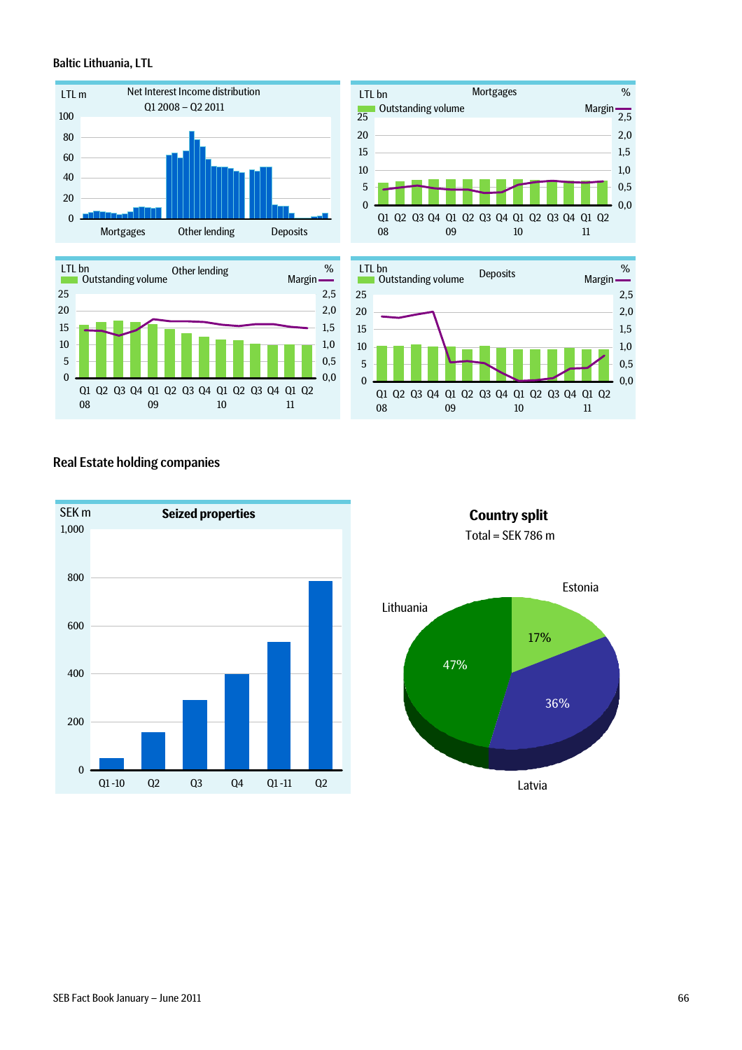### Baltic Lithuania, LTL

LTL m — Net Interest Income distribution Q1 2008 – Q2 2011

Mortgages | Other lending | Deposits

LTL bn — Mortgages — Outstanding volume — Margin %

Q1 Q2 Q3 Q4 Q1 Q2 Q3 Q4 Q1 Q2 Q3 Q4 Q1 Q2
08 09 10 11

LTL bn — Other lending — Outstanding volume — Margin %

Q1 Q2 Q3 Q4 Q1 Q2 Q3 Q4 Q1 Q2 Q3 Q4 Q1 Q2
08 09 10 11

LTL bn — Deposits — Outstanding volume — Margin %

Q1 Q2 Q3 Q4 Q1 Q2 Q3 Q4 Q1 Q2 Q3 Q4 Q1 Q2
08 09 10 11

### Real Estate holding companies

**Seized properties**

SEK m

Q1 -10 | Q2 | Q3 | Q4 | Q1 -11 | Q2

**Country split**

Total = SEK 786 m

| Country | Share |
|---|---|
| Lithuania | 47% |
| Latvia | 36% |
| Estonia | 17% |

SEB Fact Book January – June 2011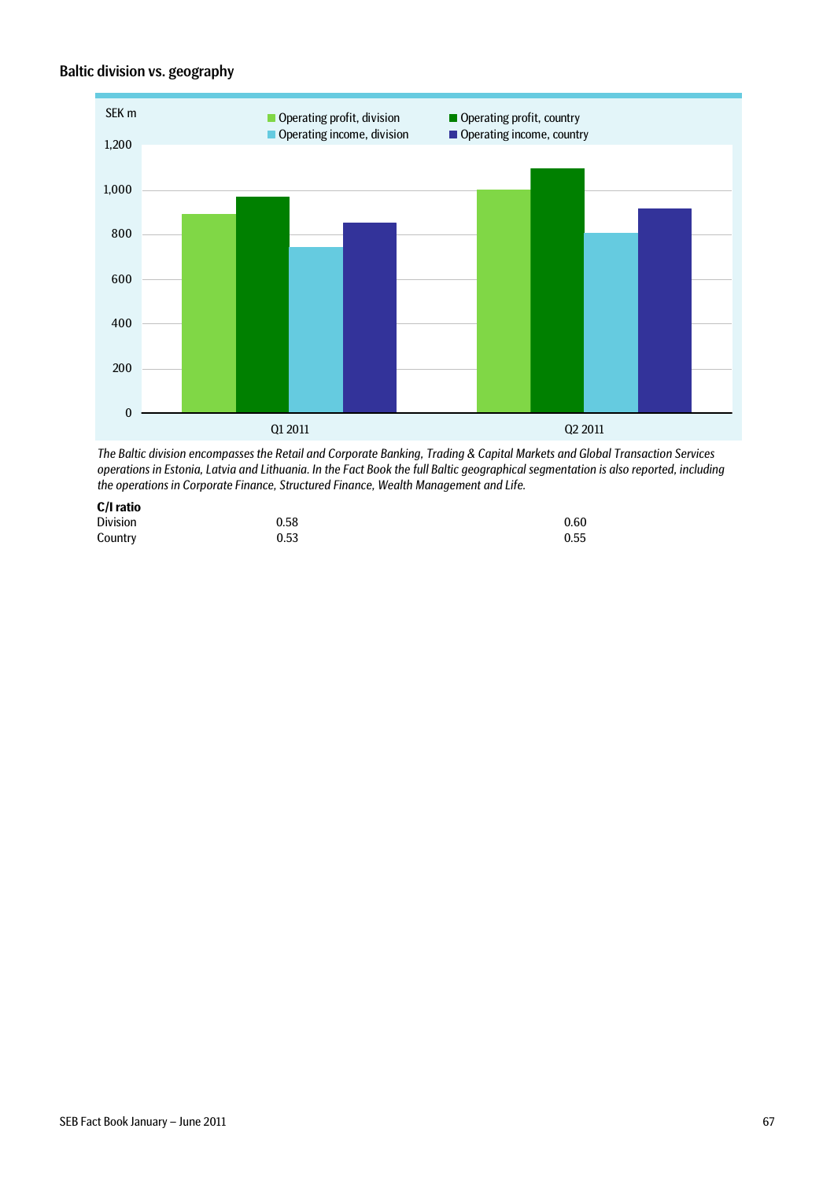## Baltic division vs. geography

SEK m

Operating profit, division | Operating profit, country | Operating income, division | Operating income, country

1,200
1,000
800
600
400
200
0

Q1 2011 | Q2 2011

*The Baltic division encompasses the Retail and Corporate Banking, Trading & Capital Markets and Global Transaction Services operations in Estonia, Latvia and Lithuania. In the Fact Book the full Baltic geographical segmentation is also reported, including the operations in Corporate Finance, Structured Finance, Wealth Management and Life.*

| **C/I ratio** | | |
|---|---|---|
| Division | 0.58 | 0.60 |
| Country | 0.53 | 0.55 |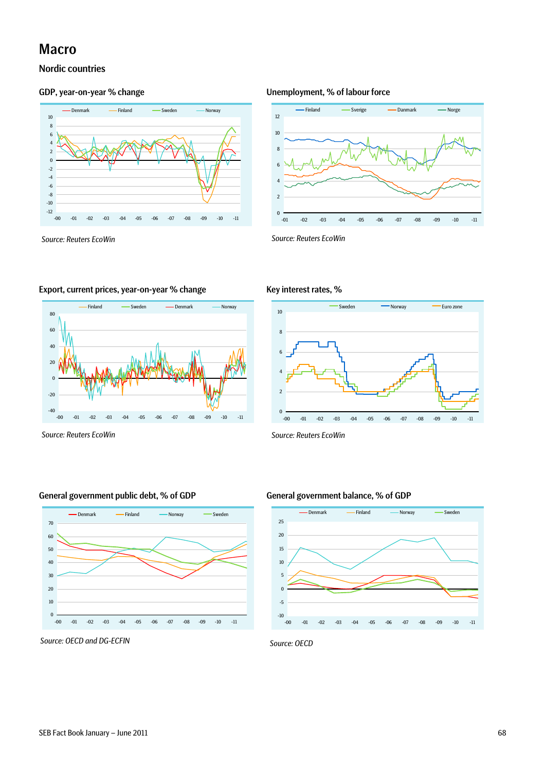# Macro

## Nordic countries

### GDP, year-on-year % change

Denmark, Finland, Sweden, Norway

Source: Reuters EcoWin

### Unemployment, % of labour force

Finland, Sverige, Danmark, Norge

Source: Reuters EcoWin

### Export, current prices, year-on-year % change

Finland, Sweden, Denmark, Norway

Source: Reuters EcoWin

### Key interest rates, %

Sweden, Norway, Euro zone

Source: Reuters EcoWin

### General government public debt, % of GDP

Denmark, Finland, Norway, Sweden

Source: OECD and DG-ECFIN

### General government balance, % of GDP

Denmark, Finland, Norway, Sweden

Source: OECD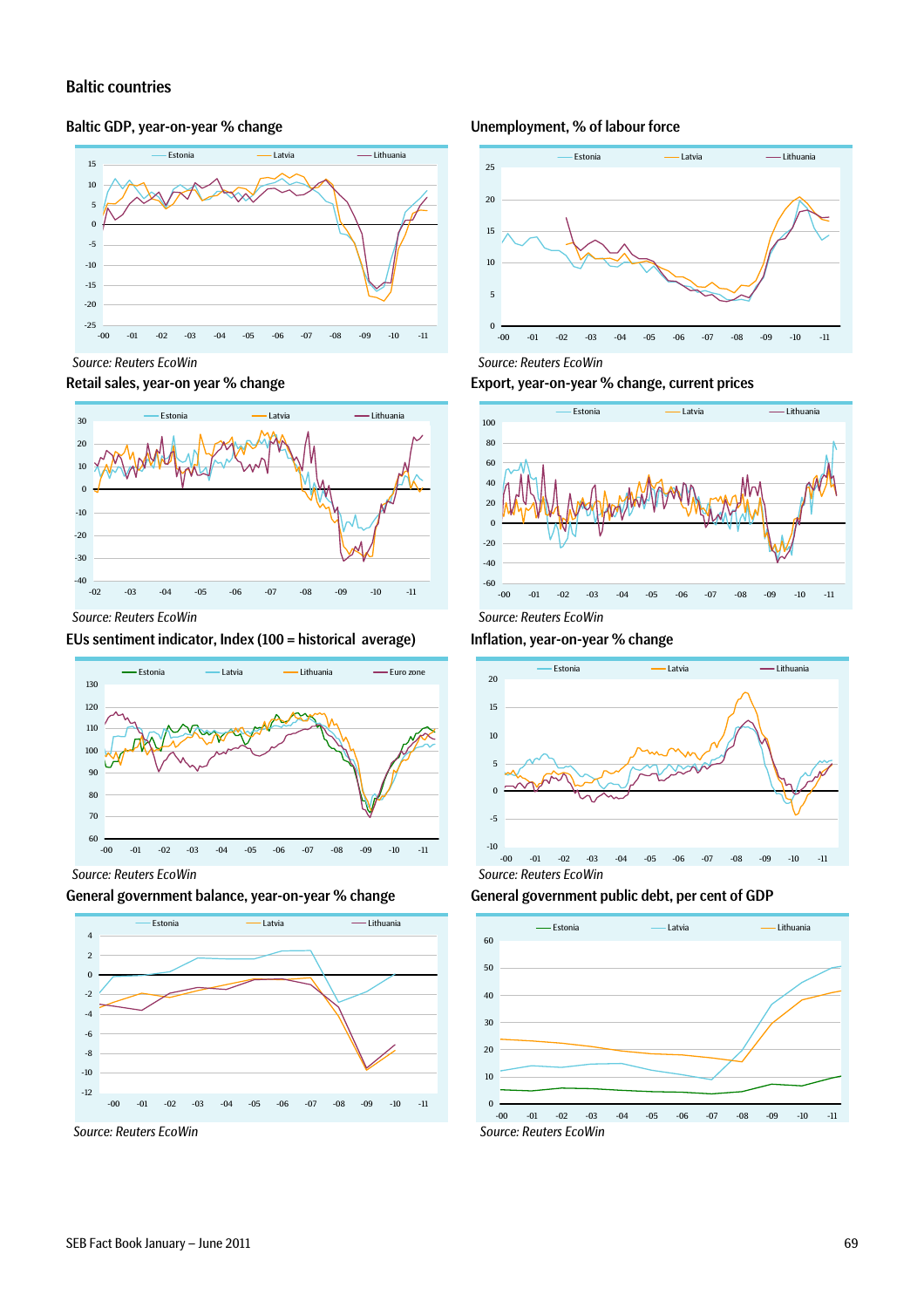## Baltic countries

### Baltic GDP, year-on-year % change

Estonia — Latvia — Lithuania

Source: Reuters EcoWin

### Unemployment, % of labour force

Estonia — Latvia — Lithuania

Source: Reuters EcoWin

### Retail sales, year-on year % change

Estonia — Latvia — Lithuania

Source: Reuters EcoWin

### Export, year-on-year % change, current prices

Estonia — Latvia — Lithuania

Source: Reuters EcoWin

### EUs sentiment indicator, Index (100 = historical average)

Estonia — Latvia — Lithuania — Euro zone

Source: Reuters EcoWin

### Inflation, year-on-year % change

Estonia — Latvia — Lithuania

Source: Reuters EcoWin

### General government balance, year-on-year % change

Estonia — Latvia — Lithuania

Source: Reuters EcoWin

### General government public debt, per cent of GDP

Estonia — Latvia — Lithuania

Source: Reuters EcoWin

SEB Fact Book January – June 2011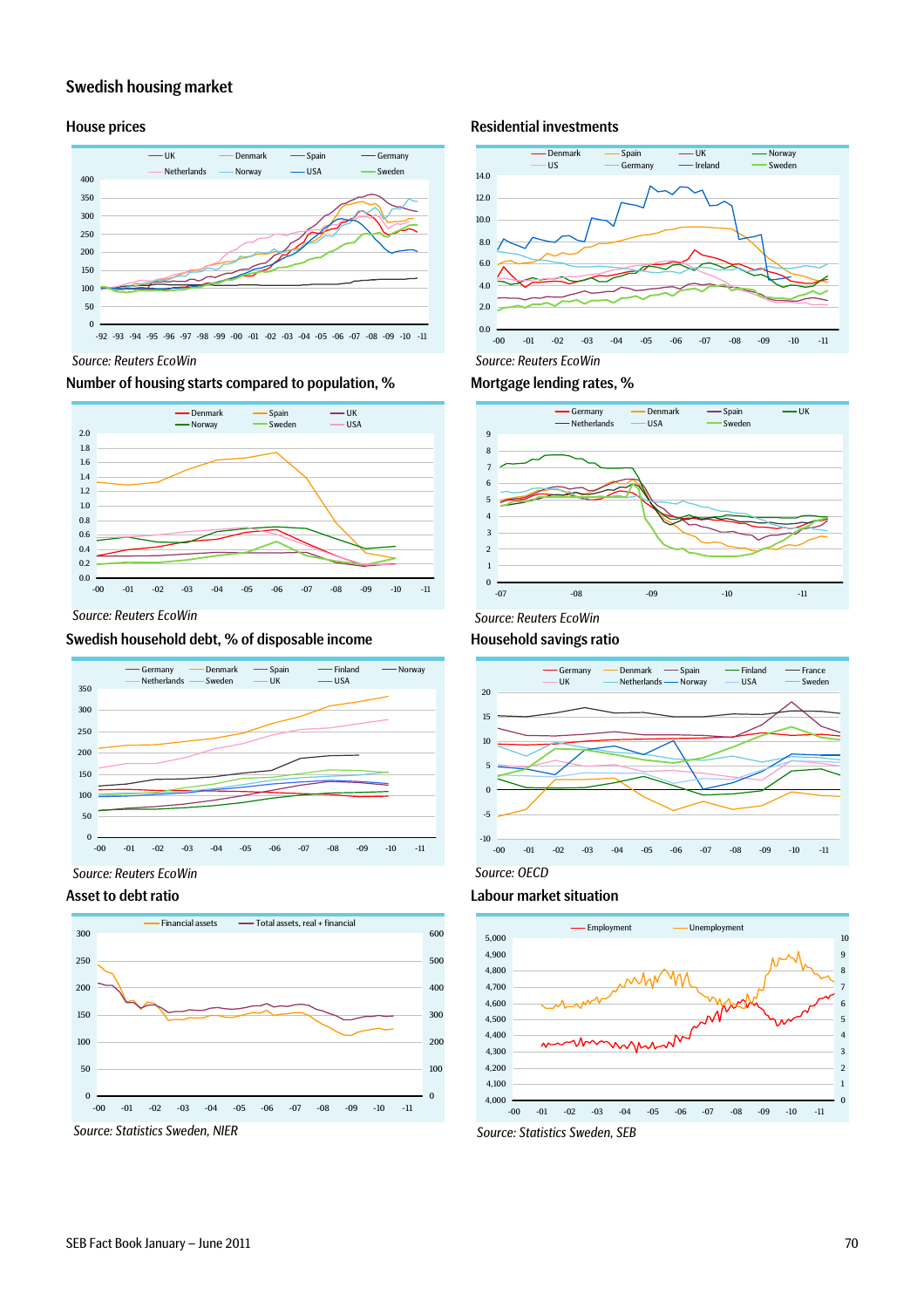# Swedish housing market

## House prices

Source: Reuters EcoWin

## Residential investments

Source: Reuters EcoWin

## Number of housing starts compared to population, %

Source: Reuters EcoWin

## Mortgage lending rates, %

Source: Reuters EcoWin

## Swedish household debt, % of disposable income

Source: Reuters EcoWin

## Household savings ratio

Source: OECD

## Asset to debt ratio

Source: Statistics Sweden, NIER

## Labour market situation

Source: Statistics Sweden, SEB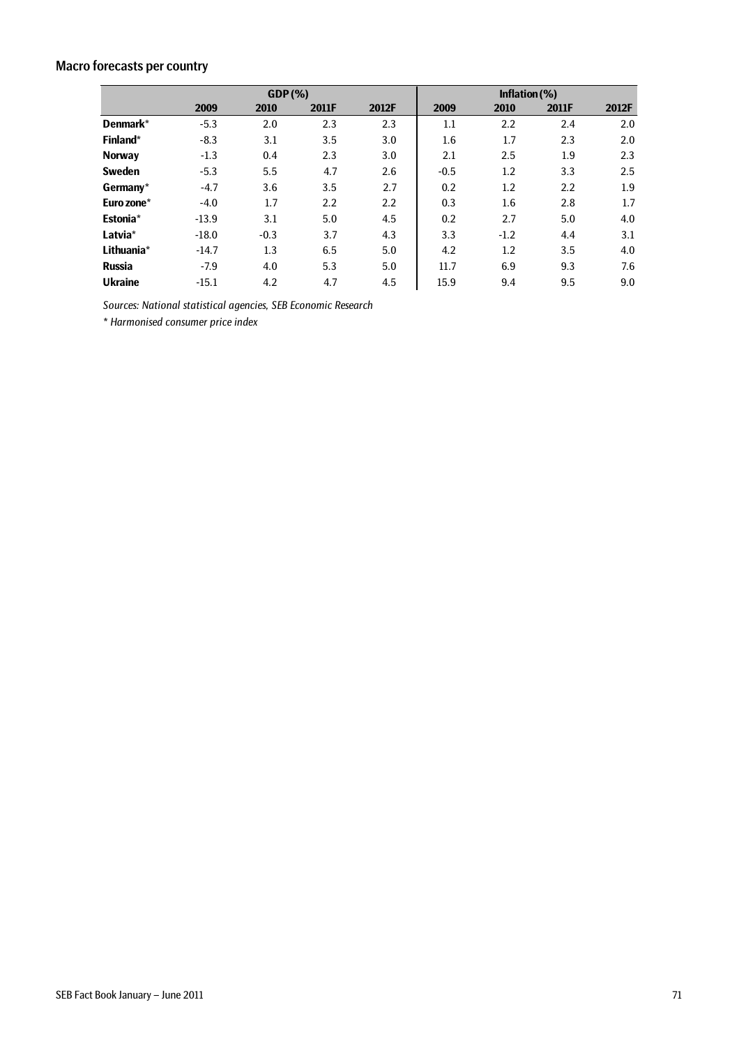## Macro forecasts per country

| | GDP (%) | | | | Inflation (%) | | | |
|---|---|---|---|---|---|---|---|---|
| | **2009** | **2010** | **2011F** | **2012F** | **2009** | **2010** | **2011F** | **2012F** |
| **Denmark*** | -5.3 | 2.0 | 2.3 | 2.3 | 1.1 | 2.2 | 2.4 | 2.0 |
| **Finland*** | -8.3 | 3.1 | 3.5 | 3.0 | 1.6 | 1.7 | 2.3 | 2.0 |
| **Norway** | -1.3 | 0.4 | 2.3 | 3.0 | 2.1 | 2.5 | 1.9 | 2.3 |
| **Sweden** | -5.3 | 5.5 | 4.7 | 2.6 | -0.5 | 1.2 | 3.3 | 2.5 |
| **Germany*** | -4.7 | 3.6 | 3.5 | 2.7 | 0.2 | 1.2 | 2.2 | 1.9 |
| **Euro zone*** | -4.0 | 1.7 | 2.2 | 2.2 | 0.3 | 1.6 | 2.8 | 1.7 |
| **Estonia*** | -13.9 | 3.1 | 5.0 | 4.5 | 0.2 | 2.7 | 5.0 | 4.0 |
| **Latvia*** | -18.0 | -0.3 | 3.7 | 4.3 | 3.3 | -1.2 | 4.4 | 3.1 |
| **Lithuania*** | -14.7 | 1.3 | 6.5 | 5.0 | 4.2 | 1.2 | 3.5 | 4.0 |
| **Russia** | -7.9 | 4.0 | 5.3 | 5.0 | 11.7 | 6.9 | 9.3 | 7.6 |
| **Ukraine** | -15.1 | 4.2 | 4.7 | 4.5 | 15.9 | 9.4 | 9.5 | 9.0 |

*Sources: National statistical agencies, SEB Economic Research*

*\* Harmonised consumer price index*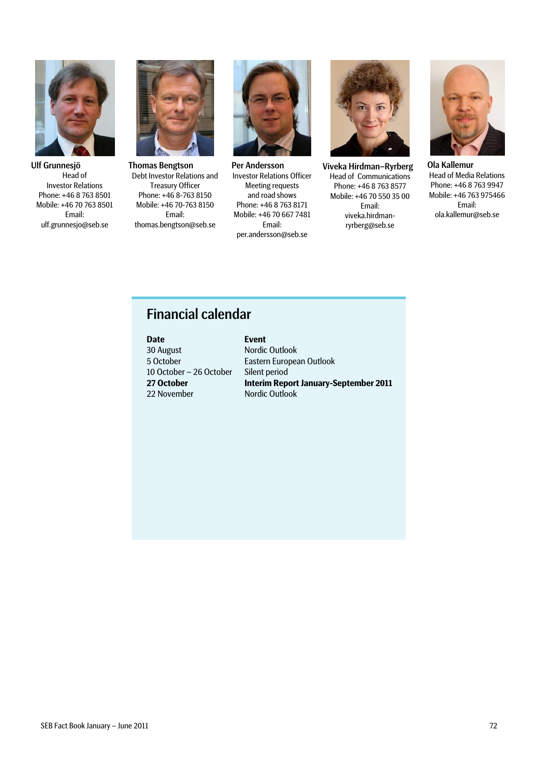**Ulf Grunnesjö**
Head of Investor Relations
Phone: +46 8 763 8501
Mobile: +46 70 763 8501
Email:
ulf.grunnesjo@seb.se

**Thomas Bengtson**
Debt Investor Relations and Treasury Officer
Phone: +46 8-763 8150
Mobile: +46 70-763 8150
Email:
thomas.bengtson@seb.se

**Per Andersson**
Investor Relations Officer
Meeting requests and road shows
Phone: +46 8 763 8171
Mobile: +46 70 667 7481
Email:
per.andersson@seb.se

**Viveka Hirdman–Ryrberg**
Head of Communications
Phone: +46 8 763 8577
Mobile: +46 70 550 35 00
Email:
viveka.hirdman-ryrberg@seb.se

**Ola Kallemur**
Head of Media Relations
Phone: +46 8 763 9947
Mobile: +46 763 975466
Email:
ola.kallemur@seb.se

## Financial calendar

| Date | Event |
| --- | --- |
| 30 August | Nordic Outlook |
| 5 October | Eastern European Outlook |
| 10 October – 26 October | Silent period |
| **27 October** | **Interim Report January-September 2011** |
| 22 November | Nordic Outlook |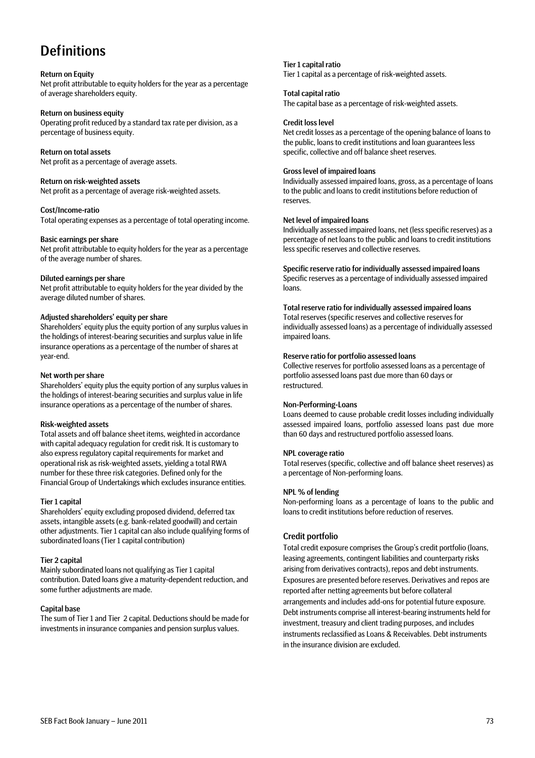# Definitions

**Return on Equity**
Net profit attributable to equity holders for the year as a percentage of average shareholders equity.

**Return on business equity**
Operating profit reduced by a standard tax rate per division, as a percentage of business equity.

**Return on total assets**
Net profit as a percentage of average assets.

**Return on risk-weighted assets**
Net profit as a percentage of average risk-weighted assets.

**Cost/Income-ratio**
Total operating expenses as a percentage of total operating income.

**Basic earnings per share**
Net profit attributable to equity holders for the year as a percentage of the average number of shares.

**Diluted earnings per share**
Net profit attributable to equity holders for the year divided by the average diluted number of shares.

**Adjusted shareholders' equity per share**
Shareholders' equity plus the equity portion of any surplus values in the holdings of interest-bearing securities and surplus value in life insurance operations as a percentage of the number of shares at year-end.

**Net worth per share**
Shareholders' equity plus the equity portion of any surplus values in the holdings of interest-bearing securities and surplus value in life insurance operations as a percentage of the number of shares.

**Risk-weighted assets**
Total assets and off balance sheet items, weighted in accordance with capital adequacy regulation for credit risk. It is customary to also express regulatory capital requirements for market and operational risk as risk-weighted assets, yielding a total RWA number for these three risk categories. Defined only for the Financial Group of Undertakings which excludes insurance entities.

**Tier 1 capital**
Shareholders' equity excluding proposed dividend, deferred tax assets, intangible assets (e.g. bank-related goodwill) and certain other adjustments. Tier 1 capital can also include qualifying forms of subordinated loans (Tier 1 capital contribution)

**Tier 2 capital**
Mainly subordinated loans not qualifying as Tier 1 capital contribution. Dated loans give a maturity-dependent reduction, and some further adjustments are made.

**Capital base**
The sum of Tier 1 and Tier 2 capital. Deductions should be made for investments in insurance companies and pension surplus values.

**Tier 1 capital ratio**
Tier 1 capital as a percentage of risk-weighted assets.

**Total capital ratio**
The capital base as a percentage of risk-weighted assets.

**Credit loss level**
Net credit losses as a percentage of the opening balance of loans to the public, loans to credit institutions and loan guarantees less specific, collective and off balance sheet reserves.

**Gross level of impaired loans**
Individually assessed impaired loans, gross, as a percentage of loans to the public and loans to credit institutions before reduction of reserves.

**Net level of impaired loans**
Individually assessed impaired loans, net (less specific reserves) as a percentage of net loans to the public and loans to credit institutions less specific reserves and collective reserves.

**Specific reserve ratio for individually assessed impaired loans**
Specific reserves as a percentage of individually assessed impaired loans.

**Total reserve ratio for individually assessed impaired loans**
Total reserves (specific reserves and collective reserves for individually assessed loans) as a percentage of individually assessed impaired loans.

**Reserve ratio for portfolio assessed loans**
Collective reserves for portfolio assessed loans as a percentage of portfolio assessed loans past due more than 60 days or restructured.

**Non-Performing-Loans**
Loans deemed to cause probable credit losses including individually assessed impaired loans, portfolio assessed loans past due more than 60 days and restructured portfolio assessed loans.

**NPL coverage ratio**
Total reserves (specific, collective and off balance sheet reserves) as a percentage of Non-performing loans.

**NPL % of lending**
Non-performing loans as a percentage of loans to the public and loans to credit institutions before reduction of reserves.

## Credit portfolio

Total credit exposure comprises the Group's credit portfolio (loans, leasing agreements, contingent liabilities and counterparty risks arising from derivatives contracts), repos and debt instruments. Exposures are presented before reserves. Derivatives and repos are reported after netting agreements but before collateral arrangements and includes add-ons for potential future exposure. Debt instruments comprise all interest-bearing instruments held for investment, treasury and client trading purposes, and includes instruments reclassified as Loans & Receivables. Debt instruments in the insurance division are excluded.